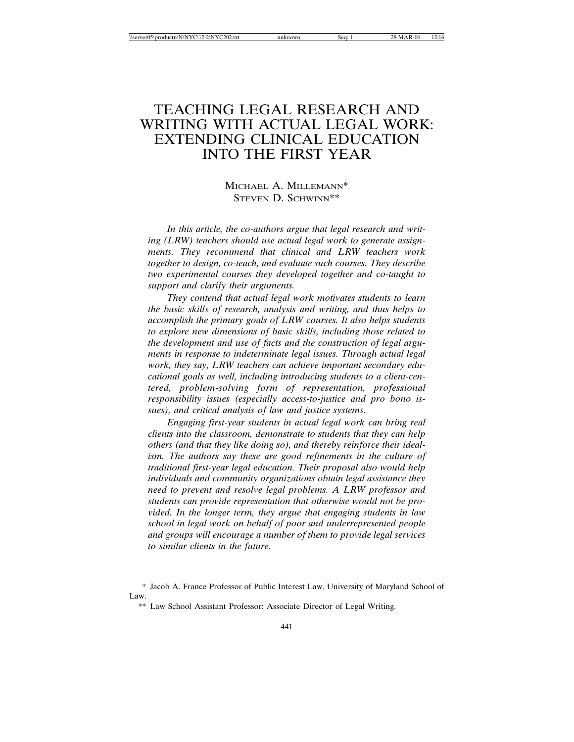# TEACHING LEGAL RESEARCH AND WRITING WITH ACTUAL LEGAL WORK: EXTENDING CLINICAL EDUCATION INTO THE FIRST YEAR

MICHAEL A. MILLEMANN*
STEVEN D. SCHWINN**

*In this article, the co-authors argue that legal research and writing (LRW) teachers should use actual legal work to generate assignments. They recommend that clinical and LRW teachers work together to design, co-teach, and evaluate such courses. They describe two experimental courses they developed together and co-taught to support and clarify their arguments.*

*They contend that actual legal work motivates students to learn the basic skills of research, analysis and writing, and thus helps to accomplish the primary goals of LRW courses. It also helps students to explore new dimensions of basic skills, including those related to the development and use of facts and the construction of legal arguments in response to indeterminate legal issues. Through actual legal work, they say, LRW teachers can achieve important secondary educational goals as well, including introducing students to a client-centered, problem-solving form of representation, professional responsibility issues (especially access-to-justice and pro bono issues), and critical analysis of law and justice systems.*

*Engaging first-year students in actual legal work can bring real clients into the classroom, demonstrate to students that they can help others (and that they like doing so), and thereby reinforce their idealism. The authors say these are good refinements in the culture of traditional first-year legal education. Their proposal also would help individuals and community organizations obtain legal assistance they need to prevent and resolve legal problems. A LRW professor and students can provide representation that otherwise would not be provided. In the longer term, they argue that engaging students in law school in legal work on behalf of poor and underrepresented people and groups will encourage a number of them to provide legal services to similar clients in the future.*

---

\* Jacob A. France Professor of Public Interest Law, University of Maryland School of Law.

\*\* Law School Assistant Professor; Associate Director of Legal Writing.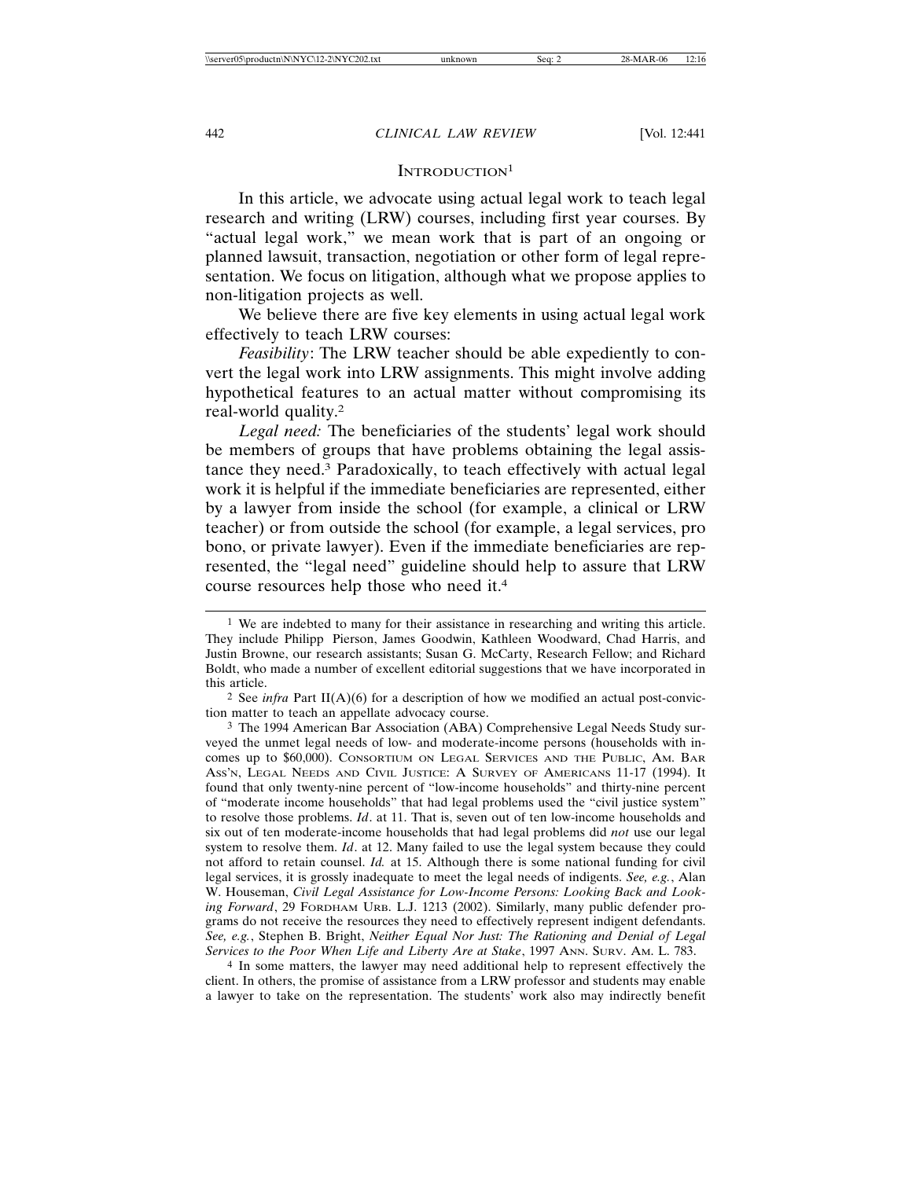## INTRODUCTION[1]

In this article, we advocate using actual legal work to teach legal research and writing (LRW) courses, including first year courses. By "actual legal work," we mean work that is part of an ongoing or planned lawsuit, transaction, negotiation or other form of legal representation. We focus on litigation, although what we propose applies to non-litigation projects as well.

We believe there are five key elements in using actual legal work effectively to teach LRW courses:

*Feasibility*: The LRW teacher should be able expediently to convert the legal work into LRW assignments. This might involve adding hypothetical features to an actual matter without compromising its real-world quality.[2]

*Legal need:* The beneficiaries of the students' legal work should be members of groups that have problems obtaining the legal assistance they need.[3] Paradoxically, to teach effectively with actual legal work it is helpful if the immediate beneficiaries are represented, either by a lawyer from inside the school (for example, a clinical or LRW teacher) or from outside the school (for example, a legal services, pro bono, or private lawyer). Even if the immediate beneficiaries are represented, the "legal need" guideline should help to assure that LRW course resources help those who need it.[4]

---

[1] We are indebted to many for their assistance in researching and writing this article. They include Philipp Pierson, James Goodwin, Kathleen Woodward, Chad Harris, and Justin Browne, our research assistants; Susan G. McCarty, Research Fellow; and Richard Boldt, who made a number of excellent editorial suggestions that we have incorporated in this article.

[2] See *infra* Part II(A)(6) for a description of how we modified an actual post-conviction matter to teach an appellate advocacy course.

[3] The 1994 American Bar Association (ABA) Comprehensive Legal Needs Study surveyed the unmet legal needs of low- and moderate-income persons (households with incomes up to $60,000). CONSORTIUM ON LEGAL SERVICES AND THE PUBLIC, AM. BAR ASS'N, LEGAL NEEDS AND CIVIL JUSTICE: A SURVEY OF AMERICANS 11-17 (1994). It found that only twenty-nine percent of "low-income households" and thirty-nine percent of "moderate income households" that had legal problems used the "civil justice system" to resolve those problems. *Id*. at 11. That is, seven out of ten low-income households and six out of ten moderate-income households that had legal problems did *not* use our legal system to resolve them. *Id*. at 12. Many failed to use the legal system because they could not afford to retain counsel. *Id.* at 15. Although there is some national funding for civil legal services, it is grossly inadequate to meet the legal needs of indigents. *See, e.g.*, Alan W. Houseman, *Civil Legal Assistance for Low-Income Persons: Looking Back and Looking Forward*, 29 FORDHAM URB. L.J. 1213 (2002). Similarly, many public defender programs do not receive the resources they need to effectively represent indigent defendants. *See, e.g.*, Stephen B. Bright, *Neither Equal Nor Just: The Rationing and Denial of Legal Services to the Poor When Life and Liberty Are at Stake*, 1997 ANN. SURV. AM. L. 783.

[4] In some matters, the lawyer may need additional help to represent effectively the client. In others, the promise of assistance from a LRW professor and students may enable a lawyer to take on the representation. The students' work also may indirectly benefit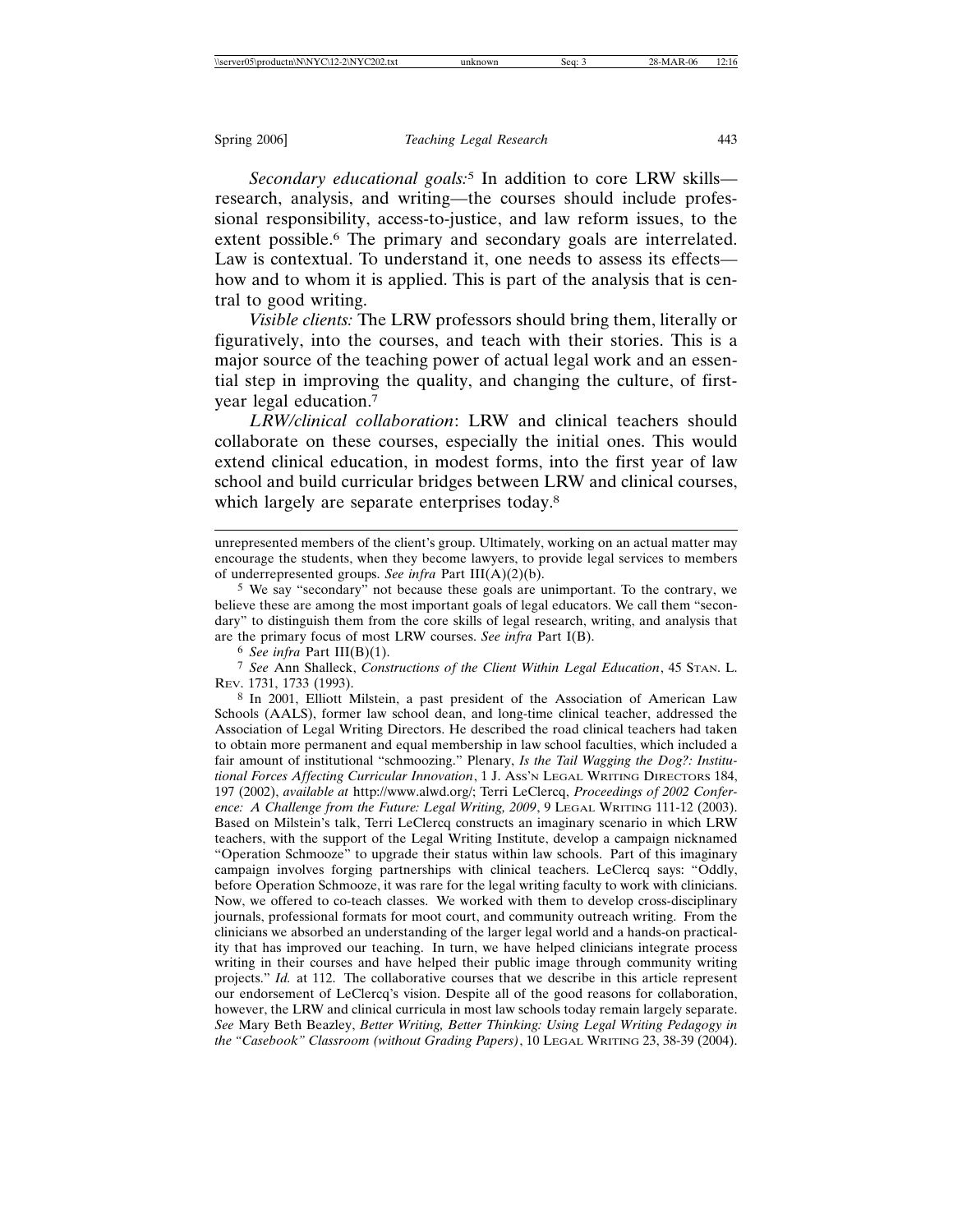*Secondary educational goals:*[5] In addition to core LRW skills—research, analysis, and writing—the courses should include professional responsibility, access-to-justice, and law reform issues, to the extent possible.[6] The primary and secondary goals are interrelated. Law is contextual. To understand it, one needs to assess its effects—how and to whom it is applied. This is part of the analysis that is central to good writing.

*Visible clients:* The LRW professors should bring them, literally or figuratively, into the courses, and teach with their stories. This is a major source of the teaching power of actual legal work and an essential step in improving the quality, and changing the culture, of first-year legal education.[7]

*LRW/clinical collaboration*: LRW and clinical teachers should collaborate on these courses, especially the initial ones. This would extend clinical education, in modest forms, into the first year of law school and build curricular bridges between LRW and clinical courses, which largely are separate enterprises today.[8]

---

unrepresented members of the client's group. Ultimately, working on an actual matter may encourage the students, when they become lawyers, to provide legal services to members of underrepresented groups. *See infra* Part III(A)(2)(b).

5 We say "secondary" not because these goals are unimportant. To the contrary, we believe these are among the most important goals of legal educators. We call them "secondary" to distinguish them from the core skills of legal research, writing, and analysis that are the primary focus of most LRW courses. *See infra* Part I(B).

6 *See infra* Part III(B)(1).

7 *See* Ann Shalleck, *Constructions of the Client Within Legal Education*, 45 Stan. L. Rev. 1731, 1733 (1993).

8 In 2001, Elliott Milstein, a past president of the Association of American Law Schools (AALS), former law school dean, and long-time clinical teacher, addressed the Association of Legal Writing Directors. He described the road clinical teachers had taken to obtain more permanent and equal membership in law school faculties, which included a fair amount of institutional "schmoozing." Plenary, *Is the Tail Wagging the Dog?: Institutional Forces Affecting Curricular Innovation*, 1 J. Ass'n Legal Writing Directors 184, 197 (2002), *available at* http://www.alwd.org/; Terri LeClercq, *Proceedings of 2002 Conference: A Challenge from the Future: Legal Writing, 2009*, 9 Legal Writing 111-12 (2003). Based on Milstein's talk, Terri LeClercq constructs an imaginary scenario in which LRW teachers, with the support of the Legal Writing Institute, develop a campaign nicknamed "Operation Schmooze" to upgrade their status within law schools. Part of this imaginary campaign involves forging partnerships with clinical teachers. LeClercq says: "Oddly, before Operation Schmooze, it was rare for the legal writing faculty to work with clinicians. Now, we offered to co-teach classes. We worked with them to develop cross-disciplinary journals, professional formats for moot court, and community outreach writing. From the clinicians we absorbed an understanding of the larger legal world and a hands-on practicality that has improved our teaching. In turn, we have helped clinicians integrate process writing in their courses and have helped their public image through community writing projects." *Id.* at 112. The collaborative courses that we describe in this article represent our endorsement of LeClercq's vision. Despite all of the good reasons for collaboration, however, the LRW and clinical curricula in most law schools today remain largely separate. *See* Mary Beth Beazley, *Better Writing, Better Thinking: Using Legal Writing Pedagogy in the "Casebook" Classroom (without Grading Papers)*, 10 Legal Writing 23, 38-39 (2004).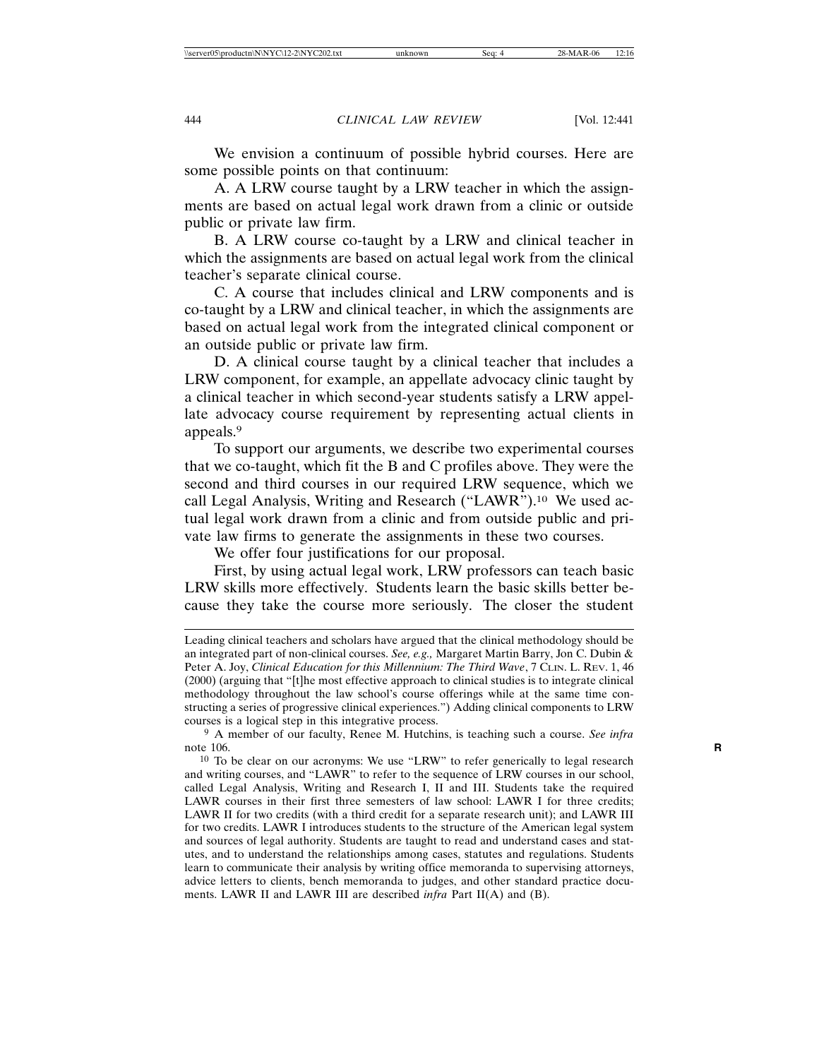We envision a continuum of possible hybrid courses. Here are some possible points on that continuum:

A. A LRW course taught by a LRW teacher in which the assignments are based on actual legal work drawn from a clinic or outside public or private law firm.

B. A LRW course co-taught by a LRW and clinical teacher in which the assignments are based on actual legal work from the clinical teacher's separate clinical course.

C. A course that includes clinical and LRW components and is co-taught by a LRW and clinical teacher, in which the assignments are based on actual legal work from the integrated clinical component or an outside public or private law firm.

D. A clinical course taught by a clinical teacher that includes a LRW component, for example, an appellate advocacy clinic taught by a clinical teacher in which second-year students satisfy a LRW appellate advocacy course requirement by representing actual clients in appeals.[9]

To support our arguments, we describe two experimental courses that we co-taught, which fit the B and C profiles above. They were the second and third courses in our required LRW sequence, which we call Legal Analysis, Writing and Research ("LAWR").[10] We used actual legal work drawn from a clinic and from outside public and private law firms to generate the assignments in these two courses.

We offer four justifications for our proposal.

First, by using actual legal work, LRW professors can teach basic LRW skills more effectively. Students learn the basic skills better because they take the course more seriously. The closer the student

---

Leading clinical teachers and scholars have argued that the clinical methodology should be an integrated part of non-clinical courses. *See, e.g.,* Margaret Martin Barry, Jon C. Dubin & Peter A. Joy, *Clinical Education for this Millennium: The Third Wave*, 7 CLIN. L. REV. 1, 46 (2000) (arguing that "[t]he most effective approach to clinical studies is to integrate clinical methodology throughout the law school's course offerings while at the same time constructing a series of progressive clinical experiences.") Adding clinical components to LRW courses is a logical step in this integrative process.

[9] A member of our faculty, Renee M. Hutchins, is teaching such a course. *See infra* note 106.

[10] To be clear on our acronyms: We use "LRW" to refer generically to legal research and writing courses, and "LAWR" to refer to the sequence of LRW courses in our school, called Legal Analysis, Writing and Research I, II and III. Students take the required LAWR courses in their first three semesters of law school: LAWR I for three credits; LAWR II for two credits (with a third credit for a separate research unit); and LAWR III for two credits. LAWR I introduces students to the structure of the American legal system and sources of legal authority. Students are taught to read and understand cases and statutes, and to understand the relationships among cases, statutes and regulations. Students learn to communicate their analysis by writing office memoranda to supervising attorneys, advice letters to clients, bench memoranda to judges, and other standard practice documents. LAWR II and LAWR III are described *infra* Part II(A) and (B).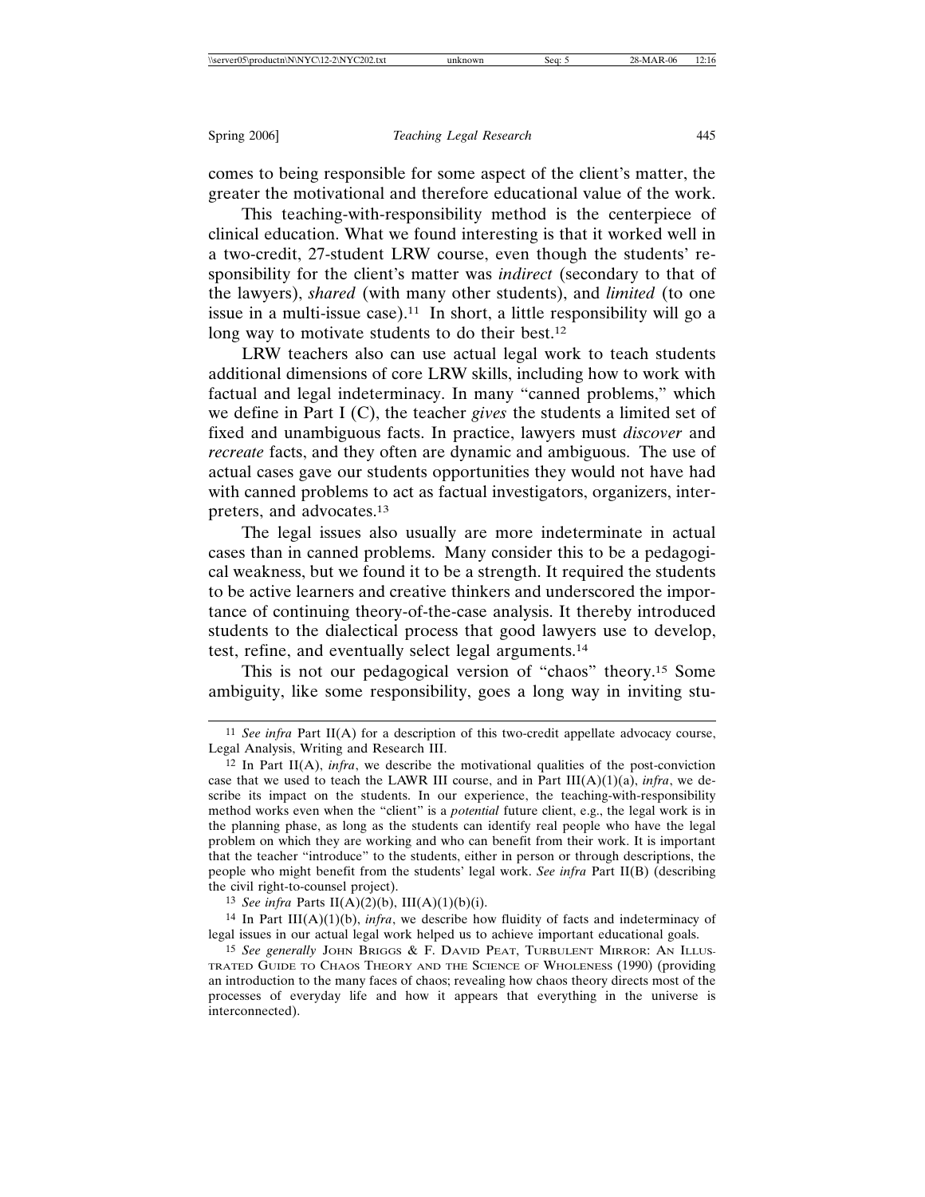comes to being responsible for some aspect of the client's matter, the greater the motivational and therefore educational value of the work.

This teaching-with-responsibility method is the centerpiece of clinical education. What we found interesting is that it worked well in a two-credit, 27-student LRW course, even though the students' responsibility for the client's matter was *indirect* (secondary to that of the lawyers), *shared* (with many other students), and *limited* (to one issue in a multi-issue case).[11] In short, a little responsibility will go a long way to motivate students to do their best.[12]

LRW teachers also can use actual legal work to teach students additional dimensions of core LRW skills, including how to work with factual and legal indeterminacy. In many "canned problems," which we define in Part I (C), the teacher *gives* the students a limited set of fixed and unambiguous facts. In practice, lawyers must *discover* and *recreate* facts, and they often are dynamic and ambiguous. The use of actual cases gave our students opportunities they would not have had with canned problems to act as factual investigators, organizers, interpreters, and advocates.[13]

The legal issues also usually are more indeterminate in actual cases than in canned problems. Many consider this to be a pedagogical weakness, but we found it to be a strength. It required the students to be active learners and creative thinkers and underscored the importance of continuing theory-of-the-case analysis. It thereby introduced students to the dialectical process that good lawyers use to develop, test, refine, and eventually select legal arguments.[14]

This is not our pedagogical version of "chaos" theory.[15] Some ambiguity, like some responsibility, goes a long way in inviting stu-

---

[11] *See infra* Part II(A) for a description of this two-credit appellate advocacy course, Legal Analysis, Writing and Research III.

[12] In Part II(A), *infra*, we describe the motivational qualities of the post-conviction case that we used to teach the LAWR III course, and in Part III(A)(1)(a), *infra*, we describe its impact on the students. In our experience, the teaching-with-responsibility method works even when the "client" is a *potential* future client, e.g., the legal work is in the planning phase, as long as the students can identify real people who have the legal problem on which they are working and who can benefit from their work. It is important that the teacher "introduce" to the students, either in person or through descriptions, the people who might benefit from the students' legal work. *See infra* Part II(B) (describing the civil right-to-counsel project).

[13] *See infra* Parts II(A)(2)(b), III(A)(1)(b)(i).

[14] In Part III(A)(1)(b), *infra*, we describe how fluidity of facts and indeterminacy of legal issues in our actual legal work helped us to achieve important educational goals.

[15] *See generally* JOHN BRIGGS & F. DAVID PEAT, TURBULENT MIRROR: AN ILLUSTRATED GUIDE TO CHAOS THEORY AND THE SCIENCE OF WHOLENESS (1990) (providing an introduction to the many faces of chaos; revealing how chaos theory directs most of the processes of everyday life and how it appears that everything in the universe is interconnected).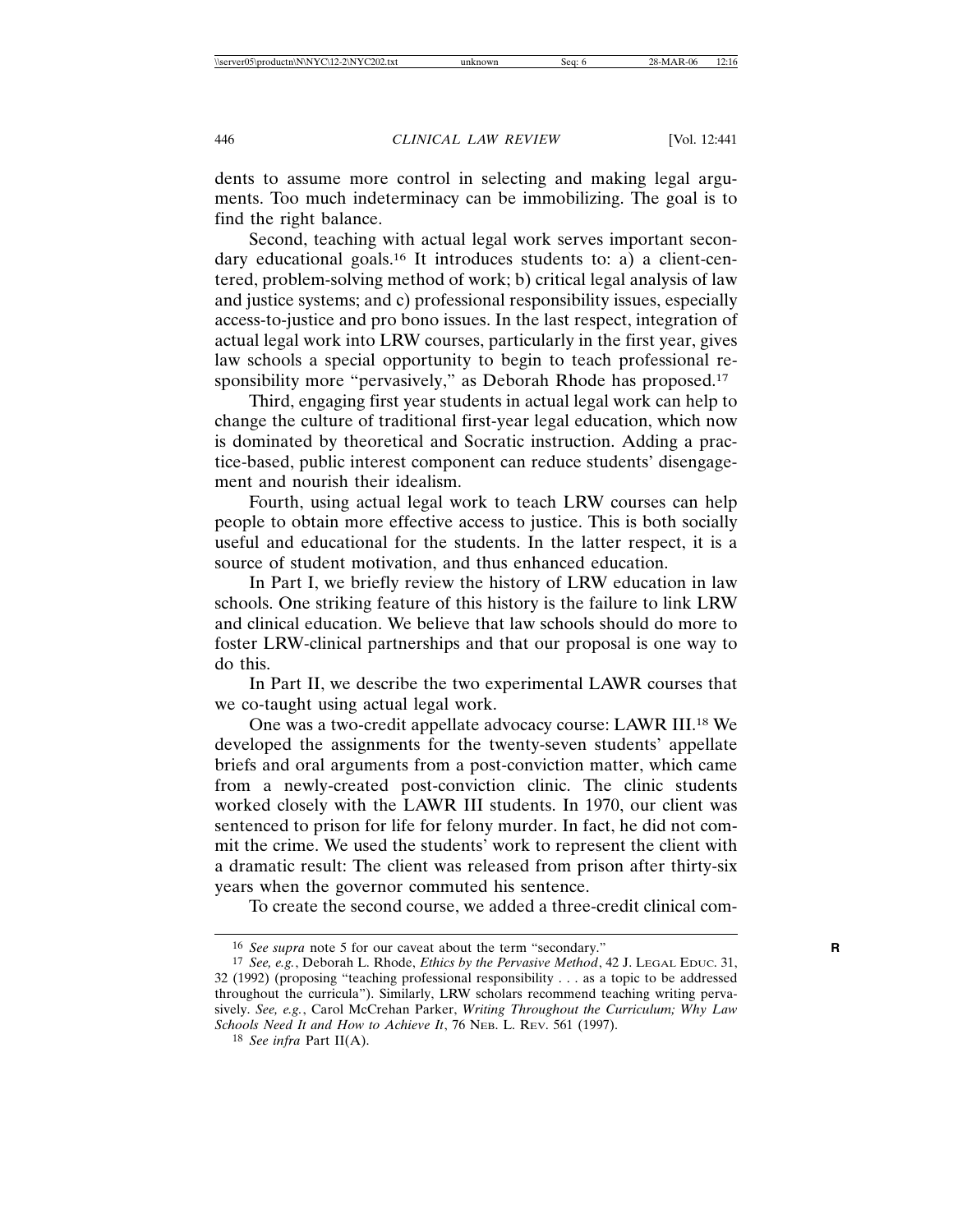dents to assume more control in selecting and making legal arguments. Too much indeterminacy can be immobilizing. The goal is to find the right balance.

Second, teaching with actual legal work serves important secondary educational goals.[16] It introduces students to: a) a client-centered, problem-solving method of work; b) critical legal analysis of law and justice systems; and c) professional responsibility issues, especially access-to-justice and pro bono issues. In the last respect, integration of actual legal work into LRW courses, particularly in the first year, gives law schools a special opportunity to begin to teach professional responsibility more "pervasively," as Deborah Rhode has proposed.[17]

Third, engaging first year students in actual legal work can help to change the culture of traditional first-year legal education, which now is dominated by theoretical and Socratic instruction. Adding a practice-based, public interest component can reduce students' disengagement and nourish their idealism.

Fourth, using actual legal work to teach LRW courses can help people to obtain more effective access to justice. This is both socially useful and educational for the students. In the latter respect, it is a source of student motivation, and thus enhanced education.

In Part I, we briefly review the history of LRW education in law schools. One striking feature of this history is the failure to link LRW and clinical education. We believe that law schools should do more to foster LRW-clinical partnerships and that our proposal is one way to do this.

In Part II, we describe the two experimental LAWR courses that we co-taught using actual legal work.

One was a two-credit appellate advocacy course: LAWR III.[18] We developed the assignments for the twenty-seven students' appellate briefs and oral arguments from a post-conviction matter, which came from a newly-created post-conviction clinic. The clinic students worked closely with the LAWR III students. In 1970, our client was sentenced to prison for life for felony murder. In fact, he did not commit the crime. We used the students' work to represent the client with a dramatic result: The client was released from prison after thirty-six years when the governor commuted his sentence.

To create the second course, we added a three-credit clinical com-

---

[16] *See supra* note 5 for our caveat about the term "secondary."

[17] *See, e.g.*, Deborah L. Rhode, *Ethics by the Pervasive Method*, 42 J. Legal Educ. 31, 32 (1992) (proposing "teaching professional responsibility . . . as a topic to be addressed throughout the curricula"). Similarly, LRW scholars recommend teaching writing pervasively. *See, e.g.*, Carol McCrehan Parker, *Writing Throughout the Curriculum; Why Law Schools Need It and How to Achieve It*, 76 Neb. L. Rev. 561 (1997).

[18] *See infra* Part II(A).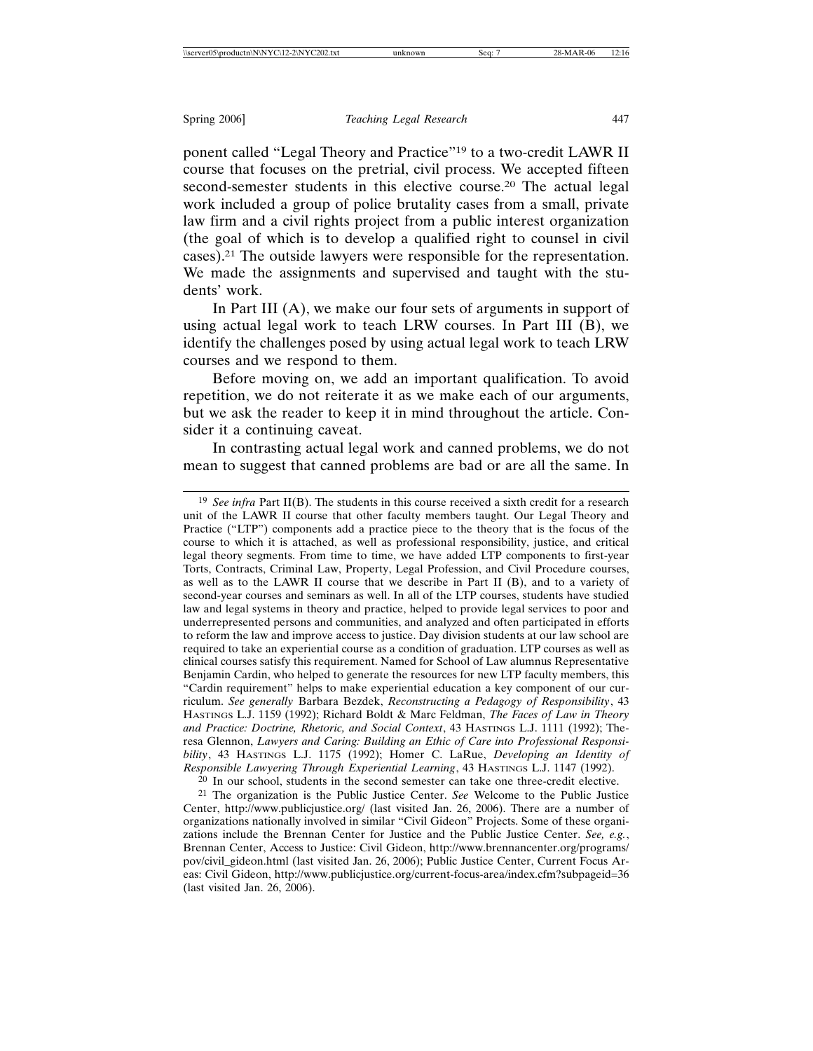ponent called "Legal Theory and Practice"[19] to a two-credit LAWR II course that focuses on the pretrial, civil process. We accepted fifteen second-semester students in this elective course.[20] The actual legal work included a group of police brutality cases from a small, private law firm and a civil rights project from a public interest organization (the goal of which is to develop a qualified right to counsel in civil cases).[21] The outside lawyers were responsible for the representation. We made the assignments and supervised and taught with the students' work.

In Part III (A), we make our four sets of arguments in support of using actual legal work to teach LRW courses. In Part III (B), we identify the challenges posed by using actual legal work to teach LRW courses and we respond to them.

Before moving on, we add an important qualification. To avoid repetition, we do not reiterate it as we make each of our arguments, but we ask the reader to keep it in mind throughout the article. Consider it a continuing caveat.

In contrasting actual legal work and canned problems, we do not mean to suggest that canned problems are bad or are all the same. In

---

[19] *See infra* Part II(B). The students in this course received a sixth credit for a research unit of the LAWR II course that other faculty members taught. Our Legal Theory and Practice ("LTP") components add a practice piece to the theory that is the focus of the course to which it is attached, as well as professional responsibility, justice, and critical legal theory segments. From time to time, we have added LTP components to first-year Torts, Contracts, Criminal Law, Property, Legal Profession, and Civil Procedure courses, as well as to the LAWR II course that we describe in Part II (B), and to a variety of second-year courses and seminars as well. In all of the LTP courses, students have studied law and legal systems in theory and practice, helped to provide legal services to poor and underrepresented persons and communities, and analyzed and often participated in efforts to reform the law and improve access to justice. Day division students at our law school are required to take an experiential course as a condition of graduation. LTP courses as well as clinical courses satisfy this requirement. Named for School of Law alumnus Representative Benjamin Cardin, who helped to generate the resources for new LTP faculty members, this "Cardin requirement" helps to make experiential education a key component of our curriculum. *See generally* Barbara Bezdek, *Reconstructing a Pedagogy of Responsibility*, 43 HASTINGS L.J. 1159 (1992); Richard Boldt & Marc Feldman, *The Faces of Law in Theory and Practice: Doctrine, Rhetoric, and Social Context*, 43 HASTINGS L.J. 1111 (1992); Theresa Glennon, *Lawyers and Caring: Building an Ethic of Care into Professional Responsibility*, 43 HASTINGS L.J. 1175 (1992); Homer C. LaRue, *Developing an Identity of Responsible Lawyering Through Experiential Learning*, 43 HASTINGS L.J. 1147 (1992).

[20] In our school, students in the second semester can take one three-credit elective.

[21] The organization is the Public Justice Center. *See* Welcome to the Public Justice Center, http://www.publicjustice.org/ (last visited Jan. 26, 2006). There are a number of organizations nationally involved in similar "Civil Gideon" Projects. Some of these organizations include the Brennan Center for Justice and the Public Justice Center. *See, e.g.*, Brennan Center, Access to Justice: Civil Gideon, http://www.brennancenter.org/programs/pov/civil_gideon.html (last visited Jan. 26, 2006); Public Justice Center, Current Focus Areas: Civil Gideon, http://www.publicjustice.org/current-focus-area/index.cfm?subpageid=36 (last visited Jan. 26, 2006).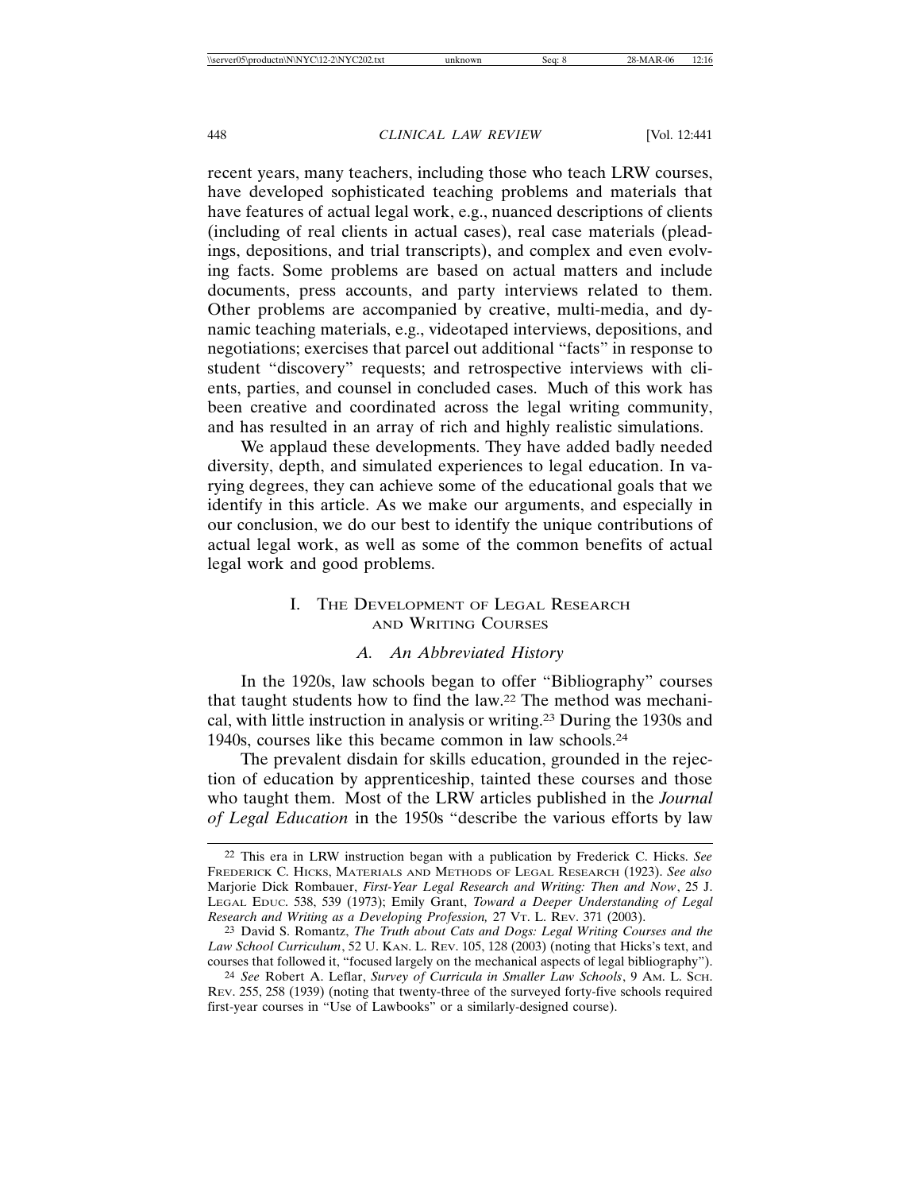recent years, many teachers, including those who teach LRW courses, have developed sophisticated teaching problems and materials that have features of actual legal work, e.g., nuanced descriptions of clients (including of real clients in actual cases), real case materials (pleadings, depositions, and trial transcripts), and complex and even evolving facts. Some problems are based on actual matters and include documents, press accounts, and party interviews related to them. Other problems are accompanied by creative, multi-media, and dynamic teaching materials, e.g., videotaped interviews, depositions, and negotiations; exercises that parcel out additional "facts" in response to student "discovery" requests; and retrospective interviews with clients, parties, and counsel in concluded cases. Much of this work has been creative and coordinated across the legal writing community, and has resulted in an array of rich and highly realistic simulations.

We applaud these developments. They have added badly needed diversity, depth, and simulated experiences to legal education. In varying degrees, they can achieve some of the educational goals that we identify in this article. As we make our arguments, and especially in our conclusion, we do our best to identify the unique contributions of actual legal work, as well as some of the common benefits of actual legal work and good problems.

## I. The Development of Legal Research and Writing Courses

### A. *An Abbreviated History*

In the 1920s, law schools began to offer "Bibliography" courses that taught students how to find the law.[22] The method was mechanical, with little instruction in analysis or writing.[23] During the 1930s and 1940s, courses like this became common in law schools.[24]

The prevalent disdain for skills education, grounded in the rejection of education by apprenticeship, tainted these courses and those who taught them. Most of the LRW articles published in the *Journal of Legal Education* in the 1950s "describe the various efforts by law

---

[22] This era in LRW instruction began with a publication by Frederick C. Hicks. *See* Frederick C. Hicks, Materials and Methods of Legal Research (1923). *See also* Marjorie Dick Rombauer, *First-Year Legal Research and Writing: Then and Now*, 25 J. Legal Educ. 538, 539 (1973); Emily Grant, *Toward a Deeper Understanding of Legal Research and Writing as a Developing Profession,* 27 Vt. L. Rev. 371 (2003).

[23] David S. Romantz, *The Truth about Cats and Dogs: Legal Writing Courses and the Law School Curriculum*, 52 U. Kan. L. Rev. 105, 128 (2003) (noting that Hicks's text, and courses that followed it, "focused largely on the mechanical aspects of legal bibliography").

[24] *See* Robert A. Leflar, *Survey of Curricula in Smaller Law Schools*, 9 Am. L. Sch. Rev. 255, 258 (1939) (noting that twenty-three of the surveyed forty-five schools required first-year courses in "Use of Lawbooks" or a similarly-designed course).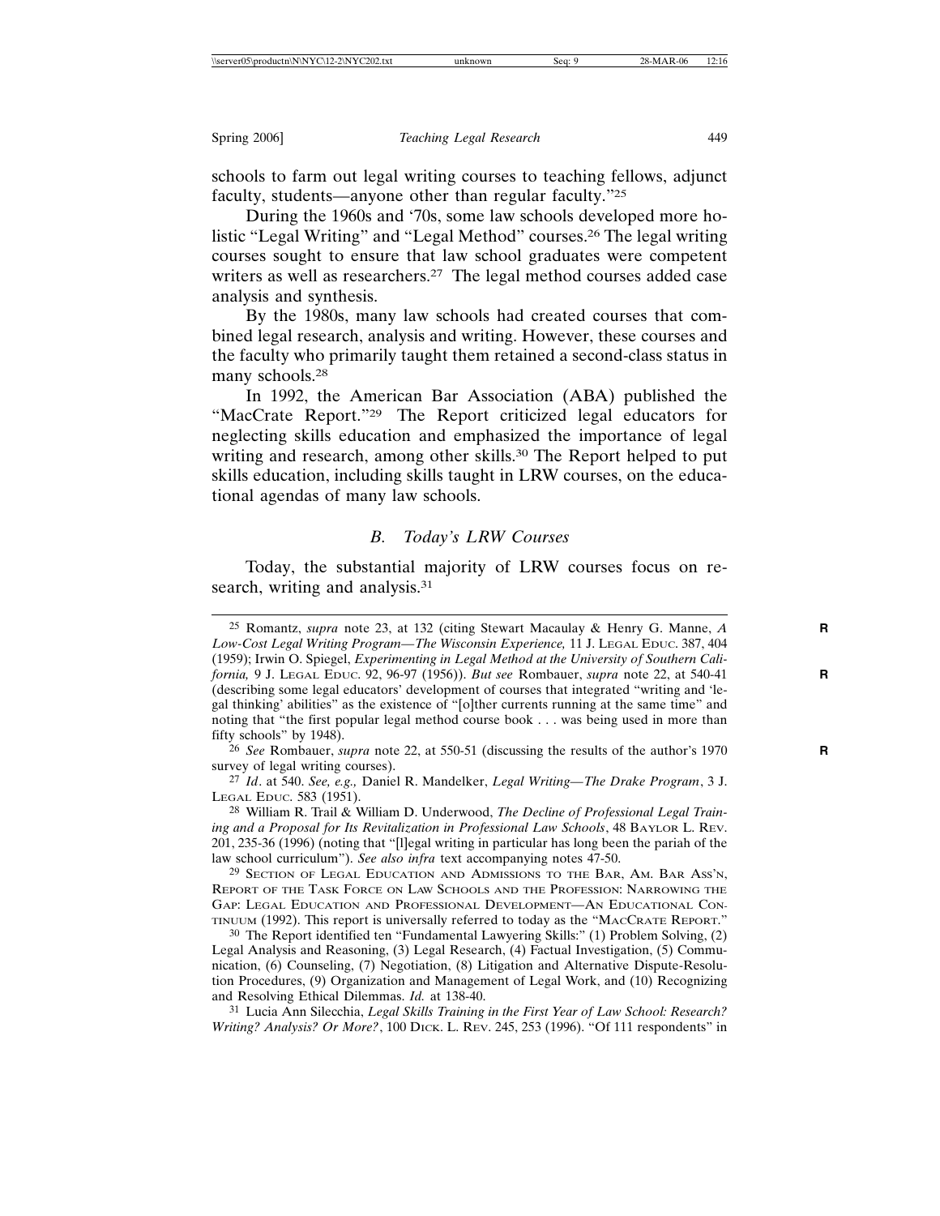schools to farm out legal writing courses to teaching fellows, adjunct faculty, students—anyone other than regular faculty."[25]

During the 1960s and '70s, some law schools developed more holistic "Legal Writing" and "Legal Method" courses.[26] The legal writing courses sought to ensure that law school graduates were competent writers as well as researchers.[27] The legal method courses added case analysis and synthesis.

By the 1980s, many law schools had created courses that combined legal research, analysis and writing. However, these courses and the faculty who primarily taught them retained a second-class status in many schools.[28]

In 1992, the American Bar Association (ABA) published the "MacCrate Report."[29] The Report criticized legal educators for neglecting skills education and emphasized the importance of legal writing and research, among other skills.[30] The Report helped to put skills education, including skills taught in LRW courses, on the educational agendas of many law schools.

### *B. Today's LRW Courses*

Today, the substantial majority of LRW courses focus on research, writing and analysis.[31]

---

[25] Romantz, *supra* note 23, at 132 (citing Stewart Macaulay & Henry G. Manne, *A Low-Cost Legal Writing Program—The Wisconsin Experience,* 11 J. Legal Educ. 387, 404 (1959); Irwin O. Spiegel, *Experimenting in Legal Method at the University of Southern California,* 9 J. Legal Educ. 92, 96-97 (1956)). *But see* Rombauer, *supra* note 22, at 540-41 (describing some legal educators' development of courses that integrated "writing and 'legal thinking' abilities" as the existence of "[o]ther currents running at the same time" and noting that "the first popular legal method course book . . . was being used in more than fifty schools" by 1948).

[26] *See* Rombauer, *supra* note 22, at 550-51 (discussing the results of the author's 1970 survey of legal writing courses).

[27] *Id*. at 540. *See, e.g.,* Daniel R. Mandelker, *Legal Writing—The Drake Program*, 3 J. Legal Educ. 583 (1951).

[28] William R. Trail & William D. Underwood, *The Decline of Professional Legal Training and a Proposal for Its Revitalization in Professional Law Schools*, 48 Baylor L. Rev. 201, 235-36 (1996) (noting that "[l]egal writing in particular has long been the pariah of the law school curriculum"). *See also infra* text accompanying notes 47-50.

[29] Section of Legal Education and Admissions to the Bar, Am. Bar Ass'n, Report of the Task Force on Law Schools and the Profession: Narrowing the Gap: Legal Education and Professional Development—An Educational Continuum (1992). This report is universally referred to today as the "MacCrate Report."

[30] The Report identified ten "Fundamental Lawyering Skills:" (1) Problem Solving, (2) Legal Analysis and Reasoning, (3) Legal Research, (4) Factual Investigation, (5) Communication, (6) Counseling, (7) Negotiation, (8) Litigation and Alternative Dispute-Resolution Procedures, (9) Organization and Management of Legal Work, and (10) Recognizing and Resolving Ethical Dilemmas. *Id.* at 138-40.

[31] Lucia Ann Silecchia, *Legal Skills Training in the First Year of Law School: Research? Writing? Analysis? Or More?*, 100 Dick. L. Rev. 245, 253 (1996). "Of 111 respondents" in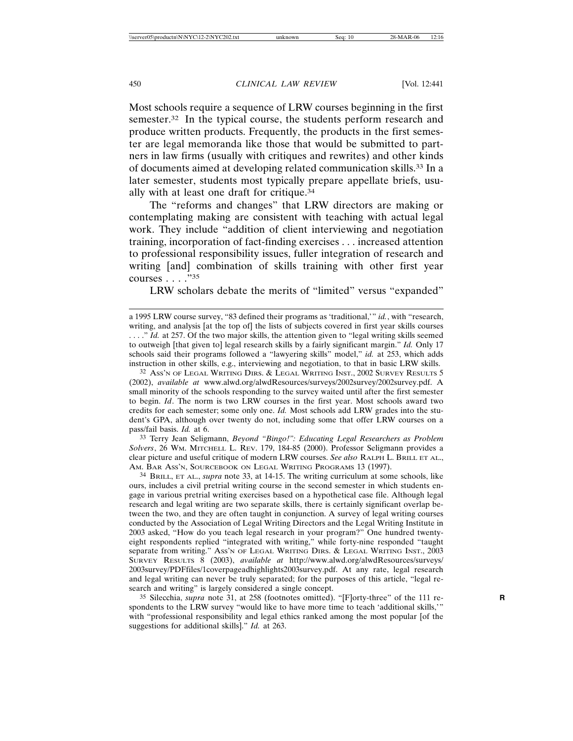Most schools require a sequence of LRW courses beginning in the first semester.[32] In the typical course, the students perform research and produce written products. Frequently, the products in the first semester are legal memoranda like those that would be submitted to partners in law firms (usually with critiques and rewrites) and other kinds of documents aimed at developing related communication skills.[33] In a later semester, students most typically prepare appellate briefs, usually with at least one draft for critique.[34]

The "reforms and changes" that LRW directors are making or contemplating making are consistent with teaching with actual legal work. They include "addition of client interviewing and negotiation training, incorporation of fact-finding exercises . . . increased attention to professional responsibility issues, fuller integration of research and writing [and] combination of skills training with other first year courses . . . ."[35]

LRW scholars debate the merits of "limited" versus "expanded"

---

a 1995 LRW course survey, "83 defined their programs as 'traditional,'" *id.*, with "research, writing, and analysis [at the top of] the lists of subjects covered in first year skills courses . . . ." *Id.* at 257. Of the two major skills, the attention given to "legal writing skills seemed to outweigh [that given to] legal research skills by a fairly significant margin." *Id.* Only 17 schools said their programs followed a "lawyering skills" model," *id.* at 253, which adds instruction in other skills, e.g., interviewing and negotiation, to that in basic LRW skills.

[32] Ass'n of Legal Writing Dirs. & Legal Writing Inst., 2002 Survey Results 5 (2002), *available at* www.alwd.org/alwdResources/surveys/2002survey/2002survey.pdf. A small minority of the schools responding to the survey waited until after the first semester to begin. *Id*. The norm is two LRW courses in the first year. Most schools award two credits for each semester; some only one. *Id.* Most schools add LRW grades into the student's GPA, although over twenty do not, including some that offer LRW courses on a pass/fail basis. *Id.* at 6.

[33] Terry Jean Seligmann, *Beyond "Bingo!": Educating Legal Researchers as Problem Solvers*, 26 Wm. Mitchell L. Rev. 179, 184-85 (2000). Professor Seligmann provides a clear picture and useful critique of modern LRW courses. *See also* Ralph L. Brill et al., Am. Bar Ass'n, Sourcebook on Legal Writing Programs 13 (1997).

[34] Brill, et al., *supra* note 33, at 14-15. The writing curriculum at some schools, like ours, includes a civil pretrial writing course in the second semester in which students engage in various pretrial writing exercises based on a hypothetical case file. Although legal research and legal writing are two separate skills, there is certainly significant overlap between the two, and they are often taught in conjunction. A survey of legal writing courses conducted by the Association of Legal Writing Directors and the Legal Writing Institute in 2003 asked, "How do you teach legal research in your program?" One hundred twenty-eight respondents replied "integrated with writing," while forty-nine responded "taught separate from writing." Ass'n of Legal Writing Dirs. & Legal Writing Inst., 2003 Survey Results 8 (2003), *available at* http://www.alwd.org/alwdResources/surveys/2003survey/PDFfiles/1coverpageadhighlights2003survey.pdf. At any rate, legal research and legal writing can never be truly separated; for the purposes of this article, "legal research and writing" is largely considered a single concept.

[35] Silecchia, *supra* note 31, at 258 (footnotes omitted). "[F]orty-three" of the 111 respondents to the LRW survey "would like to have more time to teach 'additional skills,'" with "professional responsibility and legal ethics ranked among the most popular [of the suggestions for additional skills]." *Id.* at 263.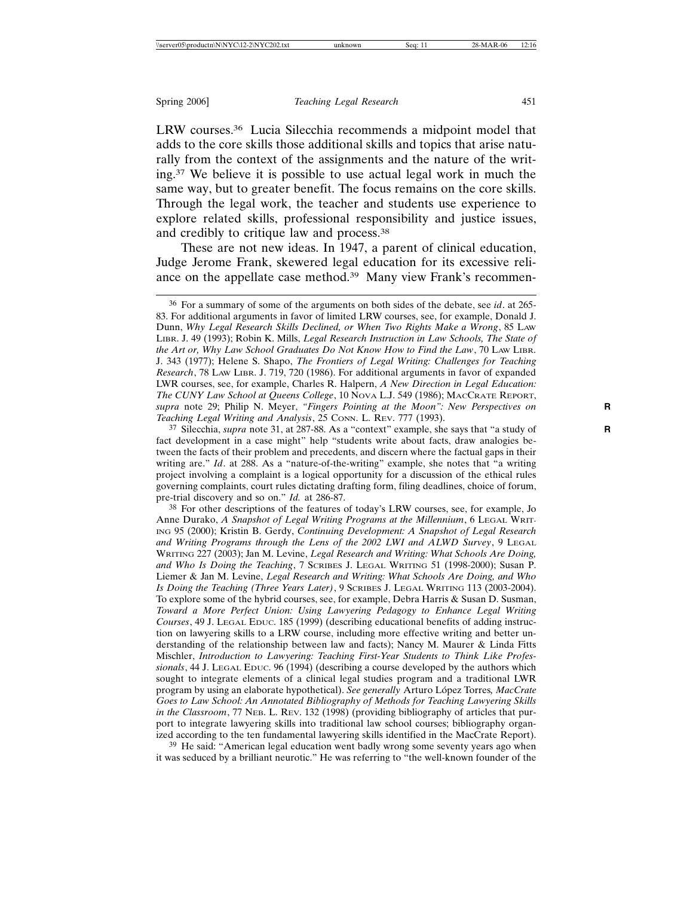LRW courses.[36] Lucia Silecchia recommends a midpoint model that adds to the core skills those additional skills and topics that arise naturally from the context of the assignments and the nature of the writing.[37] We believe it is possible to use actual legal work in much the same way, but to greater benefit. The focus remains on the core skills. Through the legal work, the teacher and students use experience to explore related skills, professional responsibility and justice issues, and credibly to critique law and process.[38]

These are not new ideas. In 1947, a parent of clinical education, Judge Jerome Frank, skewered legal education for its excessive reliance on the appellate case method.[39] Many view Frank's recommen-

---

[36] For a summary of some of the arguments on both sides of the debate, see *id*. at 265-83. For additional arguments in favor of limited LRW courses, see, for example, Donald J. Dunn, *Why Legal Research Skills Declined, or When Two Rights Make a Wrong*, 85 LAW LIBR. J. 49 (1993); Robin K. Mills, *Legal Research Instruction in Law Schools, The State of the Art or, Why Law School Graduates Do Not Know How to Find the Law*, 70 LAW LIBR. J. 343 (1977); Helene S. Shapo, *The Frontiers of Legal Writing: Challenges for Teaching Research*, 78 LAW LIBR. J. 719, 720 (1986). For additional arguments in favor of expanded LWR courses, see, for example, Charles R. Halpern, *A New Direction in Legal Education: The CUNY Law School at Queens College*, 10 NOVA L.J. 549 (1986); MACCRATE REPORT, *supra* note 29; Philip N. Meyer, *"Fingers Pointing at the Moon": New Perspectives on Teaching Legal Writing and Analysis*, 25 CONN. L. REV. 777 (1993).

[37] Silecchia, *supra* note 31, at 287-88. As a "context" example, she says that "a study of fact development in a case might" help "students write about facts, draw analogies between the facts of their problem and precedents, and discern where the factual gaps in their writing are." *Id*. at 288. As a "nature-of-the-writing" example, she notes that "a writing project involving a complaint is a logical opportunity for a discussion of the ethical rules governing complaints, court rules dictating drafting form, filing deadlines, choice of forum, pre-trial discovery and so on." *Id.* at 286-87.

[38] For other descriptions of the features of today's LRW courses, see, for example, Jo Anne Durako, *A Snapshot of Legal Writing Programs at the Millennium*, 6 LEGAL WRITING 95 (2000); Kristin B. Gerdy, *Continuing Development: A Snapshot of Legal Research and Writing Programs through the Lens of the 2002 LWI and ALWD Survey*, 9 LEGAL WRITING 227 (2003); Jan M. Levine, *Legal Research and Writing: What Schools Are Doing, and Who Is Doing the Teaching*, 7 SCRIBES J. LEGAL WRITING 51 (1998-2000); Susan P. Liemer & Jan M. Levine, *Legal Research and Writing: What Schools Are Doing, and Who Is Doing the Teaching (Three Years Later)*, 9 SCRIBES J. LEGAL WRITING 113 (2003-2004). To explore some of the hybrid courses, see, for example, Debra Harris & Susan D. Susman, *Toward a More Perfect Union: Using Lawyering Pedagogy to Enhance Legal Writing Courses*, 49 J. LEGAL EDUC. 185 (1999) (describing educational benefits of adding instruction on lawyering skills to a LRW course, including more effective writing and better understanding of the relationship between law and facts); Nancy M. Maurer & Linda Fitts Mischler, *Introduction to Lawyering: Teaching First-Year Students to Think Like Professionals*, 44 J. LEGAL EDUC. 96 (1994) (describing a course developed by the authors which sought to integrate elements of a clinical legal studies program and a traditional LWR program by using an elaborate hypothetical). *See generally* Arturo López Torres*, MacCrate Goes to Law School: An Annotated Bibliography of Methods for Teaching Lawyering Skills in the Classroom*, 77 NEB. L. REV. 132 (1998) (providing bibliography of articles that purport to integrate lawyering skills into traditional law school courses; bibliography organized according to the ten fundamental lawyering skills identified in the MacCrate Report).

[39] He said: "American legal education went badly wrong some seventy years ago when it was seduced by a brilliant neurotic." He was referring to "the well-known founder of the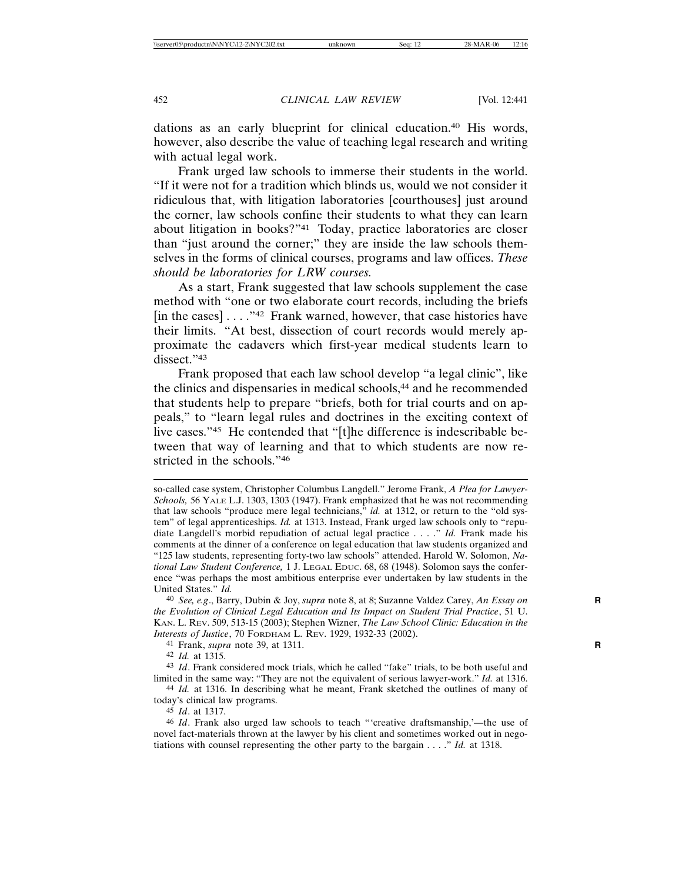dations as an early blueprint for clinical education.[40] His words, however, also describe the value of teaching legal research and writing with actual legal work.

Frank urged law schools to immerse their students in the world. "If it were not for a tradition which blinds us, would we not consider it ridiculous that, with litigation laboratories [courthouses] just around the corner, law schools confine their students to what they can learn about litigation in books?"[41] Today, practice laboratories are closer than "just around the corner;" they are inside the law schools themselves in the forms of clinical courses, programs and law offices. *These should be laboratories for LRW courses.*

As a start, Frank suggested that law schools supplement the case method with "one or two elaborate court records, including the briefs [in the cases] . . . ."[42] Frank warned, however, that case histories have their limits. "At best, dissection of court records would merely approximate the cadavers which first-year medical students learn to dissect."[43]

Frank proposed that each law school develop "a legal clinic", like the clinics and dispensaries in medical schools,[44] and he recommended that students help to prepare "briefs, both for trial courts and on appeals," to "learn legal rules and doctrines in the exciting context of live cases."[45] He contended that "[t]he difference is indescribable between that way of learning and that to which students are now restricted in the schools."[46]

---

so-called case system, Christopher Columbus Langdell." Jerome Frank, *A Plea for Lawyer-Schools,* 56 YALE L.J. 1303, 1303 (1947). Frank emphasized that he was not recommending that law schools "produce mere legal technicians," *id.* at 1312, or return to the "old system" of legal apprenticeships. *Id.* at 1313. Instead, Frank urged law schools only to "repudiate Langdell's morbid repudiation of actual legal practice . . . ." *Id.* Frank made his comments at the dinner of a conference on legal education that law students organized and "125 law students, representing forty-two law schools" attended. Harold W. Solomon, *National Law Student Conference,* 1 J. LEGAL EDUC. 68, 68 (1948). Solomon says the conference "was perhaps the most ambitious enterprise ever undertaken by law students in the United States." *Id.*

[40] *See, e.g*., Barry, Dubin & Joy, *supra* note 8, at 8; Suzanne Valdez Carey, *An Essay on the Evolution of Clinical Legal Education and Its Impact on Student Trial Practice*, 51 U. KAN. L. REV. 509, 513-15 (2003); Stephen Wizner, *The Law School Clinic: Education in the Interests of Justice*, 70 FORDHAM L. REV. 1929, 1932-33 (2002).

[41] Frank, *supra* note 39, at 1311.

[42] *Id.* at 1315.

[43] *Id*. Frank considered mock trials, which he called "fake" trials, to be both useful and limited in the same way: "They are not the equivalent of serious lawyer-work." *Id.* at 1316.

[44] *Id.* at 1316. In describing what he meant, Frank sketched the outlines of many of today's clinical law programs.

[45] *Id*. at 1317.

[46] *Id*. Frank also urged law schools to teach "'creative draftsmanship,'—the use of novel fact-materials thrown at the lawyer by his client and sometimes worked out in negotiations with counsel representing the other party to the bargain . . . ." *Id.* at 1318.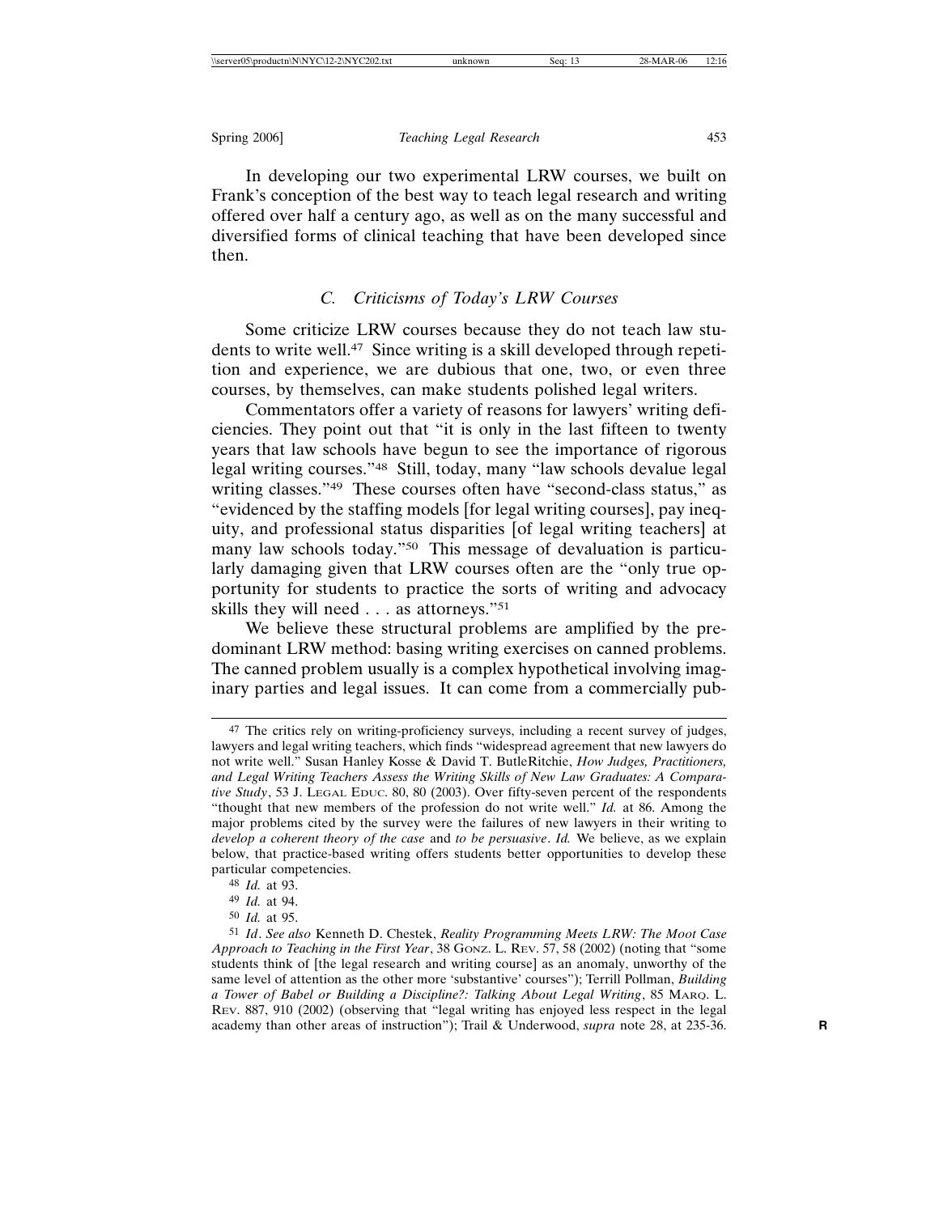In developing our two experimental LRW courses, we built on Frank's conception of the best way to teach legal research and writing offered over half a century ago, as well as on the many successful and diversified forms of clinical teaching that have been developed since then.

### C. *Criticisms of Today's LRW Courses*

Some criticize LRW courses because they do not teach law students to write well.[47] Since writing is a skill developed through repetition and experience, we are dubious that one, two, or even three courses, by themselves, can make students polished legal writers.

Commentators offer a variety of reasons for lawyers' writing deficiencies. They point out that "it is only in the last fifteen to twenty years that law schools have begun to see the importance of rigorous legal writing courses."[48] Still, today, many "law schools devalue legal writing classes."[49] These courses often have "second-class status," as "evidenced by the staffing models [for legal writing courses], pay inequity, and professional status disparities [of legal writing teachers] at many law schools today."[50] This message of devaluation is particularly damaging given that LRW courses often are the "only true opportunity for students to practice the sorts of writing and advocacy skills they will need . . . as attorneys."[51]

We believe these structural problems are amplified by the predominant LRW method: basing writing exercises on canned problems. The canned problem usually is a complex hypothetical involving imaginary parties and legal issues. It can come from a commercially pub-

---

[47] The critics rely on writing-proficiency surveys, including a recent survey of judges, lawyers and legal writing teachers, which finds "widespread agreement that new lawyers do not write well." Susan Hanley Kosse & David T. ButleRitchie, *How Judges, Practitioners, and Legal Writing Teachers Assess the Writing Skills of New Law Graduates: A Comparative Study*, 53 J. LEGAL EDUC. 80, 80 (2003). Over fifty-seven percent of the respondents "thought that new members of the profession do not write well." *Id.* at 86. Among the major problems cited by the survey were the failures of new lawyers in their writing to *develop a coherent theory of the case* and *to be persuasive*. *Id.* We believe, as we explain below, that practice-based writing offers students better opportunities to develop these particular competencies.

[48] *Id.* at 93.

[49] *Id.* at 94.

[50] *Id.* at 95.

[51] *Id*. *See also* Kenneth D. Chestek, *Reality Programming Meets LRW: The Moot Case Approach to Teaching in the First Year*, 38 GONZ. L. REV. 57, 58 (2002) (noting that "some students think of [the legal research and writing course] as an anomaly, unworthy of the same level of attention as the other more 'substantive' courses"); Terrill Pollman, *Building a Tower of Babel or Building a Discipline?: Talking About Legal Writing*, 85 MARQ. L. REV. 887, 910 (2002) (observing that "legal writing has enjoyed less respect in the legal academy than other areas of instruction"); Trail & Underwood, *supra* note 28, at 235-36.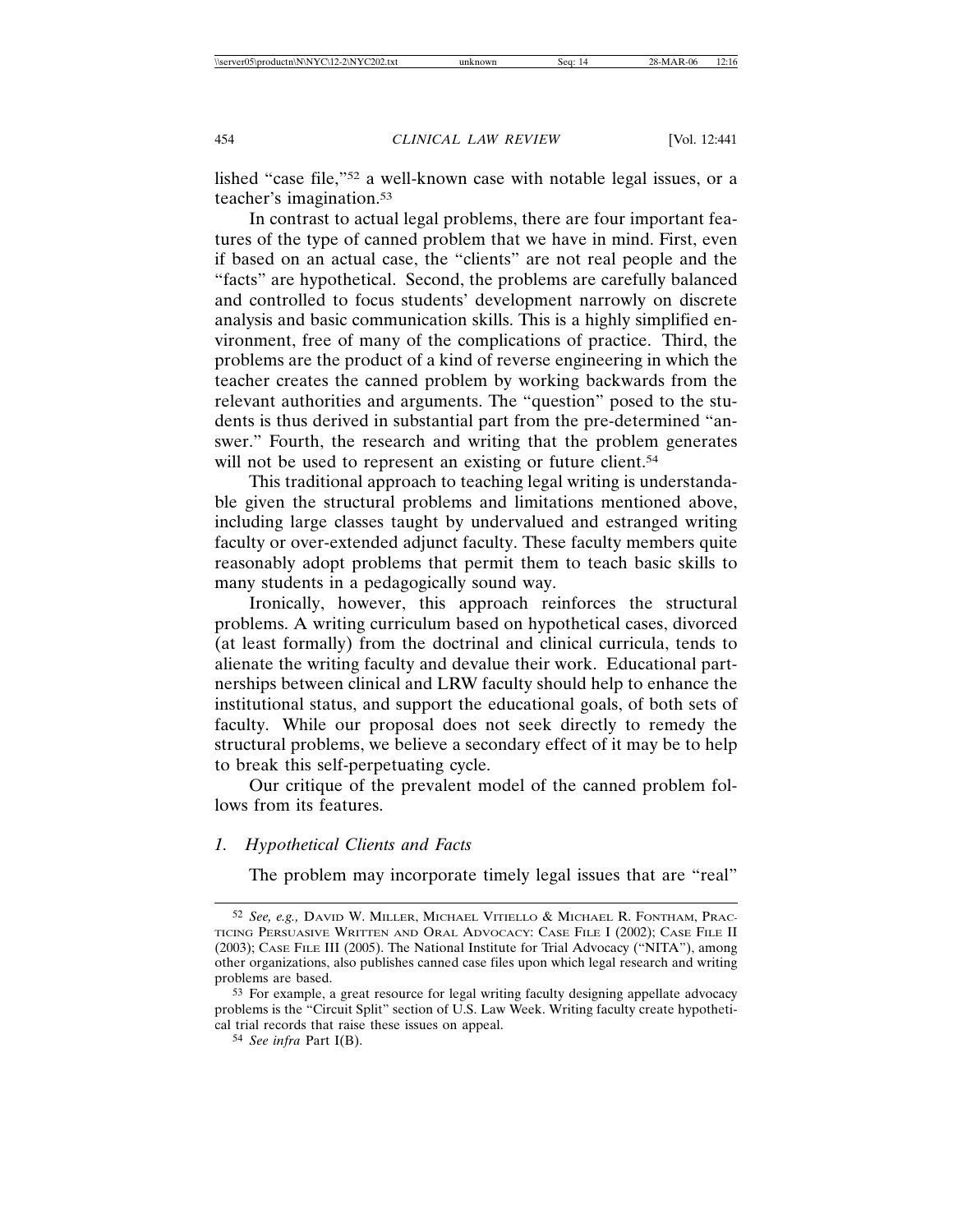lished "case file,"[52] a well-known case with notable legal issues, or a teacher's imagination.[53]

In contrast to actual legal problems, there are four important features of the type of canned problem that we have in mind. First, even if based on an actual case, the "clients" are not real people and the "facts" are hypothetical. Second, the problems are carefully balanced and controlled to focus students' development narrowly on discrete analysis and basic communication skills. This is a highly simplified environment, free of many of the complications of practice. Third, the problems are the product of a kind of reverse engineering in which the teacher creates the canned problem by working backwards from the relevant authorities and arguments. The "question" posed to the students is thus derived in substantial part from the pre-determined "answer." Fourth, the research and writing that the problem generates will not be used to represent an existing or future client.[54]

This traditional approach to teaching legal writing is understandable given the structural problems and limitations mentioned above, including large classes taught by undervalued and estranged writing faculty or over-extended adjunct faculty. These faculty members quite reasonably adopt problems that permit them to teach basic skills to many students in a pedagogically sound way.

Ironically, however, this approach reinforces the structural problems. A writing curriculum based on hypothetical cases, divorced (at least formally) from the doctrinal and clinical curricula, tends to alienate the writing faculty and devalue their work. Educational partnerships between clinical and LRW faculty should help to enhance the institutional status, and support the educational goals, of both sets of faculty. While our proposal does not seek directly to remedy the structural problems, we believe a secondary effect of it may be to help to break this self-perpetuating cycle.

Our critique of the prevalent model of the canned problem follows from its features.

### *1. Hypothetical Clients and Facts*

The problem may incorporate timely legal issues that are "real"

---

[52] *See, e.g.,* David W. Miller, Michael Vitiello & Michael R. Fontham, Practicing Persuasive Written and Oral Advocacy: Case File I (2002); Case File II (2003); Case File III (2005). The National Institute for Trial Advocacy ("NITA"), among other organizations, also publishes canned case files upon which legal research and writing problems are based.

[53] For example, a great resource for legal writing faculty designing appellate advocacy problems is the "Circuit Split" section of U.S. Law Week. Writing faculty create hypothetical trial records that raise these issues on appeal.

[54] *See infra* Part I(B).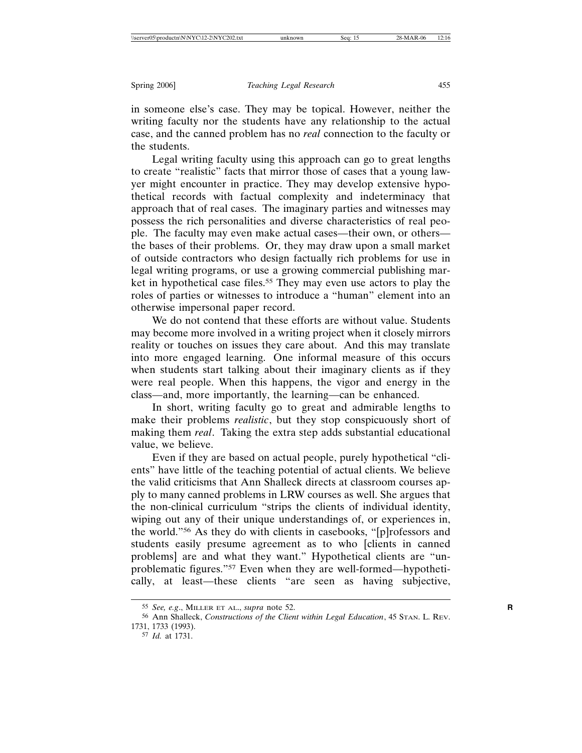in someone else's case. They may be topical. However, neither the writing faculty nor the students have any relationship to the actual case, and the canned problem has no *real* connection to the faculty or the students.

Legal writing faculty using this approach can go to great lengths to create "realistic" facts that mirror those of cases that a young lawyer might encounter in practice. They may develop extensive hypothetical records with factual complexity and indeterminacy that approach that of real cases. The imaginary parties and witnesses may possess the rich personalities and diverse characteristics of real people. The faculty may even make actual cases—their own, or others—the bases of their problems. Or, they may draw upon a small market of outside contractors who design factually rich problems for use in legal writing programs, or use a growing commercial publishing market in hypothetical case files.[55] They may even use actors to play the roles of parties or witnesses to introduce a "human" element into an otherwise impersonal paper record.

We do not contend that these efforts are without value. Students may become more involved in a writing project when it closely mirrors reality or touches on issues they care about. And this may translate into more engaged learning. One informal measure of this occurs when students start talking about their imaginary clients as if they were real people. When this happens, the vigor and energy in the class—and, more importantly, the learning—can be enhanced.

In short, writing faculty go to great and admirable lengths to make their problems *realistic*, but they stop conspicuously short of making them *real*. Taking the extra step adds substantial educational value, we believe.

Even if they are based on actual people, purely hypothetical "clients" have little of the teaching potential of actual clients. We believe the valid criticisms that Ann Shalleck directs at classroom courses apply to many canned problems in LRW courses as well. She argues that the non-clinical curriculum "strips the clients of individual identity, wiping out any of their unique understandings of, or experiences in, the world."[56] As they do with clients in casebooks, "[p]rofessors and students easily presume agreement as to who [clients in canned problems] are and what they want." Hypothetical clients are "unproblematic figures."[57] Even when they are well-formed—hypothetically, at least—these clients "are seen as having subjective,

---

[55] *See, e.g.*, MILLER ET AL., *supra* note 52.

[56] Ann Shalleck, *Constructions of the Client within Legal Education*, 45 STAN. L. REV. 1731, 1733 (1993).

[57] *Id.* at 1731.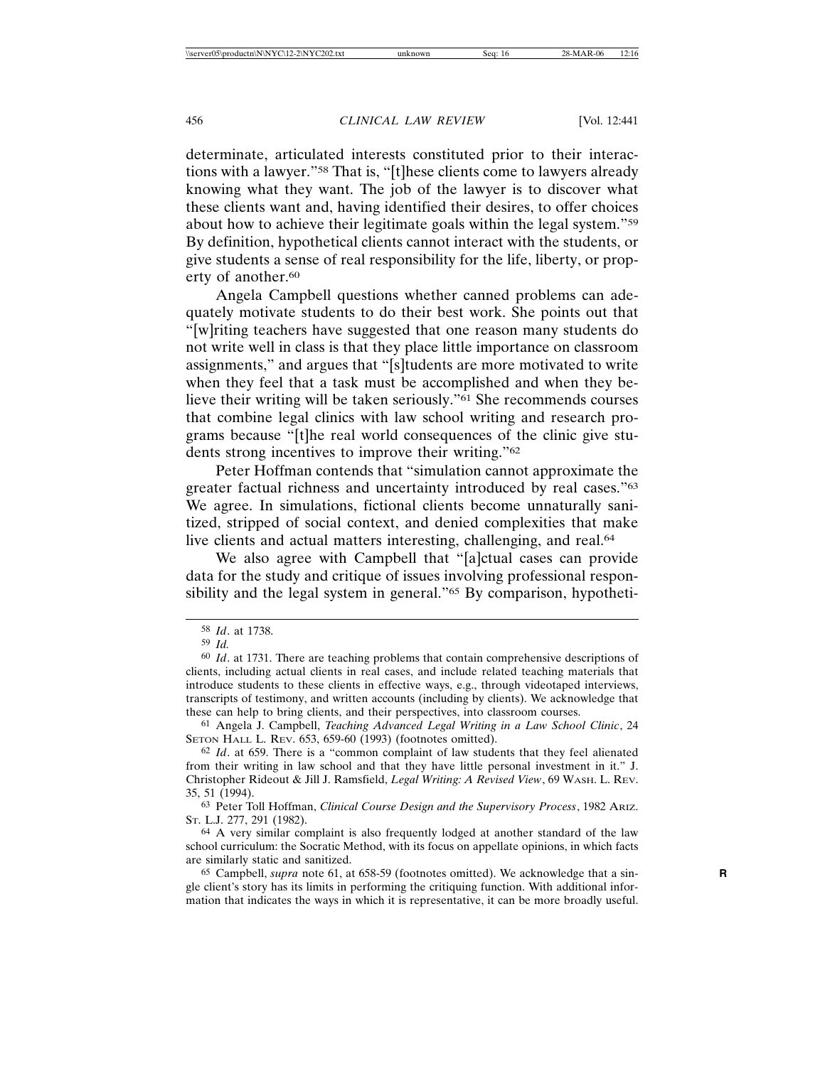determinate, articulated interests constituted prior to their interactions with a lawyer."[58] That is, "[t]hese clients come to lawyers already knowing what they want. The job of the lawyer is to discover what these clients want and, having identified their desires, to offer choices about how to achieve their legitimate goals within the legal system."[59] By definition, hypothetical clients cannot interact with the students, or give students a sense of real responsibility for the life, liberty, or property of another.[60]

Angela Campbell questions whether canned problems can adequately motivate students to do their best work. She points out that "[w]riting teachers have suggested that one reason many students do not write well in class is that they place little importance on classroom assignments," and argues that "[s]tudents are more motivated to write when they feel that a task must be accomplished and when they believe their writing will be taken seriously."[61] She recommends courses that combine legal clinics with law school writing and research programs because "[t]he real world consequences of the clinic give students strong incentives to improve their writing."[62]

Peter Hoffman contends that "simulation cannot approximate the greater factual richness and uncertainty introduced by real cases."[63] We agree. In simulations, fictional clients become unnaturally sanitized, stripped of social context, and denied complexities that make live clients and actual matters interesting, challenging, and real.[64]

We also agree with Campbell that "[a]ctual cases can provide data for the study and critique of issues involving professional responsibility and the legal system in general."[65] By comparison, hypotheti-

---

[58] *Id*. at 1738.

[59] *Id.*

[60] *Id*. at 1731. There are teaching problems that contain comprehensive descriptions of clients, including actual clients in real cases, and include related teaching materials that introduce students to these clients in effective ways, e.g., through videotaped interviews, transcripts of testimony, and written accounts (including by clients). We acknowledge that these can help to bring clients, and their perspectives, into classroom courses.

[61] Angela J. Campbell, *Teaching Advanced Legal Writing in a Law School Clinic*, 24 SETON HALL L. REV. 653, 659-60 (1993) (footnotes omitted).

[62] *Id*. at 659. There is a "common complaint of law students that they feel alienated from their writing in law school and that they have little personal investment in it." J. Christopher Rideout & Jill J. Ramsfield, *Legal Writing: A Revised View*, 69 WASH. L. REV. 35, 51 (1994).

[63] Peter Toll Hoffman, *Clinical Course Design and the Supervisory Process*, 1982 ARIZ. ST. L.J. 277, 291 (1982).

[64] A very similar complaint is also frequently lodged at another standard of the law school curriculum: the Socratic Method, with its focus on appellate opinions, in which facts are similarly static and sanitized.

[65] Campbell, *supra* note 61, at 658-59 (footnotes omitted). We acknowledge that a single client's story has its limits in performing the critiquing function. With additional information that indicates the ways in which it is representative, it can be more broadly useful.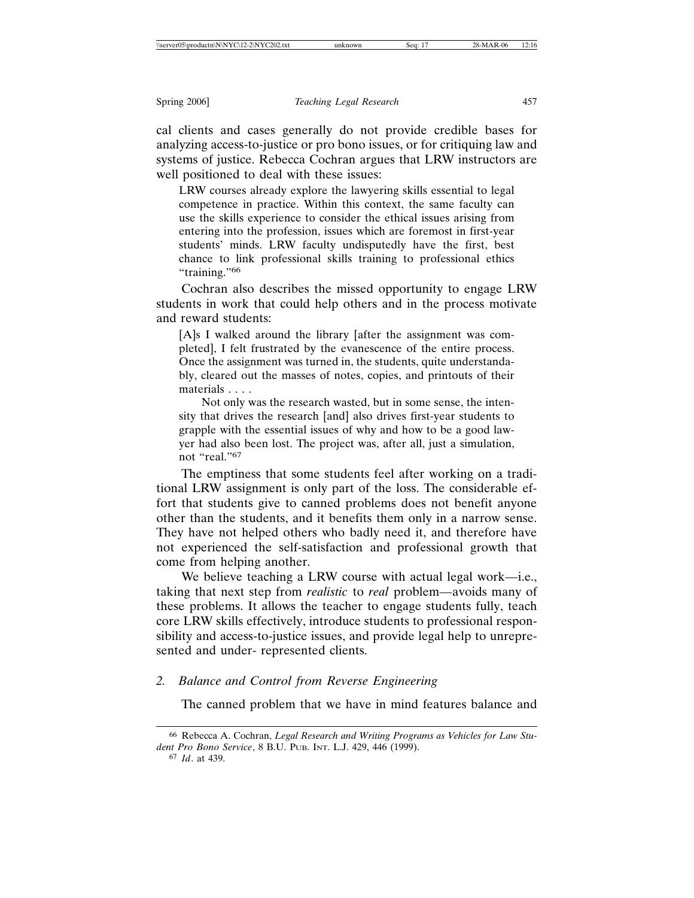cal clients and cases generally do not provide credible bases for analyzing access-to-justice or pro bono issues, or for critiquing law and systems of justice. Rebecca Cochran argues that LRW instructors are well positioned to deal with these issues:

> LRW courses already explore the lawyering skills essential to legal competence in practice. Within this context, the same faculty can use the skills experience to consider the ethical issues arising from entering into the profession, issues which are foremost in first-year students' minds. LRW faculty undisputedly have the first, best chance to link professional skills training to professional ethics "training."[66]

Cochran also describes the missed opportunity to engage LRW students in work that could help others and in the process motivate and reward students:

> [A]s I walked around the library [after the assignment was completed], I felt frustrated by the evanescence of the entire process. Once the assignment was turned in, the students, quite understandably, cleared out the masses of notes, copies, and printouts of their materials . . . .
>
> Not only was the research wasted, but in some sense, the intensity that drives the research [and] also drives first-year students to grapple with the essential issues of why and how to be a good lawyer had also been lost. The project was, after all, just a simulation, not "real."[67]

The emptiness that some students feel after working on a traditional LRW assignment is only part of the loss. The considerable effort that students give to canned problems does not benefit anyone other than the students, and it benefits them only in a narrow sense. They have not helped others who badly need it, and therefore have not experienced the self-satisfaction and professional growth that come from helping another.

We believe teaching a LRW course with actual legal work—i.e., taking that next step from *realistic* to *real* problem—avoids many of these problems. It allows the teacher to engage students fully, teach core LRW skills effectively, introduce students to professional responsibility and access-to-justice issues, and provide legal help to unrepresented and under- represented clients.

### 2. *Balance and Control from Reverse Engineering*

The canned problem that we have in mind features balance and

---

[66] Rebecca A. Cochran, *Legal Research and Writing Programs as Vehicles for Law Student Pro Bono Service*, 8 B.U. PUB. INT. L.J. 429, 446 (1999).

[67] *Id*. at 439.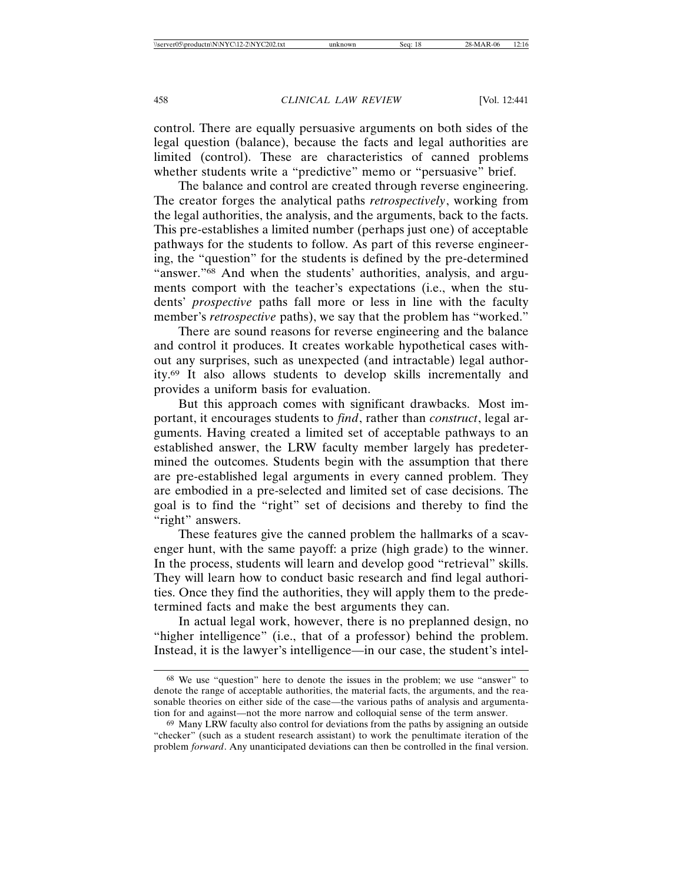control. There are equally persuasive arguments on both sides of the legal question (balance), because the facts and legal authorities are limited (control). These are characteristics of canned problems whether students write a "predictive" memo or "persuasive" brief.

The balance and control are created through reverse engineering. The creator forges the analytical paths *retrospectively*, working from the legal authorities, the analysis, and the arguments, back to the facts. This pre-establishes a limited number (perhaps just one) of acceptable pathways for the students to follow. As part of this reverse engineering, the "question" for the students is defined by the pre-determined "answer."[68] And when the students' authorities, analysis, and arguments comport with the teacher's expectations (i.e., when the students' *prospective* paths fall more or less in line with the faculty member's *retrospective* paths), we say that the problem has "worked."

There are sound reasons for reverse engineering and the balance and control it produces. It creates workable hypothetical cases without any surprises, such as unexpected (and intractable) legal authority.[69] It also allows students to develop skills incrementally and provides a uniform basis for evaluation.

But this approach comes with significant drawbacks. Most important, it encourages students to *find*, rather than *construct*, legal arguments. Having created a limited set of acceptable pathways to an established answer, the LRW faculty member largely has predetermined the outcomes. Students begin with the assumption that there are pre-established legal arguments in every canned problem. They are embodied in a pre-selected and limited set of case decisions. The goal is to find the "right" set of decisions and thereby to find the "right" answers.

These features give the canned problem the hallmarks of a scavenger hunt, with the same payoff: a prize (high grade) to the winner. In the process, students will learn and develop good "retrieval" skills. They will learn how to conduct basic research and find legal authorities. Once they find the authorities, they will apply them to the predetermined facts and make the best arguments they can.

In actual legal work, however, there is no preplanned design, no "higher intelligence" (i.e., that of a professor) behind the problem. Instead, it is the lawyer's intelligence—in our case, the student's intel-

---

[68] We use "question" here to denote the issues in the problem; we use "answer" to denote the range of acceptable authorities, the material facts, the arguments, and the reasonable theories on either side of the case—the various paths of analysis and argumentation for and against—not the more narrow and colloquial sense of the term answer.

[69] Many LRW faculty also control for deviations from the paths by assigning an outside "checker" (such as a student research assistant) to work the penultimate iteration of the problem *forward*. Any unanticipated deviations can then be controlled in the final version.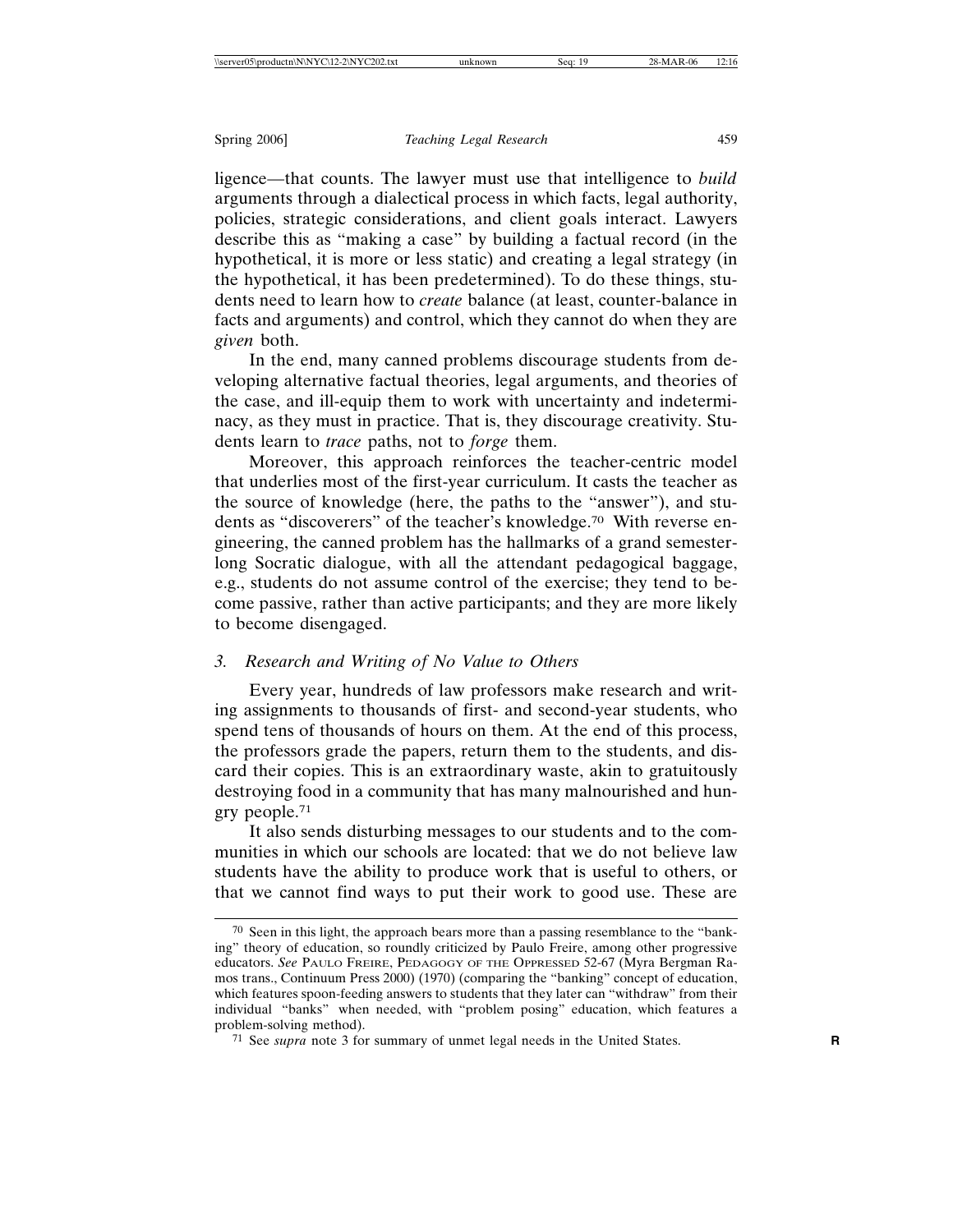ligence—that counts. The lawyer must use that intelligence to *build* arguments through a dialectical process in which facts, legal authority, policies, strategic considerations, and client goals interact. Lawyers describe this as "making a case" by building a factual record (in the hypothetical, it is more or less static) and creating a legal strategy (in the hypothetical, it has been predetermined). To do these things, students need to learn how to *create* balance (at least, counter-balance in facts and arguments) and control, which they cannot do when they are *given* both.

In the end, many canned problems discourage students from developing alternative factual theories, legal arguments, and theories of the case, and ill-equip them to work with uncertainty and indeterminacy, as they must in practice. That is, they discourage creativity. Students learn to *trace* paths, not to *forge* them.

Moreover, this approach reinforces the teacher-centric model that underlies most of the first-year curriculum. It casts the teacher as the source of knowledge (here, the paths to the "answer"), and students as "discoverers" of the teacher's knowledge.[70] With reverse engineering, the canned problem has the hallmarks of a grand semester-long Socratic dialogue, with all the attendant pedagogical baggage, e.g., students do not assume control of the exercise; they tend to become passive, rather than active participants; and they are more likely to become disengaged.

### *3. Research and Writing of No Value to Others*

Every year, hundreds of law professors make research and writing assignments to thousands of first- and second-year students, who spend tens of thousands of hours on them. At the end of this process, the professors grade the papers, return them to the students, and discard their copies. This is an extraordinary waste, akin to gratuitously destroying food in a community that has many malnourished and hungry people.[71]

It also sends disturbing messages to our students and to the communities in which our schools are located: that we do not believe law students have the ability to produce work that is useful to others, or that we cannot find ways to put their work to good use. These are

---

[70] Seen in this light, the approach bears more than a passing resemblance to the "banking" theory of education, so roundly criticized by Paulo Freire, among other progressive educators. *See* PAULO FREIRE, PEDAGOGY OF THE OPPRESSED 52-67 (Myra Bergman Ramos trans., Continuum Press 2000) (1970) (comparing the "banking" concept of education, which features spoon-feeding answers to students that they later can "withdraw" from their individual "banks" when needed, with "problem posing" education, which features a problem-solving method).

[71] See *supra* note 3 for summary of unmet legal needs in the United States.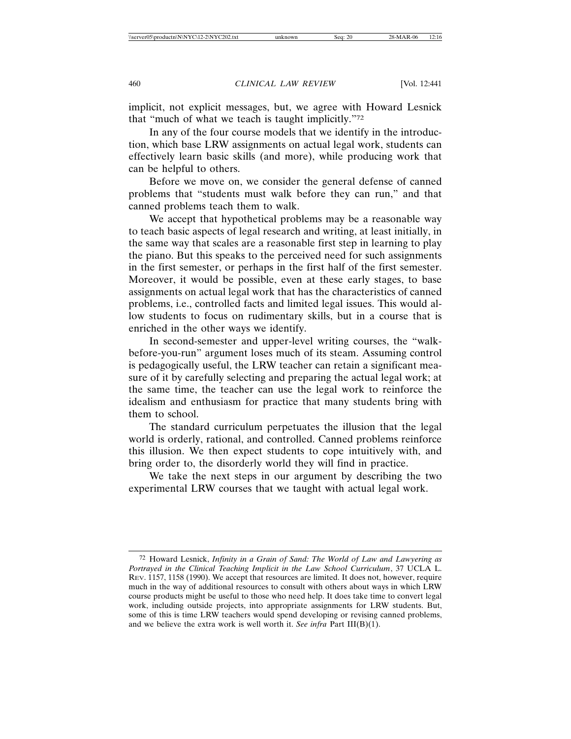implicit, not explicit messages, but, we agree with Howard Lesnick that "much of what we teach is taught implicitly."[72]

In any of the four course models that we identify in the introduction, which base LRW assignments on actual legal work, students can effectively learn basic skills (and more), while producing work that can be helpful to others.

Before we move on, we consider the general defense of canned problems that "students must walk before they can run," and that canned problems teach them to walk.

We accept that hypothetical problems may be a reasonable way to teach basic aspects of legal research and writing, at least initially, in the same way that scales are a reasonable first step in learning to play the piano. But this speaks to the perceived need for such assignments in the first semester, or perhaps in the first half of the first semester. Moreover, it would be possible, even at these early stages, to base assignments on actual legal work that has the characteristics of canned problems, i.e., controlled facts and limited legal issues. This would allow students to focus on rudimentary skills, but in a course that is enriched in the other ways we identify.

In second-semester and upper-level writing courses, the "walk-before-you-run" argument loses much of its steam. Assuming control is pedagogically useful, the LRW teacher can retain a significant measure of it by carefully selecting and preparing the actual legal work; at the same time, the teacher can use the legal work to reinforce the idealism and enthusiasm for practice that many students bring with them to school.

The standard curriculum perpetuates the illusion that the legal world is orderly, rational, and controlled. Canned problems reinforce this illusion. We then expect students to cope intuitively with, and bring order to, the disorderly world they will find in practice.

We take the next steps in our argument by describing the two experimental LRW courses that we taught with actual legal work.

---

[72] Howard Lesnick, *Infinity in a Grain of Sand: The World of Law and Lawyering as Portrayed in the Clinical Teaching Implicit in the Law School Curriculum*, 37 UCLA L. Rev. 1157, 1158 (1990). We accept that resources are limited. It does not, however, require much in the way of additional resources to consult with others about ways in which LRW course products might be useful to those who need help. It does take time to convert legal work, including outside projects, into appropriate assignments for LRW students. But, some of this is time LRW teachers would spend developing or revising canned problems, and we believe the extra work is well worth it. *See infra* Part III(B)(1).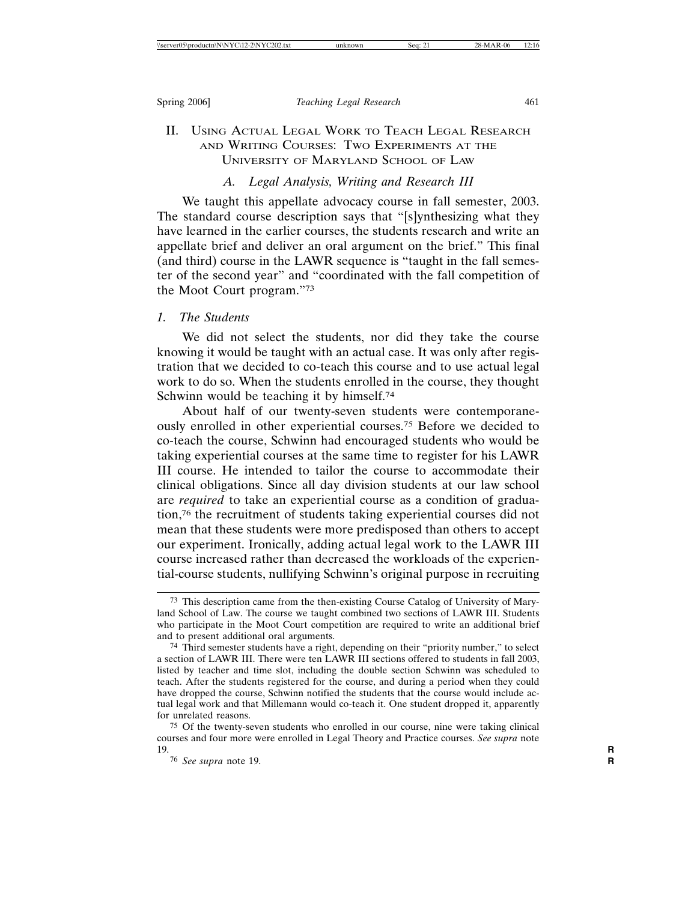## II. Using Actual Legal Work to Teach Legal Research and Writing Courses: Two Experiments at the University of Maryland School of Law

### *A. Legal Analysis, Writing and Research III*

We taught this appellate advocacy course in fall semester, 2003. The standard course description says that "[s]ynthesizing what they have learned in the earlier courses, the students research and write an appellate brief and deliver an oral argument on the brief." This final (and third) course in the LAWR sequence is "taught in the fall semester of the second year" and "coordinated with the fall competition of the Moot Court program."[73]

#### *1. The Students*

We did not select the students, nor did they take the course knowing it would be taught with an actual case. It was only after registration that we decided to co-teach this course and to use actual legal work to do so. When the students enrolled in the course, they thought Schwinn would be teaching it by himself.[74]

About half of our twenty-seven students were contemporaneously enrolled in other experiential courses.[75] Before we decided to co-teach the course, Schwinn had encouraged students who would be taking experiential courses at the same time to register for his LAWR III course. He intended to tailor the course to accommodate their clinical obligations. Since all day division students at our law school are *required* to take an experiential course as a condition of graduation,[76] the recruitment of students taking experiential courses did not mean that these students were more predisposed than others to accept our experiment. Ironically, adding actual legal work to the LAWR III course increased rather than decreased the workloads of the experiential-course students, nullifying Schwinn's original purpose in recruiting

---

[73] This description came from the then-existing Course Catalog of University of Maryland School of Law. The course we taught combined two sections of LAWR III. Students who participate in the Moot Court competition are required to write an additional brief and to present additional oral arguments.

[74] Third semester students have a right, depending on their "priority number," to select a section of LAWR III. There were ten LAWR III sections offered to students in fall 2003, listed by teacher and time slot, including the double section Schwinn was scheduled to teach. After the students registered for the course, and during a period when they could have dropped the course, Schwinn notified the students that the course would include actual legal work and that Millemann would co-teach it. One student dropped it, apparently for unrelated reasons.

[75] Of the twenty-seven students who enrolled in our course, nine were taking clinical courses and four more were enrolled in Legal Theory and Practice courses. *See supra* note 19.

[76] *See supra* note 19.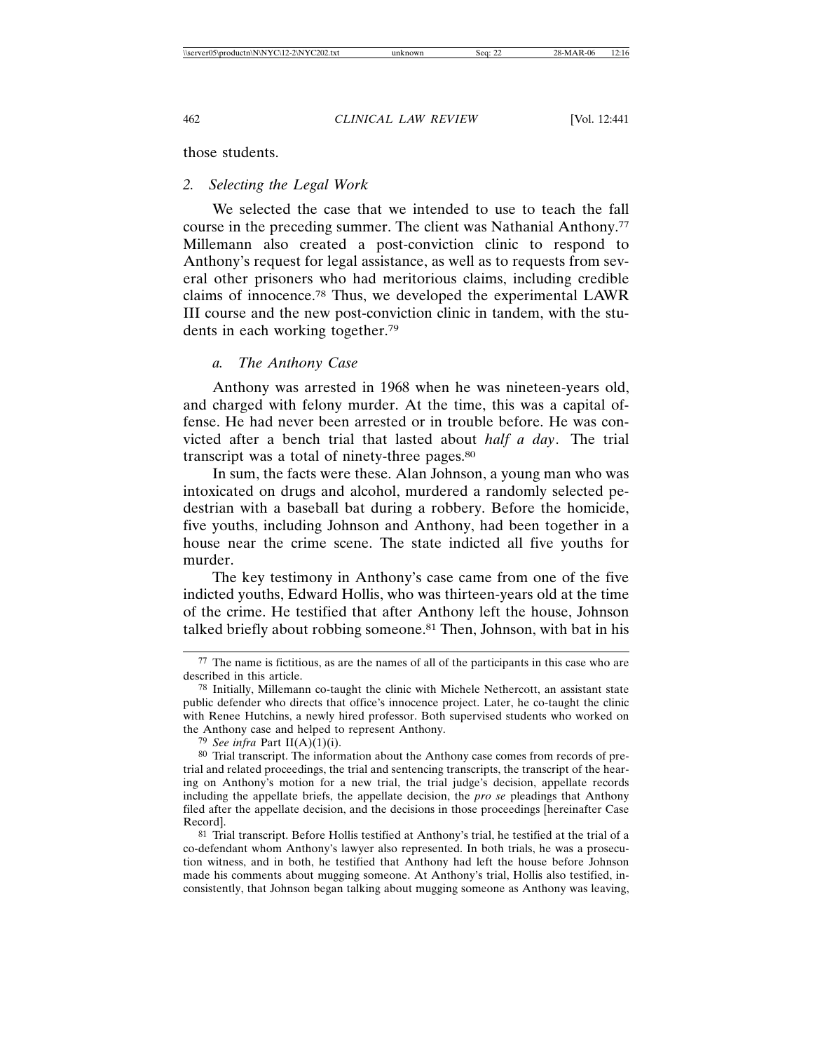those students.

### 2. *Selecting the Legal Work*

We selected the case that we intended to use to teach the fall course in the preceding summer. The client was Nathanial Anthony.[77] Millemann also created a post-conviction clinic to respond to Anthony's request for legal assistance, as well as to requests from several other prisoners who had meritorious claims, including credible claims of innocence.[78] Thus, we developed the experimental LAWR III course and the new post-conviction clinic in tandem, with the students in each working together.[79]

#### a. *The Anthony Case*

Anthony was arrested in 1968 when he was nineteen-years old, and charged with felony murder. At the time, this was a capital offense. He had never been arrested or in trouble before. He was convicted after a bench trial that lasted about *half a day*. The trial transcript was a total of ninety-three pages.[80]

In sum, the facts were these. Alan Johnson, a young man who was intoxicated on drugs and alcohol, murdered a randomly selected pedestrian with a baseball bat during a robbery. Before the homicide, five youths, including Johnson and Anthony, had been together in a house near the crime scene. The state indicted all five youths for murder.

The key testimony in Anthony's case came from one of the five indicted youths, Edward Hollis, who was thirteen-years old at the time of the crime. He testified that after Anthony left the house, Johnson talked briefly about robbing someone.[81] Then, Johnson, with bat in his

---

[77] The name is fictitious, as are the names of all of the participants in this case who are described in this article.

[78] Initially, Millemann co-taught the clinic with Michele Nethercott, an assistant state public defender who directs that office's innocence project. Later, he co-taught the clinic with Renee Hutchins, a newly hired professor. Both supervised students who worked on the Anthony case and helped to represent Anthony.

[79] *See infra* Part II(A)(1)(i).

[80] Trial transcript. The information about the Anthony case comes from records of pretrial and related proceedings, the trial and sentencing transcripts, the transcript of the hearing on Anthony's motion for a new trial, the trial judge's decision, appellate records including the appellate briefs, the appellate decision, the *pro se* pleadings that Anthony filed after the appellate decision, and the decisions in those proceedings [hereinafter Case Record].

[81] Trial transcript. Before Hollis testified at Anthony's trial, he testified at the trial of a co-defendant whom Anthony's lawyer also represented. In both trials, he was a prosecution witness, and in both, he testified that Anthony had left the house before Johnson made his comments about mugging someone. At Anthony's trial, Hollis also testified, inconsistently, that Johnson began talking about mugging someone as Anthony was leaving,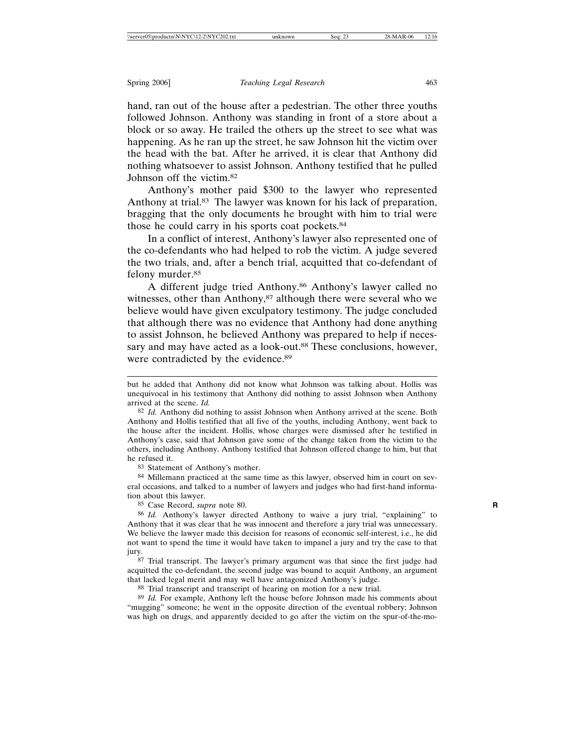hand, ran out of the house after a pedestrian. The other three youths followed Johnson. Anthony was standing in front of a store about a block or so away. He trailed the others up the street to see what was happening. As he ran up the street, he saw Johnson hit the victim over the head with the bat. After he arrived, it is clear that Anthony did nothing whatsoever to assist Johnson. Anthony testified that he pulled Johnson off the victim.[82]

Anthony's mother paid $300 to the lawyer who represented Anthony at trial.[83] The lawyer was known for his lack of preparation, bragging that the only documents he brought with him to trial were those he could carry in his sports coat pockets.[84]

In a conflict of interest, Anthony's lawyer also represented one of the co-defendants who had helped to rob the victim. A judge severed the two trials, and, after a bench trial, acquitted that co-defendant of felony murder.[85]

A different judge tried Anthony.[86] Anthony's lawyer called no witnesses, other than Anthony,[87] although there were several who we believe would have given exculpatory testimony. The judge concluded that although there was no evidence that Anthony had done anything to assist Johnson, he believed Anthony was prepared to help if necessary and may have acted as a look-out.[88] These conclusions, however, were contradicted by the evidence.[89]

---

but he added that Anthony did not know what Johnson was talking about. Hollis was unequivocal in his testimony that Anthony did nothing to assist Johnson when Anthony arrived at the scene. *Id.*

[82] *Id.* Anthony did nothing to assist Johnson when Anthony arrived at the scene. Both Anthony and Hollis testified that all five of the youths, including Anthony, went back to the house after the incident. Hollis, whose charges were dismissed after he testified in Anthony's case, said that Johnson gave some of the change taken from the victim to the others, including Anthony. Anthony testified that Johnson offered change to him, but that he refused it.

[83] Statement of Anthony's mother.

[84] Millemann practiced at the same time as this lawyer, observed him in court on several occasions, and talked to a number of lawyers and judges who had first-hand information about this lawyer.

[85] Case Record, *supra* note 80.

[86] *Id.* Anthony's lawyer directed Anthony to waive a jury trial, "explaining" to Anthony that it was clear that he was innocent and therefore a jury trial was unnecessary. We believe the lawyer made this decision for reasons of economic self-interest, i.e., he did not want to spend the time it would have taken to impanel a jury and try the case to that jury.

[87] Trial transcript. The lawyer's primary argument was that since the first judge had acquitted the co-defendant, the second judge was bound to acquit Anthony, an argument that lacked legal merit and may well have antagonized Anthony's judge.

[88] Trial transcript and transcript of hearing on motion for a new trial.

[89] *Id.* For example, Anthony left the house before Johnson made his comments about "mugging" someone; he went in the opposite direction of the eventual robbery; Johnson was high on drugs, and apparently decided to go after the victim on the spur-of-the-mo-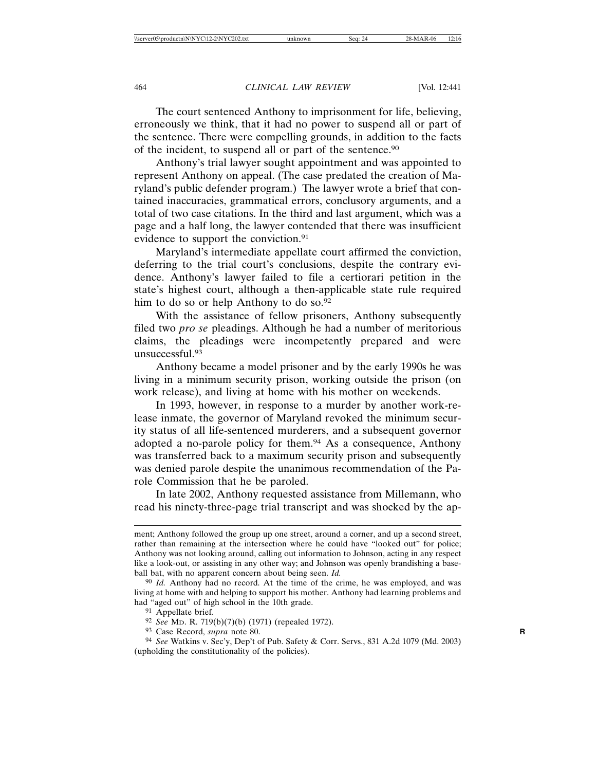The court sentenced Anthony to imprisonment for life, believing, erroneously we think, that it had no power to suspend all or part of the sentence. There were compelling grounds, in addition to the facts of the incident, to suspend all or part of the sentence.[90]

Anthony's trial lawyer sought appointment and was appointed to represent Anthony on appeal. (The case predated the creation of Maryland's public defender program.) The lawyer wrote a brief that contained inaccuracies, grammatical errors, conclusory arguments, and a total of two case citations. In the third and last argument, which was a page and a half long, the lawyer contended that there was insufficient evidence to support the conviction.[91]

Maryland's intermediate appellate court affirmed the conviction, deferring to the trial court's conclusions, despite the contrary evidence. Anthony's lawyer failed to file a certiorari petition in the state's highest court, although a then-applicable state rule required him to do so or help Anthony to do so.[92]

With the assistance of fellow prisoners, Anthony subsequently filed two *pro se* pleadings. Although he had a number of meritorious claims, the pleadings were incompetently prepared and were unsuccessful.[93]

Anthony became a model prisoner and by the early 1990s he was living in a minimum security prison, working outside the prison (on work release), and living at home with his mother on weekends.

In 1993, however, in response to a murder by another work-release inmate, the governor of Maryland revoked the minimum security status of all life-sentenced murderers, and a subsequent governor adopted a no-parole policy for them.[94] As a consequence, Anthony was transferred back to a maximum security prison and subsequently was denied parole despite the unanimous recommendation of the Parole Commission that he be paroled.

In late 2002, Anthony requested assistance from Millemann, who read his ninety-three-page trial transcript and was shocked by the ap-

---

ment; Anthony followed the group up one street, around a corner, and up a second street, rather than remaining at the intersection where he could have "looked out" for police; Anthony was not looking around, calling out information to Johnson, acting in any respect like a look-out, or assisting in any other way; and Johnson was openly brandishing a baseball bat, with no apparent concern about being seen. *Id.*

[90] *Id.* Anthony had no record. At the time of the crime, he was employed, and was living at home with and helping to support his mother. Anthony had learning problems and had "aged out" of high school in the 10th grade.

[91] Appellate brief.

[92] *See* MD. R. 719(b)(7)(b) (1971) (repealed 1972).

[93] Case Record, *supra* note 80.

[94] *See* Watkins v. Sec'y, Dep't of Pub. Safety & Corr. Servs., 831 A.2d 1079 (Md. 2003) (upholding the constitutionality of the policies).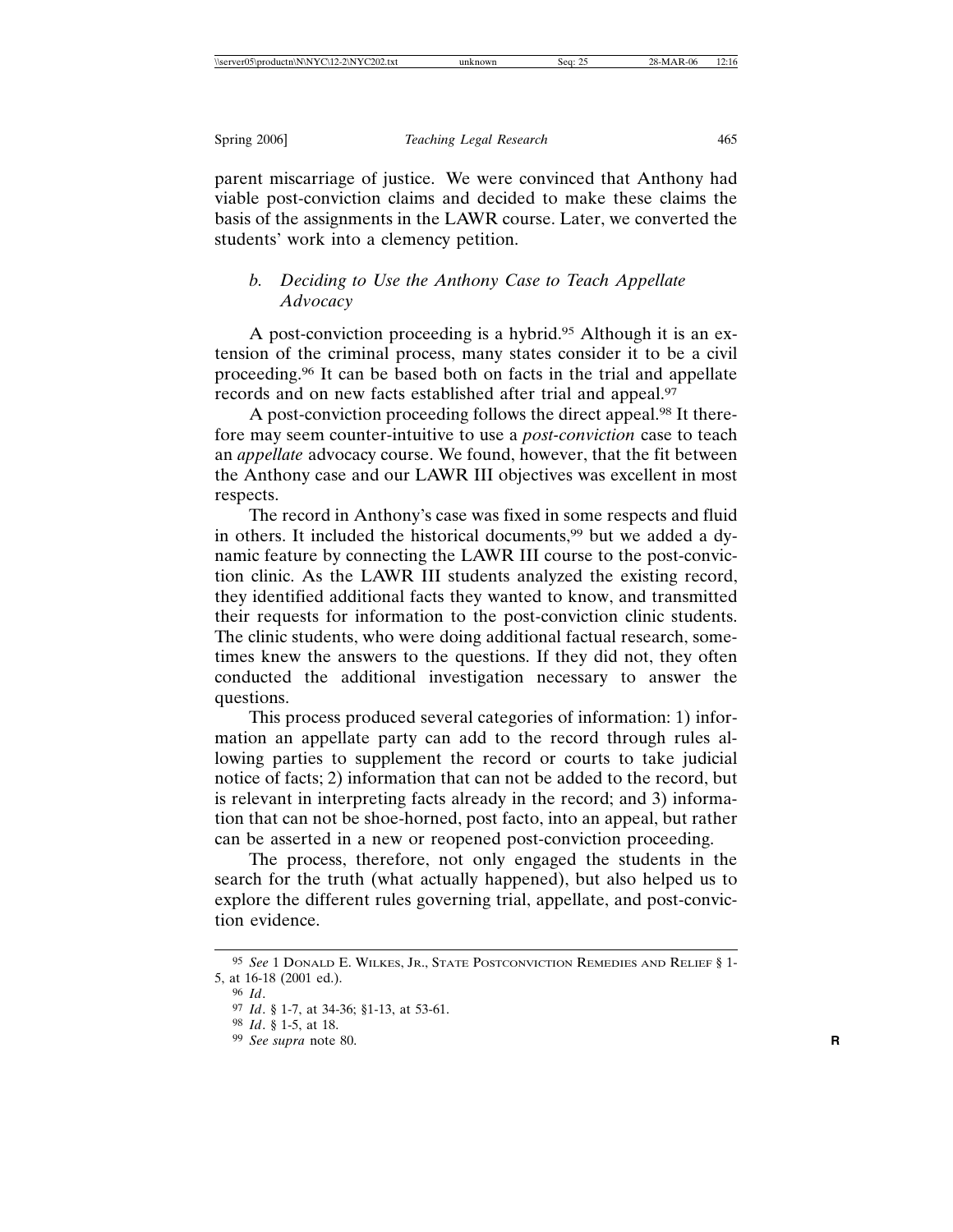parent miscarriage of justice. We were convinced that Anthony had viable post-conviction claims and decided to make these claims the basis of the assignments in the LAWR course. Later, we converted the students' work into a clemency petition.

### *b. Deciding to Use the Anthony Case to Teach Appellate Advocacy*

A post-conviction proceeding is a hybrid.[95] Although it is an extension of the criminal process, many states consider it to be a civil proceeding.[96] It can be based both on facts in the trial and appellate records and on new facts established after trial and appeal.[97]

A post-conviction proceeding follows the direct appeal.[98] It therefore may seem counter-intuitive to use a *post-conviction* case to teach an *appellate* advocacy course. We found, however, that the fit between the Anthony case and our LAWR III objectives was excellent in most respects.

The record in Anthony's case was fixed in some respects and fluid in others. It included the historical documents,[99] but we added a dynamic feature by connecting the LAWR III course to the post-conviction clinic. As the LAWR III students analyzed the existing record, they identified additional facts they wanted to know, and transmitted their requests for information to the post-conviction clinic students. The clinic students, who were doing additional factual research, sometimes knew the answers to the questions. If they did not, they often conducted the additional investigation necessary to answer the questions.

This process produced several categories of information: 1) information an appellate party can add to the record through rules allowing parties to supplement the record or courts to take judicial notice of facts; 2) information that can not be added to the record, but is relevant in interpreting facts already in the record; and 3) information that can not be shoe-horned, post facto, into an appeal, but rather can be asserted in a new or reopened post-conviction proceeding.

The process, therefore, not only engaged the students in the search for the truth (what actually happened), but also helped us to explore the different rules governing trial, appellate, and post-conviction evidence.

---

95 *See* 1 DONALD E. WILKES, JR., STATE POSTCONVICTION REMEDIES AND RELIEF § 1-5, at 16-18 (2001 ed.).

96 *Id*.

97 *Id*. § 1-7, at 34-36; §1-13, at 53-61.

98 *Id*. § 1-5, at 18.

99 *See supra* note 80.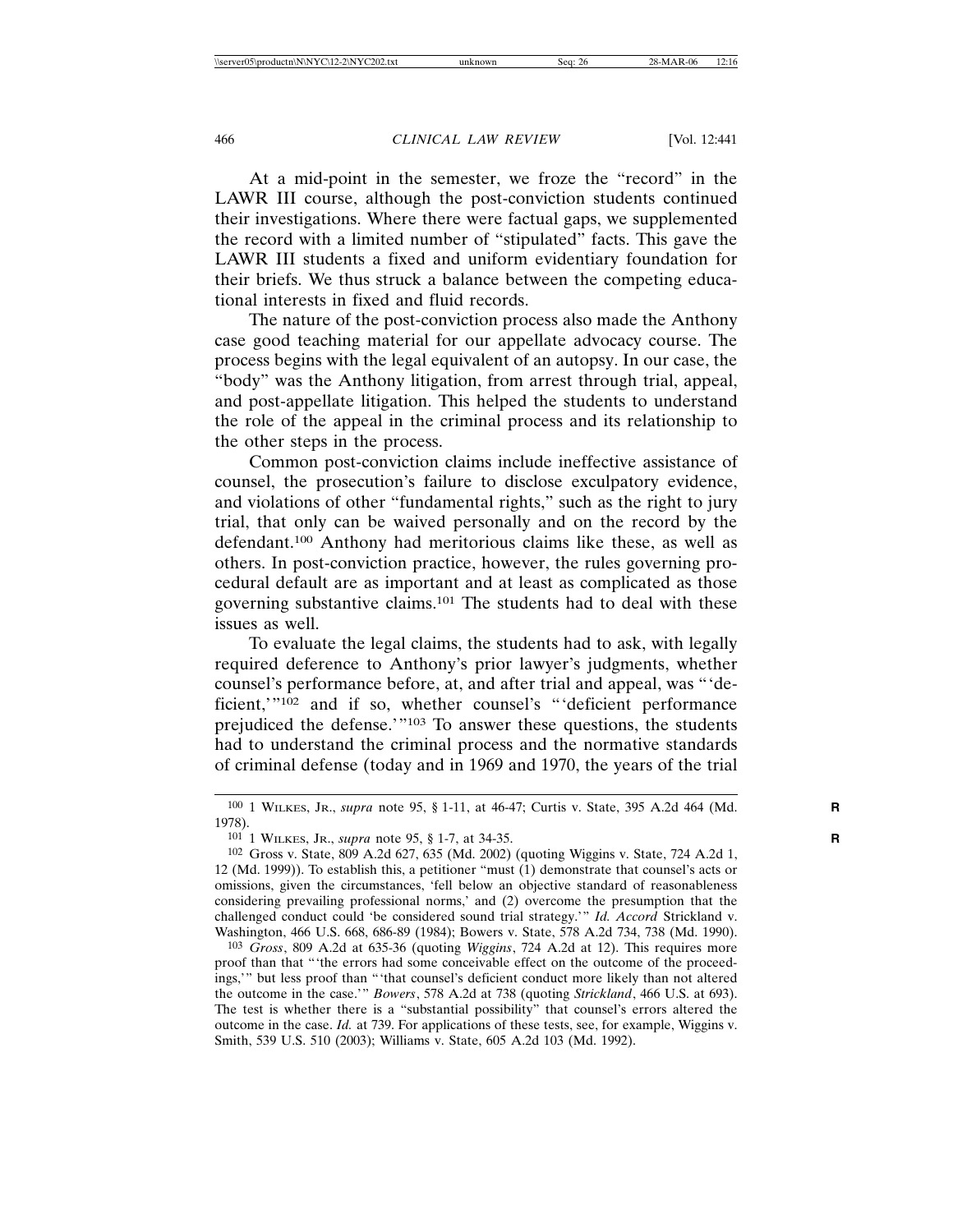At a mid-point in the semester, we froze the "record" in the LAWR III course, although the post-conviction students continued their investigations. Where there were factual gaps, we supplemented the record with a limited number of "stipulated" facts. This gave the LAWR III students a fixed and uniform evidentiary foundation for their briefs. We thus struck a balance between the competing educational interests in fixed and fluid records.

The nature of the post-conviction process also made the Anthony case good teaching material for our appellate advocacy course. The process begins with the legal equivalent of an autopsy. In our case, the "body" was the Anthony litigation, from arrest through trial, appeal, and post-appellate litigation. This helped the students to understand the role of the appeal in the criminal process and its relationship to the other steps in the process.

Common post-conviction claims include ineffective assistance of counsel, the prosecution's failure to disclose exculpatory evidence, and violations of other "fundamental rights," such as the right to jury trial, that only can be waived personally and on the record by the defendant.[100] Anthony had meritorious claims like these, as well as others. In post-conviction practice, however, the rules governing procedural default are as important and at least as complicated as those governing substantive claims.[101] The students had to deal with these issues as well.

To evaluate the legal claims, the students had to ask, with legally required deference to Anthony's prior lawyer's judgments, whether counsel's performance before, at, and after trial and appeal, was "'deficient,'"[102] and if so, whether counsel's "'deficient performance prejudiced the defense.'"[103] To answer these questions, the students had to understand the criminal process and the normative standards of criminal defense (today and in 1969 and 1970, the years of the trial

---

[100] 1 WILKES, JR., *supra* note 95, § 1-11, at 46-47; Curtis v. State, 395 A.2d 464 (Md. 1978).

[101] 1 WILKES, JR., *supra* note 95, § 1-7, at 34-35.

[102] Gross v. State, 809 A.2d 627, 635 (Md. 2002) (quoting Wiggins v. State, 724 A.2d 1, 12 (Md. 1999)). To establish this, a petitioner "must (1) demonstrate that counsel's acts or omissions, given the circumstances, 'fell below an objective standard of reasonableness considering prevailing professional norms,' and (2) overcome the presumption that the challenged conduct could 'be considered sound trial strategy.'" *Id. Accord* Strickland v. Washington, 466 U.S. 668, 686-89 (1984); Bowers v. State, 578 A.2d 734, 738 (Md. 1990).

[103] *Gross*, 809 A.2d at 635-36 (quoting *Wiggins*, 724 A.2d at 12). This requires more proof than that "'the errors had some conceivable effect on the outcome of the proceedings,'" but less proof than "'that counsel's deficient conduct more likely than not altered the outcome in the case.'" *Bowers*, 578 A.2d at 738 (quoting *Strickland*, 466 U.S. at 693). The test is whether there is a "substantial possibility" that counsel's errors altered the outcome in the case. *Id.* at 739. For applications of these tests, see, for example, Wiggins v. Smith, 539 U.S. 510 (2003); Williams v. State, 605 A.2d 103 (Md. 1992).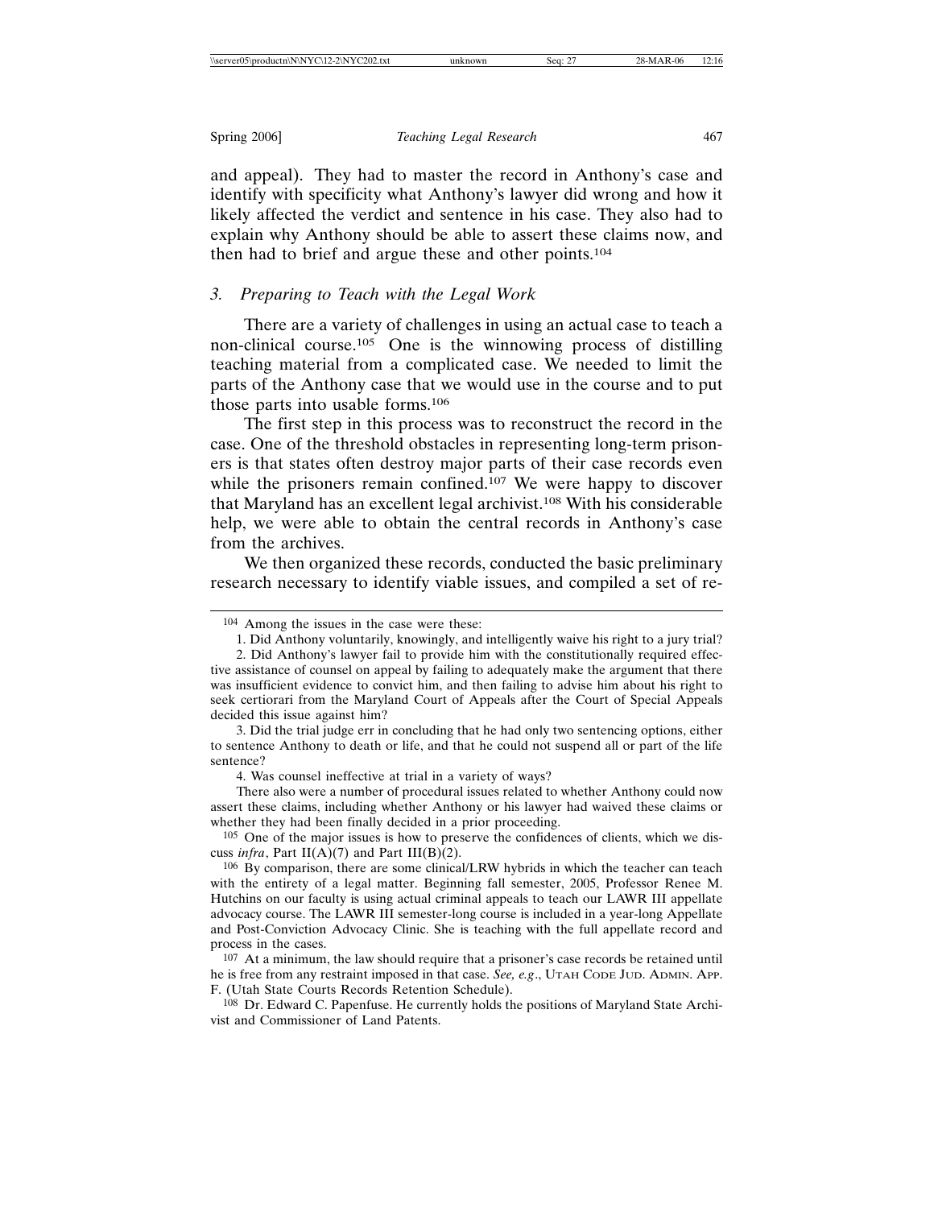and appeal). They had to master the record in Anthony's case and identify with specificity what Anthony's lawyer did wrong and how it likely affected the verdict and sentence in his case. They also had to explain why Anthony should be able to assert these claims now, and then had to brief and argue these and other points.[104]

### 3. *Preparing to Teach with the Legal Work*

There are a variety of challenges in using an actual case to teach a non-clinical course.[105] One is the winnowing process of distilling teaching material from a complicated case. We needed to limit the parts of the Anthony case that we would use in the course and to put those parts into usable forms.[106]

The first step in this process was to reconstruct the record in the case. One of the threshold obstacles in representing long-term prisoners is that states often destroy major parts of their case records even while the prisoners remain confined.[107] We were happy to discover that Maryland has an excellent legal archivist.[108] With his considerable help, we were able to obtain the central records in Anthony's case from the archives.

We then organized these records, conducted the basic preliminary research necessary to identify viable issues, and compiled a set of re-

---

[104] Among the issues in the case were these:

1. Did Anthony voluntarily, knowingly, and intelligently waive his right to a jury trial?

2. Did Anthony's lawyer fail to provide him with the constitutionally required effective assistance of counsel on appeal by failing to adequately make the argument that there was insufficient evidence to convict him, and then failing to advise him about his right to seek certiorari from the Maryland Court of Appeals after the Court of Special Appeals decided this issue against him?

3. Did the trial judge err in concluding that he had only two sentencing options, either to sentence Anthony to death or life, and that he could not suspend all or part of the life sentence?

4. Was counsel ineffective at trial in a variety of ways?

There also were a number of procedural issues related to whether Anthony could now assert these claims, including whether Anthony or his lawyer had waived these claims or whether they had been finally decided in a prior proceeding.

[105] One of the major issues is how to preserve the confidences of clients, which we discuss *infra*, Part II(A)(7) and Part III(B)(2).

[106] By comparison, there are some clinical/LRW hybrids in which the teacher can teach with the entirety of a legal matter. Beginning fall semester, 2005, Professor Renee M. Hutchins on our faculty is using actual criminal appeals to teach our LAWR III appellate advocacy course. The LAWR III semester-long course is included in a year-long Appellate and Post-Conviction Advocacy Clinic. She is teaching with the full appellate record and process in the cases.

[107] At a minimum, the law should require that a prisoner's case records be retained until he is free from any restraint imposed in that case. *See, e.g*., UTAH CODE JUD. ADMIN. APP. F. (Utah State Courts Records Retention Schedule).

[108] Dr. Edward C. Papenfuse. He currently holds the positions of Maryland State Archivist and Commissioner of Land Patents.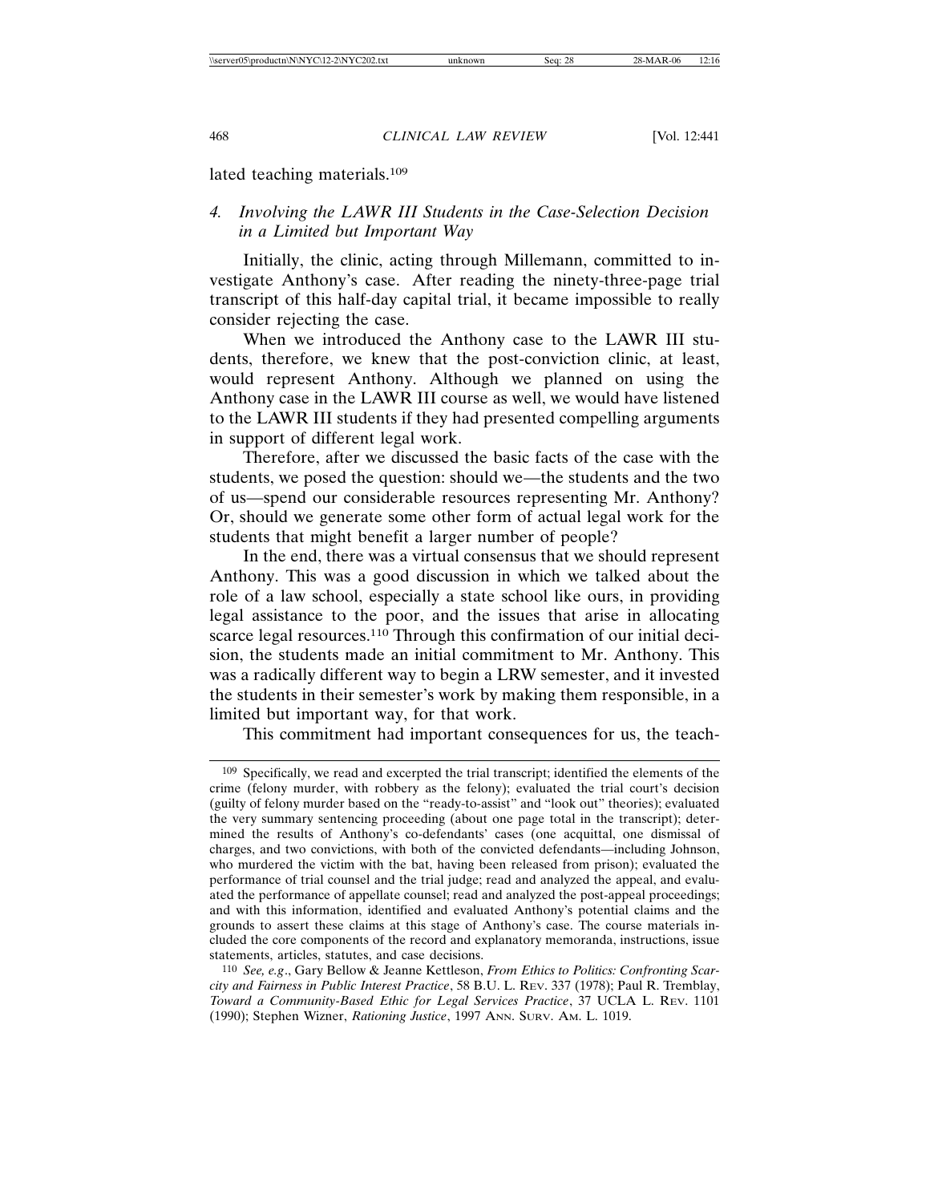lated teaching materials.[109]

### 4. *Involving the LAWR III Students in the Case-Selection Decision in a Limited but Important Way*

Initially, the clinic, acting through Millemann, committed to investigate Anthony's case. After reading the ninety-three-page trial transcript of this half-day capital trial, it became impossible to really consider rejecting the case.

When we introduced the Anthony case to the LAWR III students, therefore, we knew that the post-conviction clinic, at least, would represent Anthony. Although we planned on using the Anthony case in the LAWR III course as well, we would have listened to the LAWR III students if they had presented compelling arguments in support of different legal work.

Therefore, after we discussed the basic facts of the case with the students, we posed the question: should we—the students and the two of us—spend our considerable resources representing Mr. Anthony? Or, should we generate some other form of actual legal work for the students that might benefit a larger number of people?

In the end, there was a virtual consensus that we should represent Anthony. This was a good discussion in which we talked about the role of a law school, especially a state school like ours, in providing legal assistance to the poor, and the issues that arise in allocating scarce legal resources.[110] Through this confirmation of our initial decision, the students made an initial commitment to Mr. Anthony. This was a radically different way to begin a LRW semester, and it invested the students in their semester's work by making them responsible, in a limited but important way, for that work.

This commitment had important consequences for us, the teach-

---

[109] Specifically, we read and excerpted the trial transcript; identified the elements of the crime (felony murder, with robbery as the felony); evaluated the trial court's decision (guilty of felony murder based on the "ready-to-assist" and "look out" theories); evaluated the very summary sentencing proceeding (about one page total in the transcript); determined the results of Anthony's co-defendants' cases (one acquittal, one dismissal of charges, and two convictions, with both of the convicted defendants—including Johnson, who murdered the victim with the bat, having been released from prison); evaluated the performance of trial counsel and the trial judge; read and analyzed the appeal, and evaluated the performance of appellate counsel; read and analyzed the post-appeal proceedings; and with this information, identified and evaluated Anthony's potential claims and the grounds to assert these claims at this stage of Anthony's case. The course materials included the core components of the record and explanatory memoranda, instructions, issue statements, articles, statutes, and case decisions.

[110] *See, e.g*., Gary Bellow & Jeanne Kettleson, *From Ethics to Politics: Confronting Scarcity and Fairness in Public Interest Practice*, 58 B.U. L. Rev. 337 (1978); Paul R. Tremblay, *Toward a Community-Based Ethic for Legal Services Practice*, 37 UCLA L. Rev. 1101 (1990); Stephen Wizner, *Rationing Justice*, 1997 Ann. Surv. Am. L. 1019.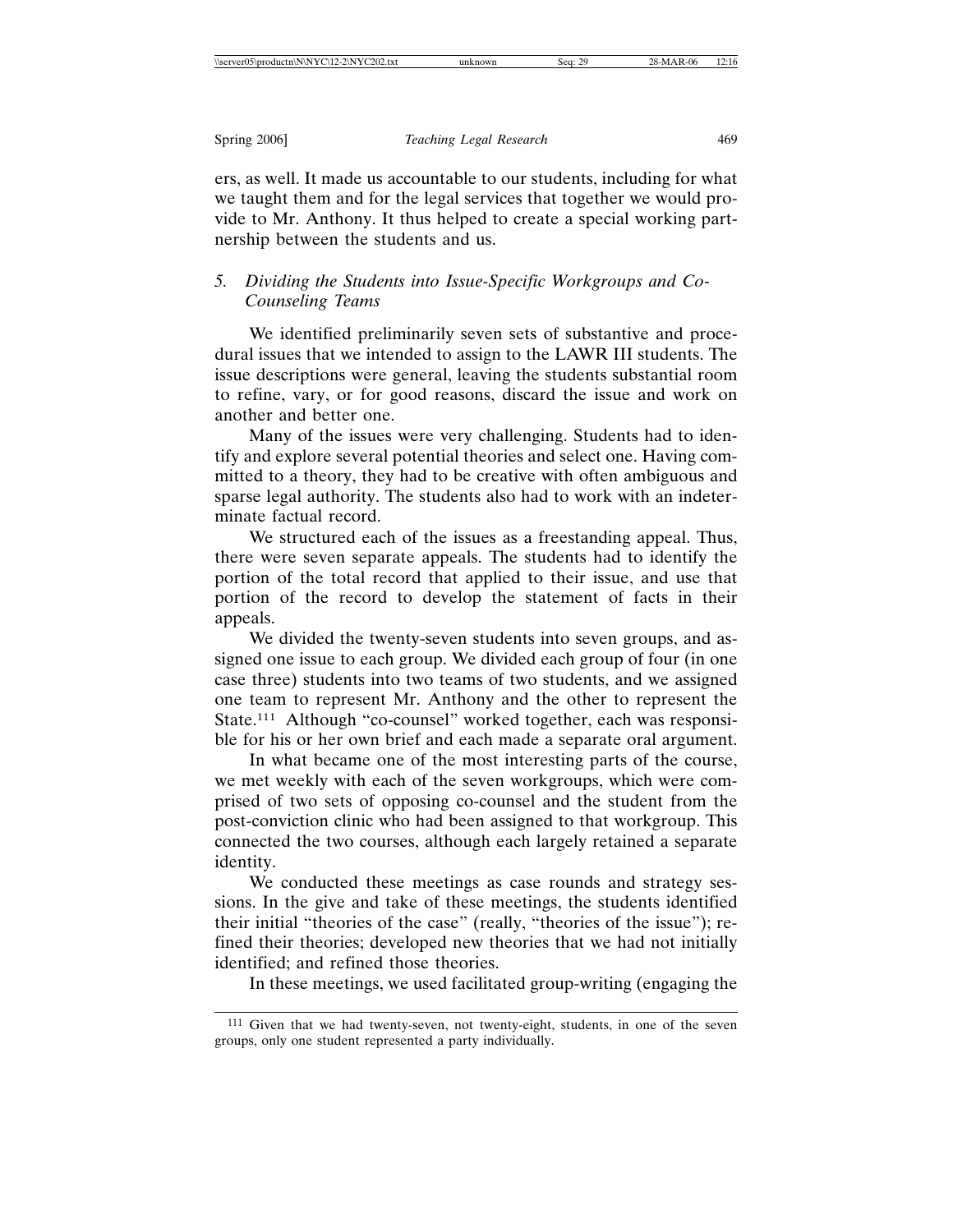ers, as well. It made us accountable to our students, including for what we taught them and for the legal services that together we would provide to Mr. Anthony. It thus helped to create a special working partnership between the students and us.

### *5. Dividing the Students into Issue-Specific Workgroups and Co-Counseling Teams*

We identified preliminarily seven sets of substantive and procedural issues that we intended to assign to the LAWR III students. The issue descriptions were general, leaving the students substantial room to refine, vary, or for good reasons, discard the issue and work on another and better one.

Many of the issues were very challenging. Students had to identify and explore several potential theories and select one. Having committed to a theory, they had to be creative with often ambiguous and sparse legal authority. The students also had to work with an indeterminate factual record.

We structured each of the issues as a freestanding appeal. Thus, there were seven separate appeals. The students had to identify the portion of the total record that applied to their issue, and use that portion of the record to develop the statement of facts in their appeals.

We divided the twenty-seven students into seven groups, and assigned one issue to each group. We divided each group of four (in one case three) students into two teams of two students, and we assigned one team to represent Mr. Anthony and the other to represent the State.[111] Although "co-counsel" worked together, each was responsible for his or her own brief and each made a separate oral argument.

In what became one of the most interesting parts of the course, we met weekly with each of the seven workgroups, which were comprised of two sets of opposing co-counsel and the student from the post-conviction clinic who had been assigned to that workgroup. This connected the two courses, although each largely retained a separate identity.

We conducted these meetings as case rounds and strategy sessions. In the give and take of these meetings, the students identified their initial "theories of the case" (really, "theories of the issue"); refined their theories; developed new theories that we had not initially identified; and refined those theories.

In these meetings, we used facilitated group-writing (engaging the

---

[111] Given that we had twenty-seven, not twenty-eight, students, in one of the seven groups, only one student represented a party individually.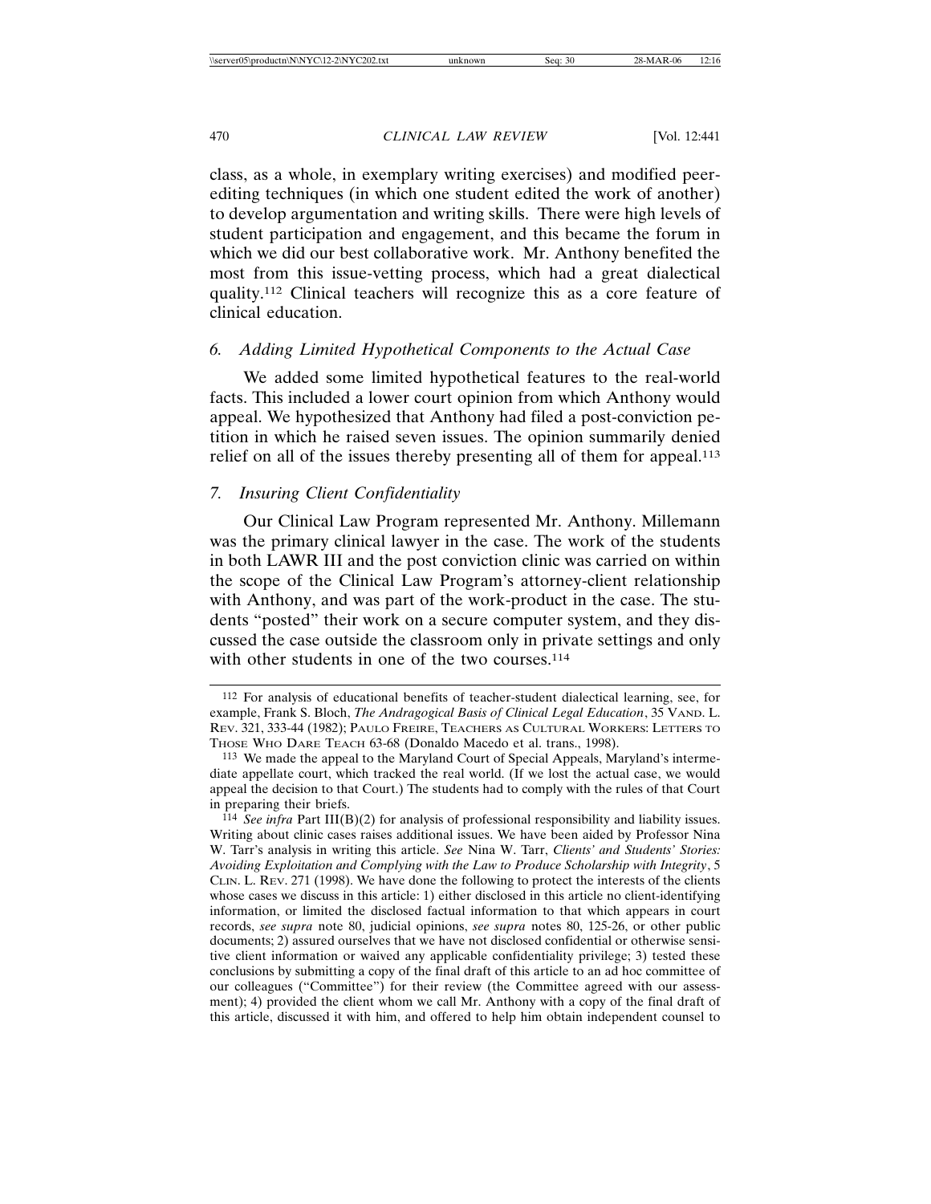class, as a whole, in exemplary writing exercises) and modified peer-editing techniques (in which one student edited the work of another) to develop argumentation and writing skills. There were high levels of student participation and engagement, and this became the forum in which we did our best collaborative work. Mr. Anthony benefited the most from this issue-vetting process, which had a great dialectical quality.[112] Clinical teachers will recognize this as a core feature of clinical education.

### 6. *Adding Limited Hypothetical Components to the Actual Case*

We added some limited hypothetical features to the real-world facts. This included a lower court opinion from which Anthony would appeal. We hypothesized that Anthony had filed a post-conviction petition in which he raised seven issues. The opinion summarily denied relief on all of the issues thereby presenting all of them for appeal.[113]

### 7. *Insuring Client Confidentiality*

Our Clinical Law Program represented Mr. Anthony. Millemann was the primary clinical lawyer in the case. The work of the students in both LAWR III and the post conviction clinic was carried on within the scope of the Clinical Law Program's attorney-client relationship with Anthony, and was part of the work-product in the case. The students "posted" their work on a secure computer system, and they discussed the case outside the classroom only in private settings and only with other students in one of the two courses.[114]

---

112 For analysis of educational benefits of teacher-student dialectical learning, see, for example, Frank S. Bloch, *The Andragogical Basis of Clinical Legal Education*, 35 VAND. L. REV. 321, 333-44 (1982); PAULO FREIRE, TEACHERS AS CULTURAL WORKERS: LETTERS TO THOSE WHO DARE TEACH 63-68 (Donaldo Macedo et al. trans., 1998).

113 We made the appeal to the Maryland Court of Special Appeals, Maryland's intermediate appellate court, which tracked the real world. (If we lost the actual case, we would appeal the decision to that Court.) The students had to comply with the rules of that Court in preparing their briefs.

114 *See infra* Part III(B)(2) for analysis of professional responsibility and liability issues. Writing about clinic cases raises additional issues. We have been aided by Professor Nina W. Tarr's analysis in writing this article. *See* Nina W. Tarr, *Clients' and Students' Stories: Avoiding Exploitation and Complying with the Law to Produce Scholarship with Integrity*, 5 CLIN. L. REV. 271 (1998). We have done the following to protect the interests of the clients whose cases we discuss in this article: 1) either disclosed in this article no client-identifying information, or limited the disclosed factual information to that which appears in court records, *see supra* note 80, judicial opinions, *see supra* notes 80, 125-26, or other public documents; 2) assured ourselves that we have not disclosed confidential or otherwise sensitive client information or waived any applicable confidentiality privilege; 3) tested these conclusions by submitting a copy of the final draft of this article to an ad hoc committee of our colleagues ("Committee") for their review (the Committee agreed with our assessment); 4) provided the client whom we call Mr. Anthony with a copy of the final draft of this article, discussed it with him, and offered to help him obtain independent counsel to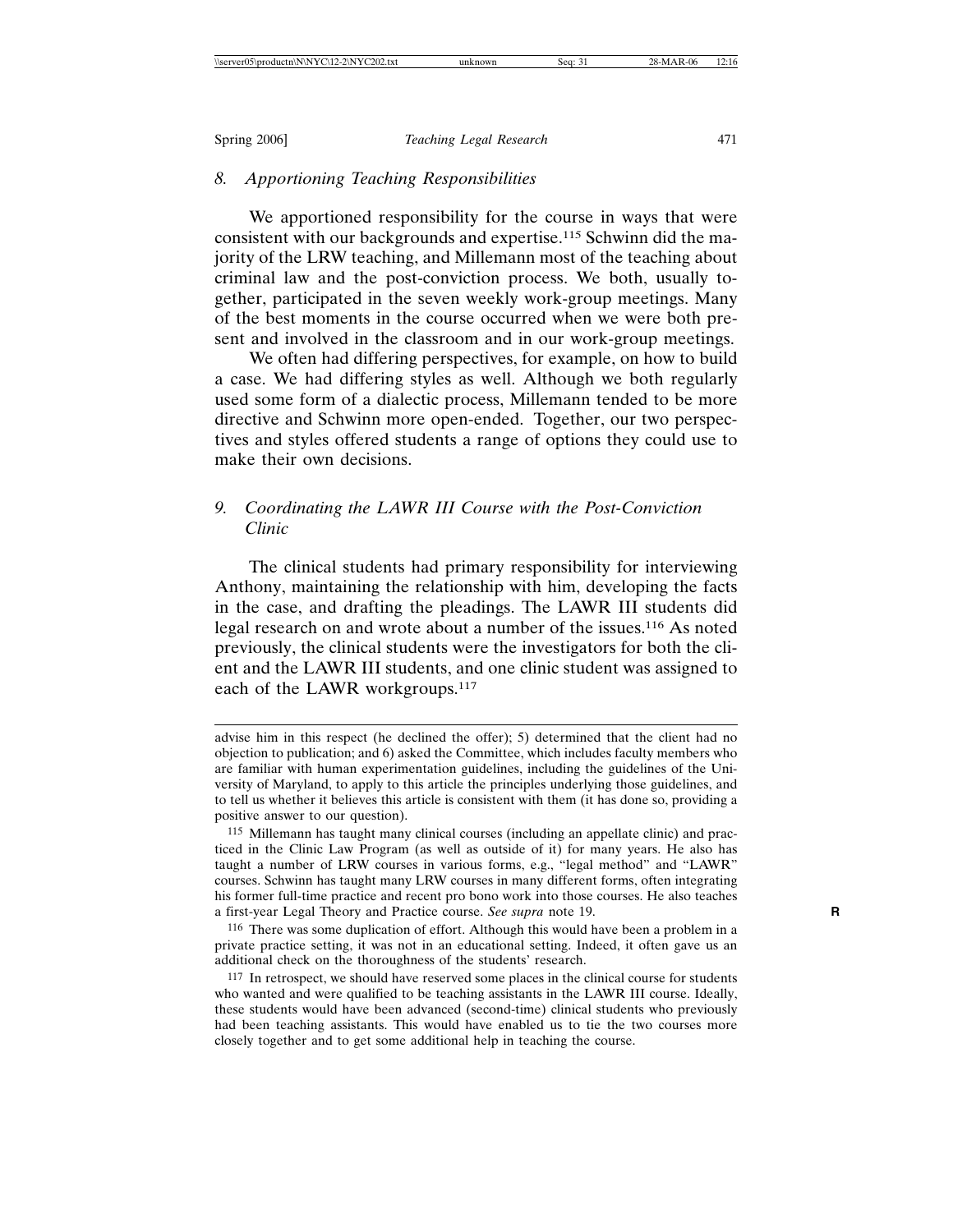### 8. *Apportioning Teaching Responsibilities*

We apportioned responsibility for the course in ways that were consistent with our backgrounds and expertise.[115] Schwinn did the majority of the LRW teaching, and Millemann most of the teaching about criminal law and the post-conviction process. We both, usually together, participated in the seven weekly work-group meetings. Many of the best moments in the course occurred when we were both present and involved in the classroom and in our work-group meetings.

We often had differing perspectives, for example, on how to build a case. We had differing styles as well. Although we both regularly used some form of a dialectic process, Millemann tended to be more directive and Schwinn more open-ended. Together, our two perspectives and styles offered students a range of options they could use to make their own decisions.

### 9. *Coordinating the LAWR III Course with the Post-Conviction Clinic*

The clinical students had primary responsibility for interviewing Anthony, maintaining the relationship with him, developing the facts in the case, and drafting the pleadings. The LAWR III students did legal research on and wrote about a number of the issues.[116] As noted previously, the clinical students were the investigators for both the client and the LAWR III students, and one clinic student was assigned to each of the LAWR workgroups.[117]

---

advise him in this respect (he declined the offer); 5) determined that the client had no objection to publication; and 6) asked the Committee, which includes faculty members who are familiar with human experimentation guidelines, including the guidelines of the University of Maryland, to apply to this article the principles underlying those guidelines, and to tell us whether it believes this article is consistent with them (it has done so, providing a positive answer to our question).

115 Millemann has taught many clinical courses (including an appellate clinic) and practiced in the Clinic Law Program (as well as outside of it) for many years. He also has taught a number of LRW courses in various forms, e.g., "legal method" and "LAWR" courses. Schwinn has taught many LRW courses in many different forms, often integrating his former full-time practice and recent pro bono work into those courses. He also teaches a first-year Legal Theory and Practice course. *See supra* note 19.

116 There was some duplication of effort. Although this would have been a problem in a private practice setting, it was not in an educational setting. Indeed, it often gave us an additional check on the thoroughness of the students' research.

117 In retrospect, we should have reserved some places in the clinical course for students who wanted and were qualified to be teaching assistants in the LAWR III course. Ideally, these students would have been advanced (second-time) clinical students who previously had been teaching assistants. This would have enabled us to tie the two courses more closely together and to get some additional help in teaching the course.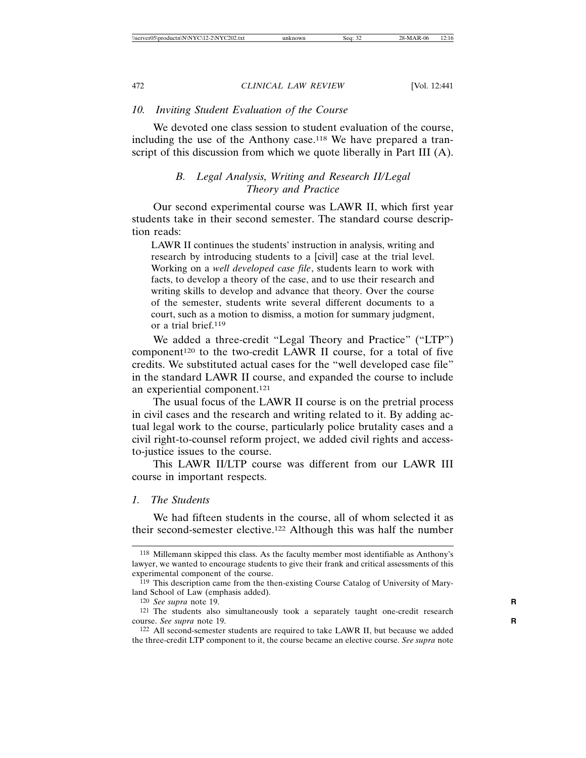### 10. *Inviting Student Evaluation of the Course*

We devoted one class session to student evaluation of the course, including the use of the Anthony case.[118] We have prepared a transcript of this discussion from which we quote liberally in Part III (A).

## B. *Legal Analysis, Writing and Research II/Legal Theory and Practice*

Our second experimental course was LAWR II, which first year students take in their second semester. The standard course description reads:

> LAWR II continues the students' instruction in analysis, writing and research by introducing students to a [civil] case at the trial level. Working on a *well developed case file*, students learn to work with facts, to develop a theory of the case, and to use their research and writing skills to develop and advance that theory. Over the course of the semester, students write several different documents to a court, such as a motion to dismiss, a motion for summary judgment, or a trial brief.[119]

We added a three-credit "Legal Theory and Practice" ("LTP") component[120] to the two-credit LAWR II course, for a total of five credits. We substituted actual cases for the "well developed case file" in the standard LAWR II course, and expanded the course to include an experiential component.[121]

The usual focus of the LAWR II course is on the pretrial process in civil cases and the research and writing related to it. By adding actual legal work to the course, particularly police brutality cases and a civil right-to-counsel reform project, we added civil rights and access-to-justice issues to the course.

This LAWR II/LTP course was different from our LAWR III course in important respects.

### 1. *The Students*

We had fifteen students in the course, all of whom selected it as their second-semester elective.[122] Although this was half the number

---

[118] Millemann skipped this class. As the faculty member most identifiable as Anthony's lawyer, we wanted to encourage students to give their frank and critical assessments of this experimental component of the course.

[119] This description came from the then-existing Course Catalog of University of Maryland School of Law (emphasis added).

[120] *See supra* note 19.

[121] The students also simultaneously took a separately taught one-credit research course. *See supra* note 19.

[122] All second-semester students are required to take LAWR II, but because we added the three-credit LTP component to it, the course became an elective course. *See supra* note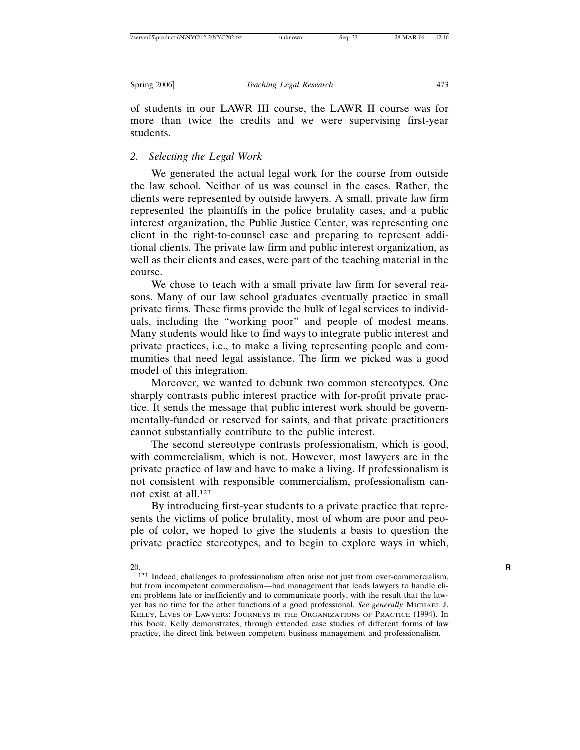of students in our LAWR III course, the LAWR II course was for more than twice the credits and we were supervising first-year students.

### 2. *Selecting the Legal Work*

We generated the actual legal work for the course from outside the law school. Neither of us was counsel in the cases. Rather, the clients were represented by outside lawyers. A small, private law firm represented the plaintiffs in the police brutality cases, and a public interest organization, the Public Justice Center, was representing one client in the right-to-counsel case and preparing to represent additional clients. The private law firm and public interest organization, as well as their clients and cases, were part of the teaching material in the course.

We chose to teach with a small private law firm for several reasons. Many of our law school graduates eventually practice in small private firms. These firms provide the bulk of legal services to individuals, including the "working poor" and people of modest means. Many students would like to find ways to integrate public interest and private practices, i.e., to make a living representing people and communities that need legal assistance. The firm we picked was a good model of this integration.

Moreover, we wanted to debunk two common stereotypes. One sharply contrasts public interest practice with for-profit private practice. It sends the message that public interest work should be governmentally-funded or reserved for saints, and that private practitioners cannot substantially contribute to the public interest.

The second stereotype contrasts professionalism, which is good, with commercialism, which is not. However, most lawyers are in the private practice of law and have to make a living. If professionalism is not consistent with responsible commercialism, professionalism cannot exist at all.[123]

By introducing first-year students to a private practice that represents the victims of police brutality, most of whom are poor and people of color, we hoped to give the students a basis to question the private practice stereotypes, and to begin to explore ways in which,

---

20.

[123] Indeed, challenges to professionalism often arise not just from over-commercialism, but from incompetent commercialism—bad management that leads lawyers to handle client problems late or inefficiently and to communicate poorly, with the result that the lawyer has no time for the other functions of a good professional. *See generally* MICHAEL J. KELLY, LIVES OF LAWYERS: JOURNEYS IN THE ORGANIZATIONS OF PRACTICE (1994). In this book, Kelly demonstrates, through extended case studies of different forms of law practice, the direct link between competent business management and professionalism.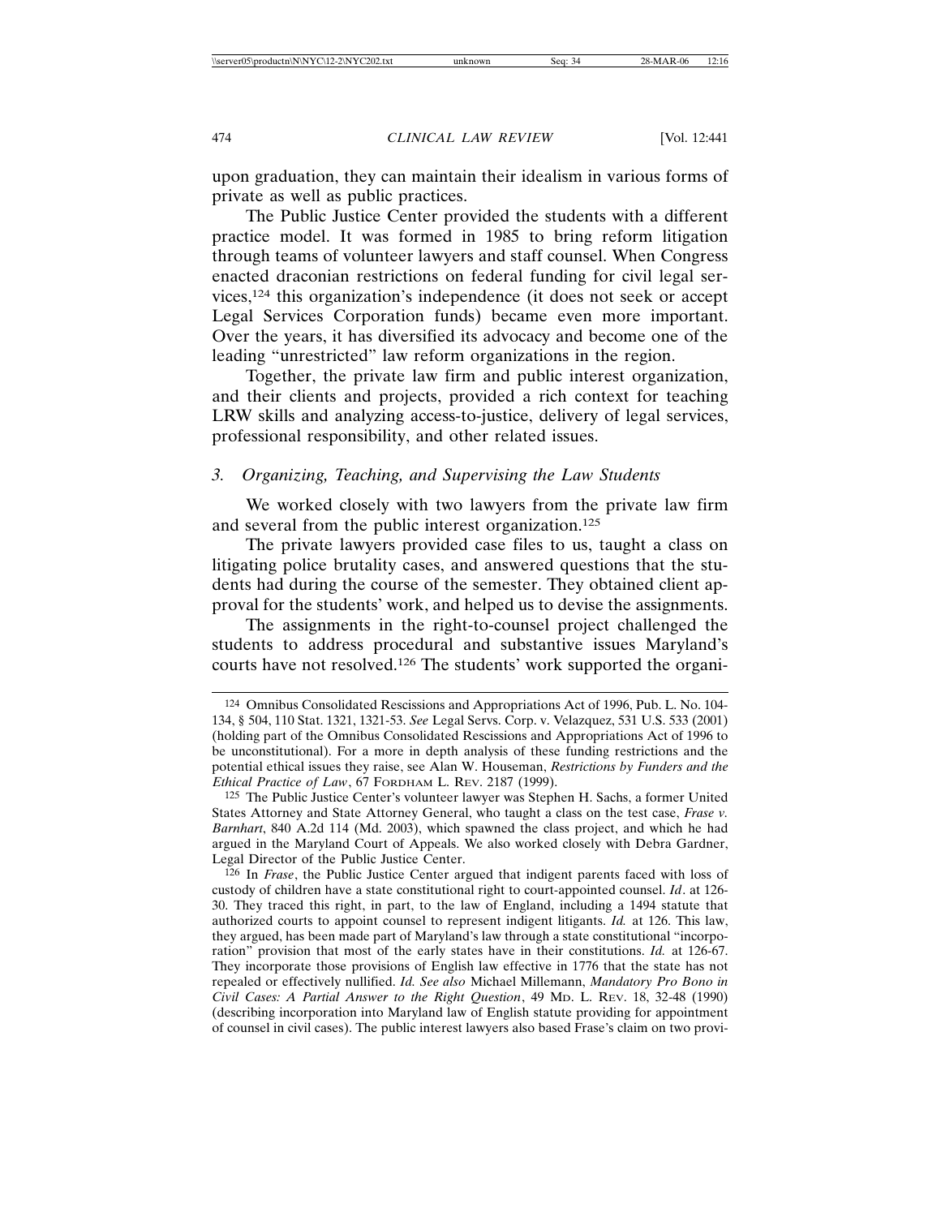upon graduation, they can maintain their idealism in various forms of private as well as public practices.

The Public Justice Center provided the students with a different practice model. It was formed in 1985 to bring reform litigation through teams of volunteer lawyers and staff counsel. When Congress enacted draconian restrictions on federal funding for civil legal services,[124] this organization's independence (it does not seek or accept Legal Services Corporation funds) became even more important. Over the years, it has diversified its advocacy and become one of the leading "unrestricted" law reform organizations in the region.

Together, the private law firm and public interest organization, and their clients and projects, provided a rich context for teaching LRW skills and analyzing access-to-justice, delivery of legal services, professional responsibility, and other related issues.

### 3. *Organizing, Teaching, and Supervising the Law Students*

We worked closely with two lawyers from the private law firm and several from the public interest organization.[125]

The private lawyers provided case files to us, taught a class on litigating police brutality cases, and answered questions that the students had during the course of the semester. They obtained client approval for the students' work, and helped us to devise the assignments.

The assignments in the right-to-counsel project challenged the students to address procedural and substantive issues Maryland's courts have not resolved.[126] The students' work supported the organi-

---

[124] Omnibus Consolidated Rescissions and Appropriations Act of 1996, Pub. L. No. 104-134, § 504, 110 Stat. 1321, 1321-53. *See* Legal Servs. Corp. v. Velazquez, 531 U.S. 533 (2001) (holding part of the Omnibus Consolidated Rescissions and Appropriations Act of 1996 to be unconstitutional). For a more in depth analysis of these funding restrictions and the potential ethical issues they raise, see Alan W. Houseman, *Restrictions by Funders and the Ethical Practice of Law*, 67 FORDHAM L. REV. 2187 (1999).

[125] The Public Justice Center's volunteer lawyer was Stephen H. Sachs, a former United States Attorney and State Attorney General, who taught a class on the test case, *Frase v. Barnhart*, 840 A.2d 114 (Md. 2003), which spawned the class project, and which he had argued in the Maryland Court of Appeals. We also worked closely with Debra Gardner, Legal Director of the Public Justice Center.

[126] In *Frase*, the Public Justice Center argued that indigent parents faced with loss of custody of children have a state constitutional right to court-appointed counsel. *Id*. at 126-30. They traced this right, in part, to the law of England, including a 1494 statute that authorized courts to appoint counsel to represent indigent litigants. *Id.* at 126. This law, they argued, has been made part of Maryland's law through a state constitutional "incorporation" provision that most of the early states have in their constitutions. *Id.* at 126-67. They incorporate those provisions of English law effective in 1776 that the state has not repealed or effectively nullified. *Id. See also* Michael Millemann, *Mandatory Pro Bono in Civil Cases: A Partial Answer to the Right Question*, 49 MD. L. REV. 18, 32-48 (1990) (describing incorporation into Maryland law of English statute providing for appointment of counsel in civil cases). The public interest lawyers also based Frase's claim on two provi-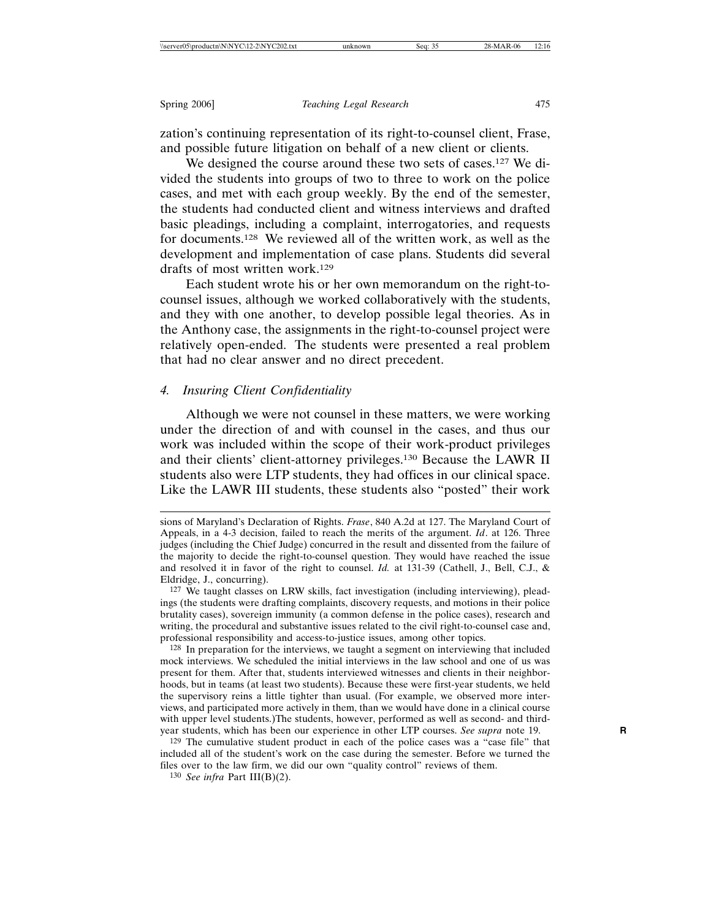zation's continuing representation of its right-to-counsel client, Frase, and possible future litigation on behalf of a new client or clients.

We designed the course around these two sets of cases.[127] We divided the students into groups of two to three to work on the police cases, and met with each group weekly. By the end of the semester, the students had conducted client and witness interviews and drafted basic pleadings, including a complaint, interrogatories, and requests for documents.[128] We reviewed all of the written work, as well as the development and implementation of case plans. Students did several drafts of most written work.[129]

Each student wrote his or her own memorandum on the right-to-counsel issues, although we worked collaboratively with the students, and they with one another, to develop possible legal theories. As in the Anthony case, the assignments in the right-to-counsel project were relatively open-ended. The students were presented a real problem that had no clear answer and no direct precedent.

#### 4. *Insuring Client Confidentiality*

Although we were not counsel in these matters, we were working under the direction of and with counsel in the cases, and thus our work was included within the scope of their work-product privileges and their clients' client-attorney privileges.[130] Because the LAWR II students also were LTP students, they had offices in our clinical space. Like the LAWR III students, these students also "posted" their work

---

sions of Maryland's Declaration of Rights. *Frase*, 840 A.2d at 127. The Maryland Court of Appeals, in a 4-3 decision, failed to reach the merits of the argument. *Id*. at 126. Three judges (including the Chief Judge) concurred in the result and dissented from the failure of the majority to decide the right-to-counsel question. They would have reached the issue and resolved it in favor of the right to counsel. *Id.* at 131-39 (Cathell, J., Bell, C.J., & Eldridge, J., concurring).

[127] We taught classes on LRW skills, fact investigation (including interviewing), pleadings (the students were drafting complaints, discovery requests, and motions in their police brutality cases), sovereign immunity (a common defense in the police cases), research and writing, the procedural and substantive issues related to the civil right-to-counsel case and, professional responsibility and access-to-justice issues, among other topics.

[128] In preparation for the interviews, we taught a segment on interviewing that included mock interviews. We scheduled the initial interviews in the law school and one of us was present for them. After that, students interviewed witnesses and clients in their neighborhoods, but in teams (at least two students). Because these were first-year students, we held the supervisory reins a little tighter than usual. (For example, we observed more interviews, and participated more actively in them, than we would have done in a clinical course with upper level students.)The students, however, performed as well as second- and third-year students, which has been our experience in other LTP courses. *See supra* note 19.

[129] The cumulative student product in each of the police cases was a "case file" that included all of the student's work on the case during the semester. Before we turned the files over to the law firm, we did our own "quality control" reviews of them.

[130] *See infra* Part III(B)(2).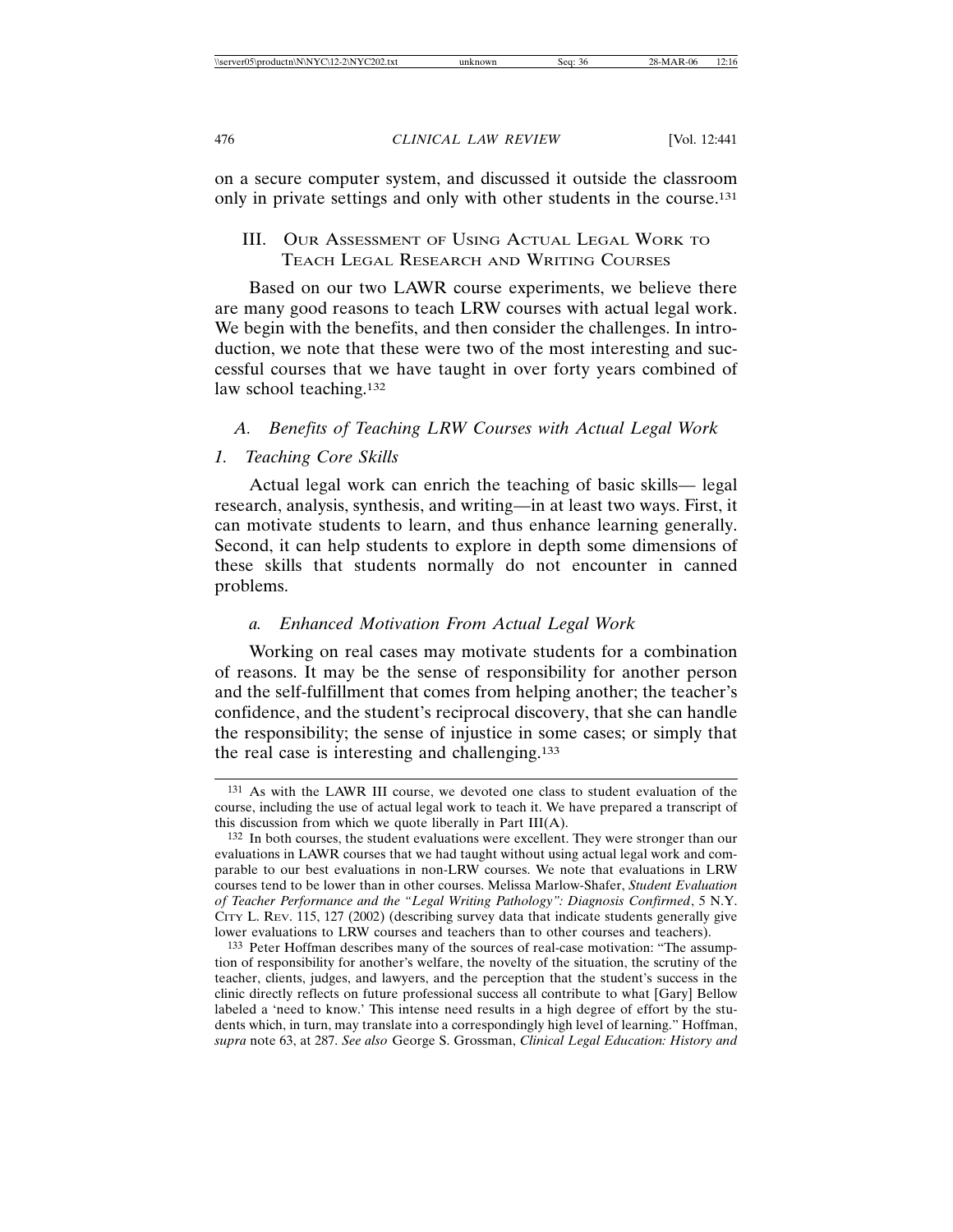on a secure computer system, and discussed it outside the classroom only in private settings and only with other students in the course.[131]

## III. Our Assessment of Using Actual Legal Work to Teach Legal Research and Writing Courses

Based on our two LAWR course experiments, we believe there are many good reasons to teach LRW courses with actual legal work. We begin with the benefits, and then consider the challenges. In introduction, we note that these were two of the most interesting and successful courses that we have taught in over forty years combined of law school teaching.[132]

### *A. Benefits of Teaching LRW Courses with Actual Legal Work*

#### *1. Teaching Core Skills*

Actual legal work can enrich the teaching of basic skills— legal research, analysis, synthesis, and writing—in at least two ways. First, it can motivate students to learn, and thus enhance learning generally. Second, it can help students to explore in depth some dimensions of these skills that students normally do not encounter in canned problems.

##### *a. Enhanced Motivation From Actual Legal Work*

Working on real cases may motivate students for a combination of reasons. It may be the sense of responsibility for another person and the self-fulfillment that comes from helping another; the teacher's confidence, and the student's reciprocal discovery, that she can handle the responsibility; the sense of injustice in some cases; or simply that the real case is interesting and challenging.[133]

---

[131] As with the LAWR III course, we devoted one class to student evaluation of the course, including the use of actual legal work to teach it. We have prepared a transcript of this discussion from which we quote liberally in Part III(A).

[132] In both courses, the student evaluations were excellent. They were stronger than our evaluations in LAWR courses that we had taught without using actual legal work and comparable to our best evaluations in non-LRW courses. We note that evaluations in LRW courses tend to be lower than in other courses. Melissa Marlow-Shafer, *Student Evaluation of Teacher Performance and the "Legal Writing Pathology": Diagnosis Confirmed*, 5 N.Y. City L. Rev. 115, 127 (2002) (describing survey data that indicate students generally give lower evaluations to LRW courses and teachers than to other courses and teachers).

[133] Peter Hoffman describes many of the sources of real-case motivation: "The assumption of responsibility for another's welfare, the novelty of the situation, the scrutiny of the teacher, clients, judges, and lawyers, and the perception that the student's success in the clinic directly reflects on future professional success all contribute to what [Gary] Bellow labeled a 'need to know.' This intense need results in a high degree of effort by the students which, in turn, may translate into a correspondingly high level of learning." Hoffman, *supra* note 63, at 287. *See also* George S. Grossman, *Clinical Legal Education: History and*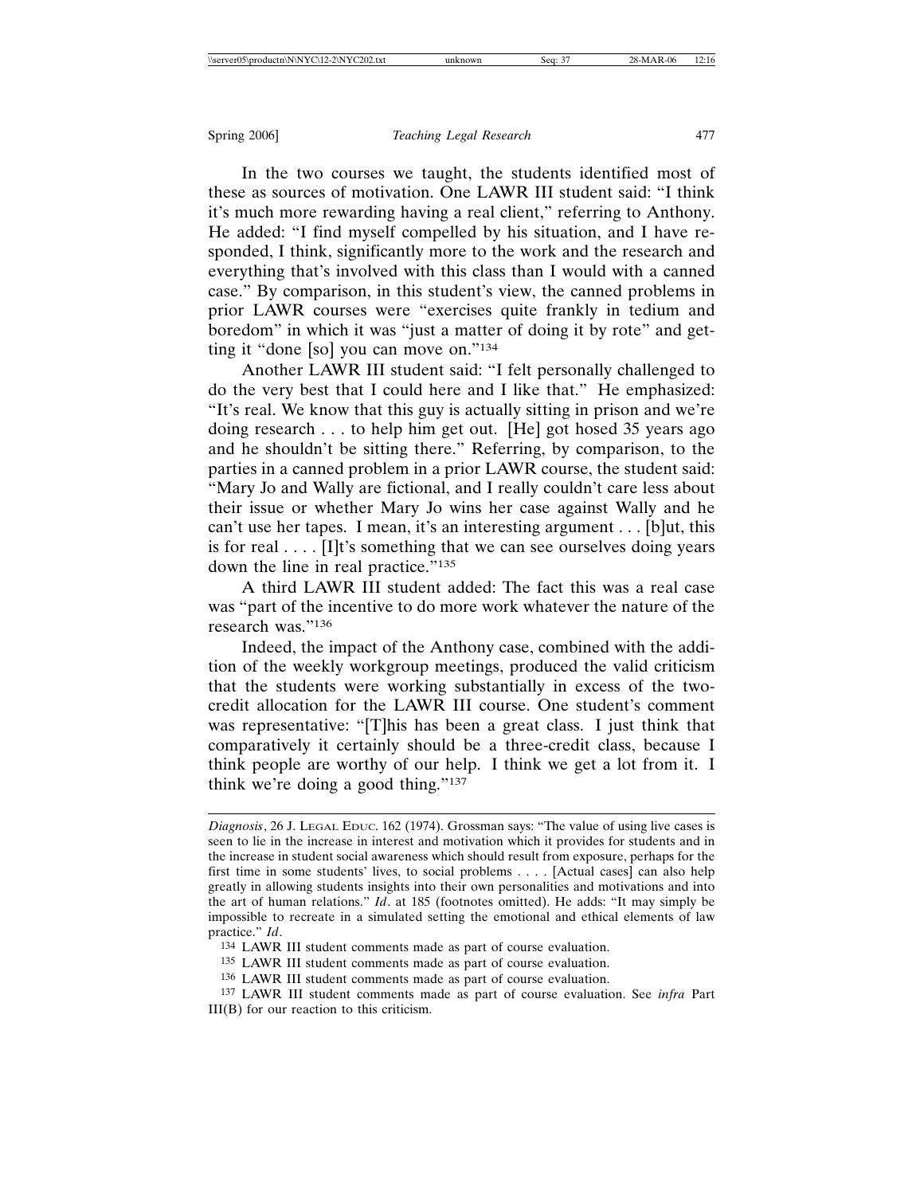In the two courses we taught, the students identified most of these as sources of motivation. One LAWR III student said: "I think it's much more rewarding having a real client," referring to Anthony. He added: "I find myself compelled by his situation, and I have responded, I think, significantly more to the work and the research and everything that's involved with this class than I would with a canned case." By comparison, in this student's view, the canned problems in prior LAWR courses were "exercises quite frankly in tedium and boredom" in which it was "just a matter of doing it by rote" and getting it "done [so] you can move on."[134]

Another LAWR III student said: "I felt personally challenged to do the very best that I could here and I like that." He emphasized: "It's real. We know that this guy is actually sitting in prison and we're doing research . . . to help him get out. [He] got hosed 35 years ago and he shouldn't be sitting there." Referring, by comparison, to the parties in a canned problem in a prior LAWR course, the student said: "Mary Jo and Wally are fictional, and I really couldn't care less about their issue or whether Mary Jo wins her case against Wally and he can't use her tapes. I mean, it's an interesting argument . . . [b]ut, this is for real . . . . [I]t's something that we can see ourselves doing years down the line in real practice."[135]

A third LAWR III student added: The fact this was a real case was "part of the incentive to do more work whatever the nature of the research was."[136]

Indeed, the impact of the Anthony case, combined with the addition of the weekly workgroup meetings, produced the valid criticism that the students were working substantially in excess of the two-credit allocation for the LAWR III course. One student's comment was representative: "[T]his has been a great class. I just think that comparatively it certainly should be a three-credit class, because I think people are worthy of our help. I think we get a lot from it. I think we're doing a good thing."[137]

---

*Diagnosis*, 26 J. LEGAL EDUC. 162 (1974). Grossman says: "The value of using live cases is seen to lie in the increase in interest and motivation which it provides for students and in the increase in student social awareness which should result from exposure, perhaps for the first time in some students' lives, to social problems . . . . [Actual cases] can also help greatly in allowing students insights into their own personalities and motivations and into the art of human relations." *Id*. at 185 (footnotes omitted). He adds: "It may simply be impossible to recreate in a simulated setting the emotional and ethical elements of law practice." *Id*.

[134] LAWR III student comments made as part of course evaluation.

[135] LAWR III student comments made as part of course evaluation.

[136] LAWR III student comments made as part of course evaluation.

[137] LAWR III student comments made as part of course evaluation. See *infra* Part III(B) for our reaction to this criticism.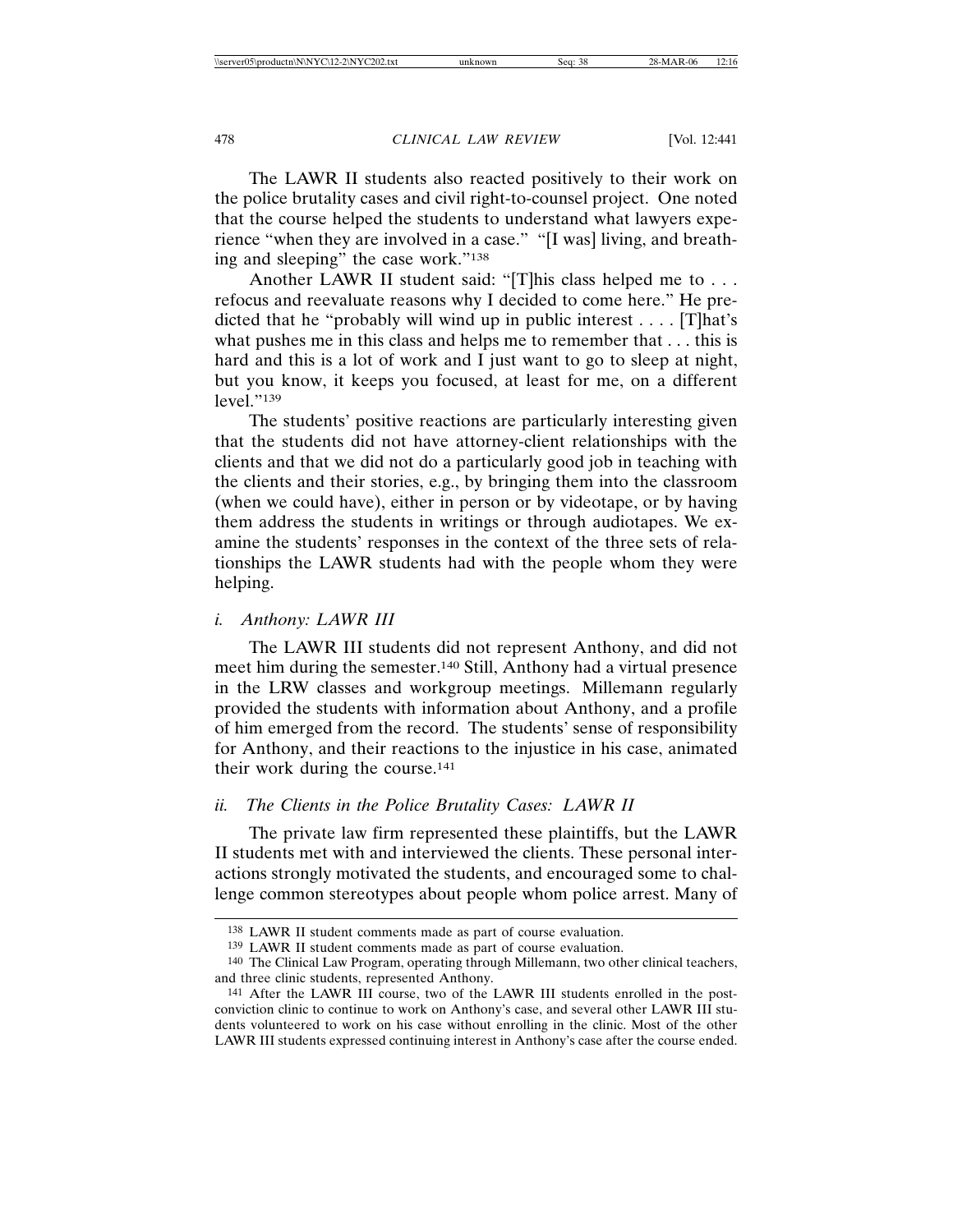The LAWR II students also reacted positively to their work on the police brutality cases and civil right-to-counsel project. One noted that the course helped the students to understand what lawyers experience "when they are involved in a case." "[I was] living, and breathing and sleeping" the case work."[138]

Another LAWR II student said: "[T]his class helped me to . . . refocus and reevaluate reasons why I decided to come here." He predicted that he "probably will wind up in public interest . . . . [T]hat's what pushes me in this class and helps me to remember that . . . this is hard and this is a lot of work and I just want to go to sleep at night, but you know, it keeps you focused, at least for me, on a different level."[139]

The students' positive reactions are particularly interesting given that the students did not have attorney-client relationships with the clients and that we did not do a particularly good job in teaching with the clients and their stories, e.g., by bringing them into the classroom (when we could have), either in person or by videotape, or by having them address the students in writings or through audiotapes. We examine the students' responses in the context of the three sets of relationships the LAWR students had with the people whom they were helping.

*i. Anthony: LAWR III*

The LAWR III students did not represent Anthony, and did not meet him during the semester.[140] Still, Anthony had a virtual presence in the LRW classes and workgroup meetings. Millemann regularly provided the students with information about Anthony, and a profile of him emerged from the record. The students' sense of responsibility for Anthony, and their reactions to the injustice in his case, animated their work during the course.[141]

*ii. The Clients in the Police Brutality Cases: LAWR II*

The private law firm represented these plaintiffs, but the LAWR II students met with and interviewed the clients. These personal interactions strongly motivated the students, and encouraged some to challenge common stereotypes about people whom police arrest. Many of

---

[138] LAWR II student comments made as part of course evaluation.

[139] LAWR II student comments made as part of course evaluation.

[140] The Clinical Law Program, operating through Millemann, two other clinical teachers, and three clinic students, represented Anthony.

[141] After the LAWR III course, two of the LAWR III students enrolled in the post-conviction clinic to continue to work on Anthony's case, and several other LAWR III students volunteered to work on his case without enrolling in the clinic. Most of the other LAWR III students expressed continuing interest in Anthony's case after the course ended.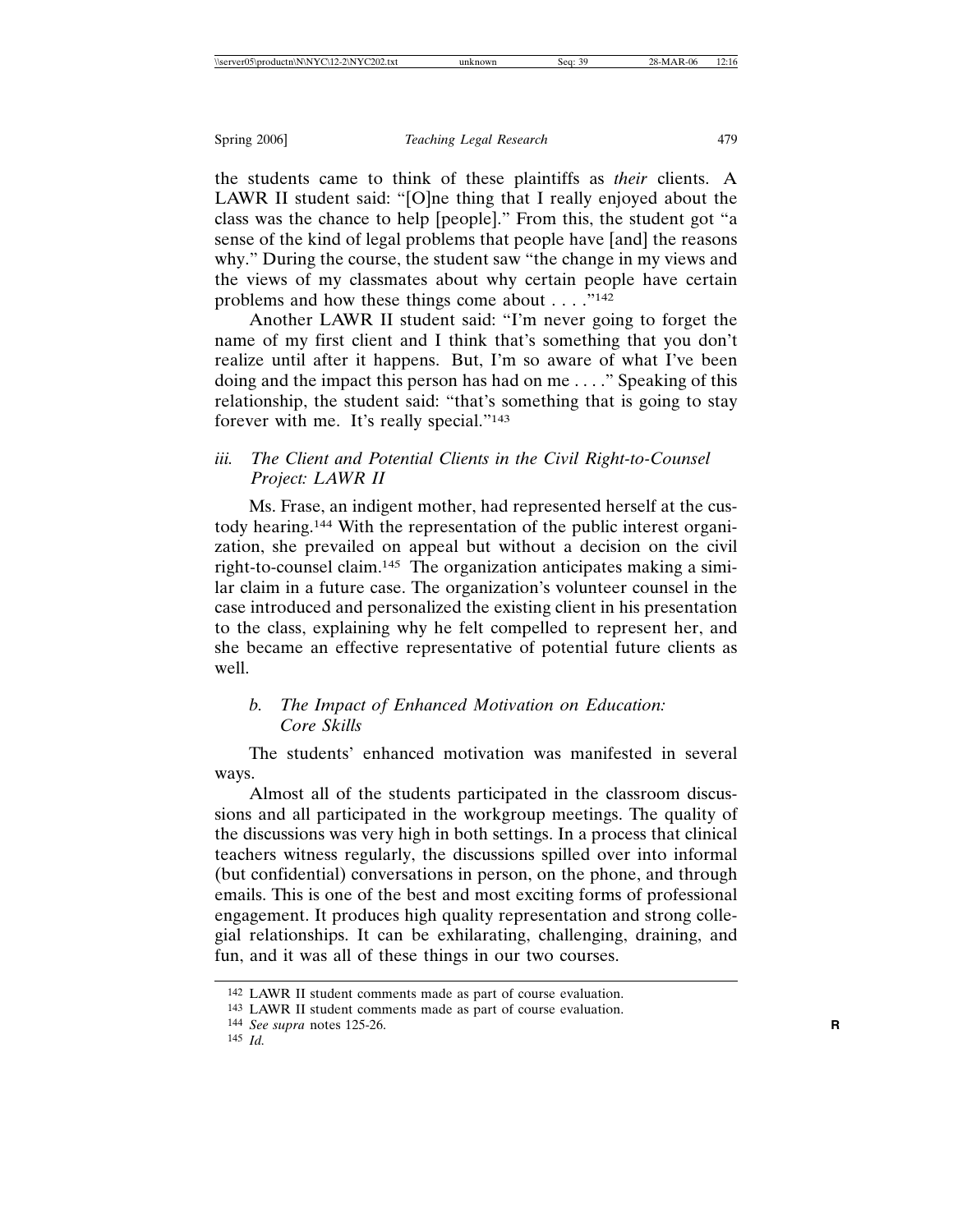the students came to think of these plaintiffs as *their* clients. A LAWR II student said: "[O]ne thing that I really enjoyed about the class was the chance to help [people]." From this, the student got "a sense of the kind of legal problems that people have [and] the reasons why." During the course, the student saw "the change in my views and the views of my classmates about why certain people have certain problems and how these things come about . . . ."[142]

Another LAWR II student said: "I'm never going to forget the name of my first client and I think that's something that you don't realize until after it happens. But, I'm so aware of what I've been doing and the impact this person has had on me . . . ." Speaking of this relationship, the student said: "that's something that is going to stay forever with me. It's really special."[143]

#### *iii. The Client and Potential Clients in the Civil Right-to-Counsel Project: LAWR II*

Ms. Frase, an indigent mother, had represented herself at the custody hearing.[144] With the representation of the public interest organization, she prevailed on appeal but without a decision on the civil right-to-counsel claim.[145] The organization anticipates making a similar claim in a future case. The organization's volunteer counsel in the case introduced and personalized the existing client in his presentation to the class, explaining why he felt compelled to represent her, and she became an effective representative of potential future clients as well.

### *b. The Impact of Enhanced Motivation on Education: Core Skills*

The students' enhanced motivation was manifested in several ways.

Almost all of the students participated in the classroom discussions and all participated in the workgroup meetings. The quality of the discussions was very high in both settings. In a process that clinical teachers witness regularly, the discussions spilled over into informal (but confidential) conversations in person, on the phone, and through emails. This is one of the best and most exciting forms of professional engagement. It produces high quality representation and strong collegial relationships. It can be exhilarating, challenging, draining, and fun, and it was all of these things in our two courses.

---

[142] LAWR II student comments made as part of course evaluation.

[143] LAWR II student comments made as part of course evaluation.

[144] *See supra* notes 125-26.

[145] *Id.*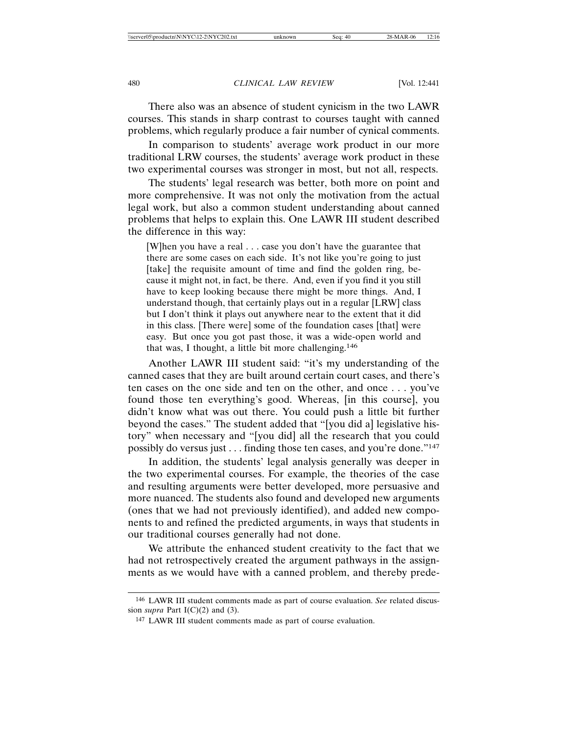There also was an absence of student cynicism in the two LAWR courses. This stands in sharp contrast to courses taught with canned problems, which regularly produce a fair number of cynical comments.

In comparison to students' average work product in our more traditional LRW courses, the students' average work product in these two experimental courses was stronger in most, but not all, respects.

The students' legal research was better, both more on point and more comprehensive. It was not only the motivation from the actual legal work, but also a common student understanding about canned problems that helps to explain this. One LAWR III student described the difference in this way:

> [W]hen you have a real . . . case you don't have the guarantee that there are some cases on each side. It's not like you're going to just [take] the requisite amount of time and find the golden ring, because it might not, in fact, be there. And, even if you find it you still have to keep looking because there might be more things. And, I understand though, that certainly plays out in a regular [LRW] class but I don't think it plays out anywhere near to the extent that it did in this class. [There were] some of the foundation cases [that] were easy. But once you got past those, it was a wide-open world and that was, I thought, a little bit more challenging.[146]

Another LAWR III student said: "it's my understanding of the canned cases that they are built around certain court cases, and there's ten cases on the one side and ten on the other, and once . . . you've found those ten everything's good. Whereas, [in this course], you didn't know what was out there. You could push a little bit further beyond the cases." The student added that "[you did a] legislative history" when necessary and "[you did] all the research that you could possibly do versus just . . . finding those ten cases, and you're done."[147]

In addition, the students' legal analysis generally was deeper in the two experimental courses. For example, the theories of the case and resulting arguments were better developed, more persuasive and more nuanced. The students also found and developed new arguments (ones that we had not previously identified), and added new components to and refined the predicted arguments, in ways that students in our traditional courses generally had not done.

We attribute the enhanced student creativity to the fact that we had not retrospectively created the argument pathways in the assignments as we would have with a canned problem, and thereby prede-

---

[146] LAWR III student comments made as part of course evaluation. *See* related discussion *supra* Part I(C)(2) and (3).

[147] LAWR III student comments made as part of course evaluation.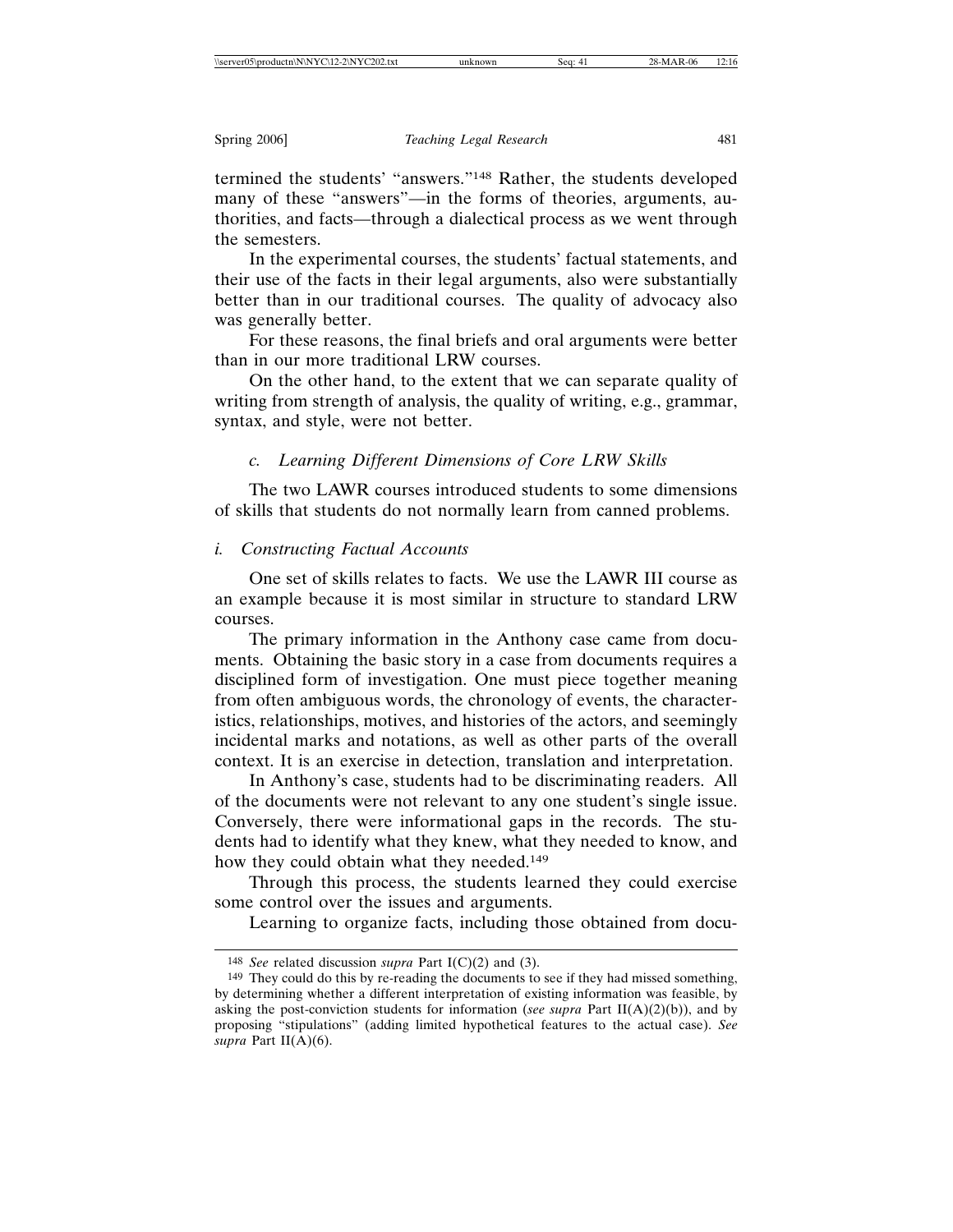termined the students' "answers."[148] Rather, the students developed many of these "answers"—in the forms of theories, arguments, authorities, and facts—through a dialectical process as we went through the semesters.

In the experimental courses, the students' factual statements, and their use of the facts in their legal arguments, also were substantially better than in our traditional courses. The quality of advocacy also was generally better.

For these reasons, the final briefs and oral arguments were better than in our more traditional LRW courses.

On the other hand, to the extent that we can separate quality of writing from strength of analysis, the quality of writing, e.g., grammar, syntax, and style, were not better.

#### *c. Learning Different Dimensions of Core LRW Skills*

The two LAWR courses introduced students to some dimensions of skills that students do not normally learn from canned problems.

##### *i. Constructing Factual Accounts*

One set of skills relates to facts. We use the LAWR III course as an example because it is most similar in structure to standard LRW courses.

The primary information in the Anthony case came from documents. Obtaining the basic story in a case from documents requires a disciplined form of investigation. One must piece together meaning from often ambiguous words, the chronology of events, the characteristics, relationships, motives, and histories of the actors, and seemingly incidental marks and notations, as well as other parts of the overall context. It is an exercise in detection, translation and interpretation.

In Anthony's case, students had to be discriminating readers. All of the documents were not relevant to any one student's single issue. Conversely, there were informational gaps in the records. The students had to identify what they knew, what they needed to know, and how they could obtain what they needed.[149]

Through this process, the students learned they could exercise some control over the issues and arguments.

Learning to organize facts, including those obtained from docu-

---

148 *See* related discussion *supra* Part I(C)(2) and (3).

149 They could do this by re-reading the documents to see if they had missed something, by determining whether a different interpretation of existing information was feasible, by asking the post-conviction students for information (*see supra* Part II(A)(2)(b)), and by proposing "stipulations" (adding limited hypothetical features to the actual case). *See supra* Part II(A)(6).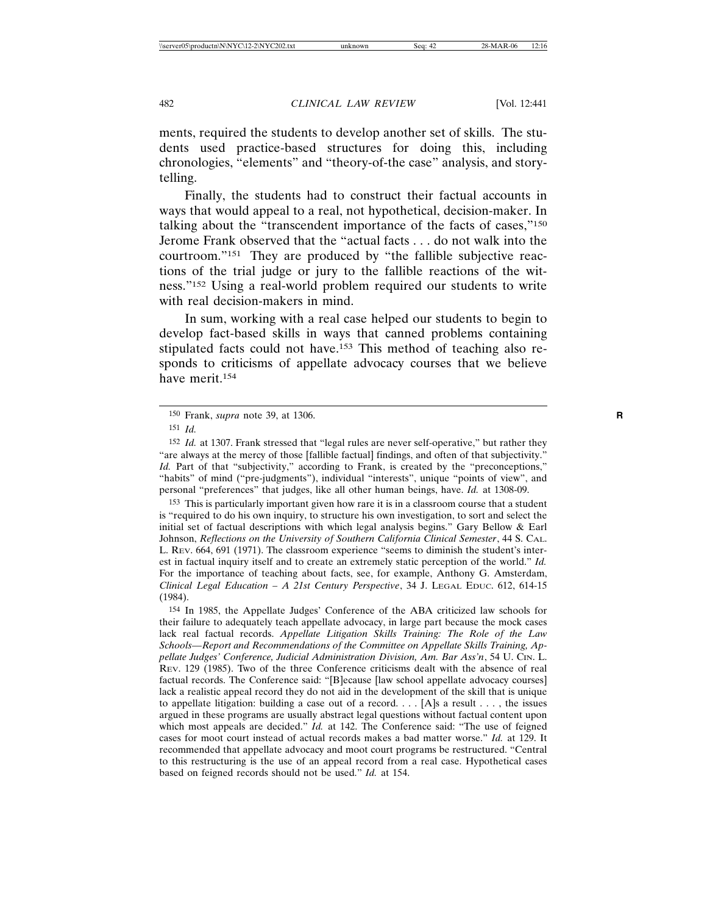ments, required the students to develop another set of skills. The students used practice-based structures for doing this, including chronologies, "elements" and "theory-of-the case" analysis, and storytelling.

Finally, the students had to construct their factual accounts in ways that would appeal to a real, not hypothetical, decision-maker. In talking about the "transcendent importance of the facts of cases,"[150] Jerome Frank observed that the "actual facts . . . do not walk into the courtroom."[151] They are produced by "the fallible subjective reactions of the trial judge or jury to the fallible reactions of the witness."[152] Using a real-world problem required our students to write with real decision-makers in mind.

In sum, working with a real case helped our students to begin to develop fact-based skills in ways that canned problems containing stipulated facts could not have.[153] This method of teaching also responds to criticisms of appellate advocacy courses that we believe have merit.[154]

---

[150] Frank, *supra* note 39, at 1306.

[151] *Id.*

[152] *Id.* at 1307. Frank stressed that "legal rules are never self-operative," but rather they "are always at the mercy of those [fallible factual] findings, and often of that subjectivity." *Id.* Part of that "subjectivity," according to Frank, is created by the "preconceptions," "habits" of mind ("pre-judgments"), individual "interests", unique "points of view", and personal "preferences" that judges, like all other human beings, have. *Id.* at 1308-09.

[153] This is particularly important given how rare it is in a classroom course that a student is "required to do his own inquiry, to structure his own investigation, to sort and select the initial set of factual descriptions with which legal analysis begins." Gary Bellow & Earl Johnson, *Reflections on the University of Southern California Clinical Semester*, 44 S. CAL. L. REV. 664, 691 (1971). The classroom experience "seems to diminish the student's interest in factual inquiry itself and to create an extremely static perception of the world." *Id.* For the importance of teaching about facts, see, for example, Anthony G. Amsterdam, *Clinical Legal Education – A 21st Century Perspective*, 34 J. LEGAL EDUC. 612, 614-15 (1984).

[154] In 1985, the Appellate Judges' Conference of the ABA criticized law schools for their failure to adequately teach appellate advocacy, in large part because the mock cases lack real factual records. *Appellate Litigation Skills Training: The Role of the Law Schools—Report and Recommendations of the Committee on Appellate Skills Training, Appellate Judges' Conference, Judicial Administration Division, Am. Bar Ass'n*, 54 U. CIN. L. REV. 129 (1985). Two of the three Conference criticisms dealt with the absence of real factual records. The Conference said: "[B]ecause [law school appellate advocacy courses] lack a realistic appeal record they do not aid in the development of the skill that is unique to appellate litigation: building a case out of a record. . . . [A]s a result . . . , the issues argued in these programs are usually abstract legal questions without factual content upon which most appeals are decided." *Id.* at 142. The Conference said: "The use of feigned cases for moot court instead of actual records makes a bad matter worse." *Id.* at 129. It recommended that appellate advocacy and moot court programs be restructured. "Central to this restructuring is the use of an appeal record from a real case. Hypothetical cases based on feigned records should not be used." *Id.* at 154.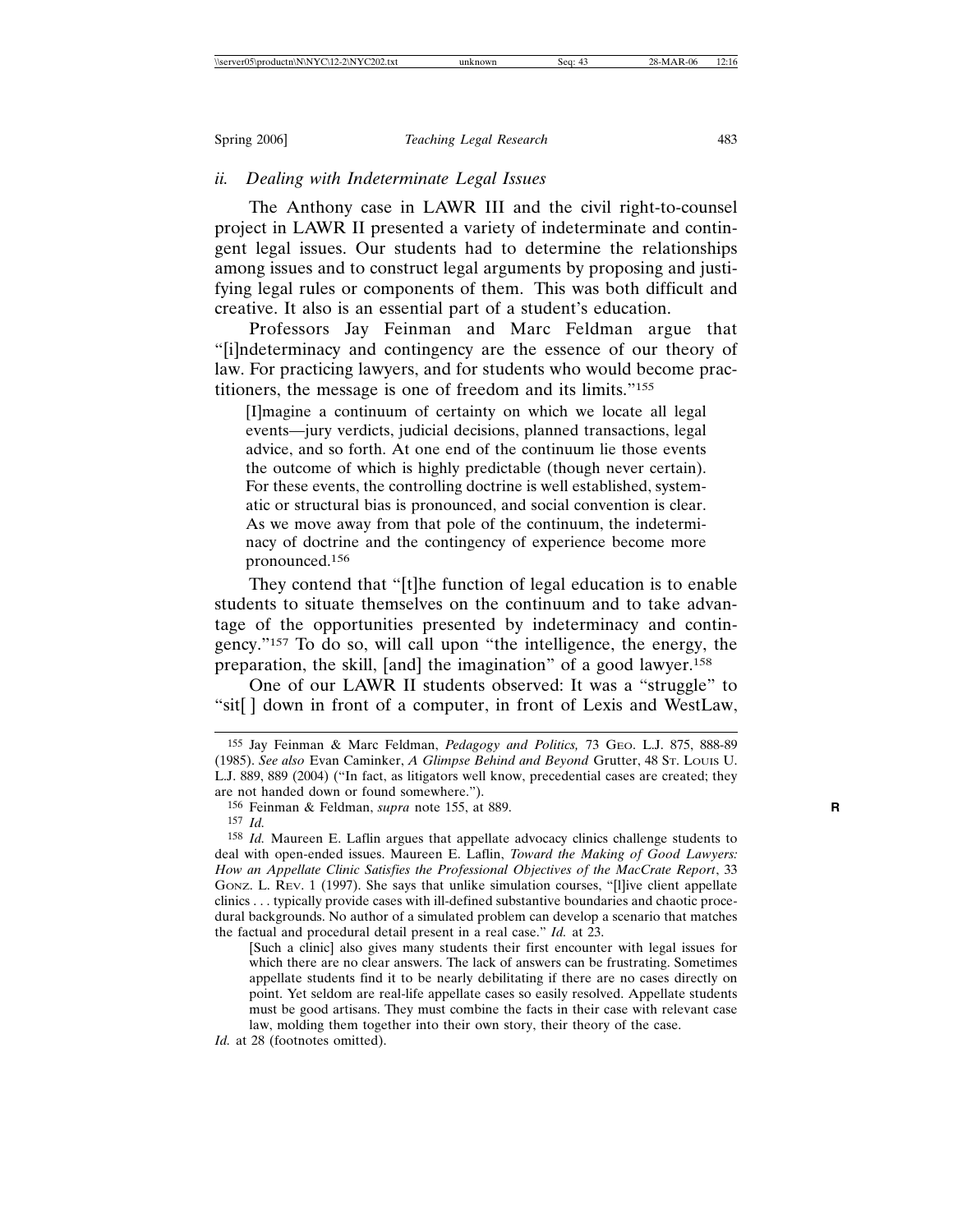### *ii. Dealing with Indeterminate Legal Issues*

The Anthony case in LAWR III and the civil right-to-counsel project in LAWR II presented a variety of indeterminate and contingent legal issues. Our students had to determine the relationships among issues and to construct legal arguments by proposing and justifying legal rules or components of them. This was both difficult and creative. It also is an essential part of a student's education.

Professors Jay Feinman and Marc Feldman argue that "[i]ndeterminacy and contingency are the essence of our theory of law. For practicing lawyers, and for students who would become practitioners, the message is one of freedom and its limits."[155]

> [I]magine a continuum of certainty on which we locate all legal events—jury verdicts, judicial decisions, planned transactions, legal advice, and so forth. At one end of the continuum lie those events the outcome of which is highly predictable (though never certain). For these events, the controlling doctrine is well established, systematic or structural bias is pronounced, and social convention is clear. As we move away from that pole of the continuum, the indeterminacy of doctrine and the contingency of experience become more pronounced.[156]

They contend that "[t]he function of legal education is to enable students to situate themselves on the continuum and to take advantage of the opportunities presented by indeterminacy and contingency."[157] To do so, will call upon "the intelligence, the energy, the preparation, the skill, [and] the imagination" of a good lawyer.[158]

One of our LAWR II students observed: It was a "struggle" to "sit[ ] down in front of a computer, in front of Lexis and WestLaw,

---

155 Jay Feinman & Marc Feldman, *Pedagogy and Politics,* 73 Geo. L.J. 875, 888-89 (1985). *See also* Evan Caminker, *A Glimpse Behind and Beyond* Grutter, 48 St. Louis U. L.J. 889, 889 (2004) ("In fact, as litigators well know, precedential cases are created; they are not handed down or found somewhere.").

156 Feinman & Feldman, *supra* note 155, at 889.

157 *Id.*

158 *Id.* Maureen E. Laflin argues that appellate advocacy clinics challenge students to deal with open-ended issues. Maureen E. Laflin, *Toward the Making of Good Lawyers: How an Appellate Clinic Satisfies the Professional Objectives of the MacCrate Report*, 33 Gonz. L. Rev. 1 (1997). She says that unlike simulation courses, "[l]ive client appellate clinics . . . typically provide cases with ill-defined substantive boundaries and chaotic procedural backgrounds. No author of a simulated problem can develop a scenario that matches the factual and procedural detail present in a real case." *Id.* at 23.

> [Such a clinic] also gives many students their first encounter with legal issues for which there are no clear answers. The lack of answers can be frustrating. Sometimes appellate students find it to be nearly debilitating if there are no cases directly on point. Yet seldom are real-life appellate cases so easily resolved. Appellate students must be good artisans. They must combine the facts in their case with relevant case law, molding them together into their own story, their theory of the case.

*Id.* at 28 (footnotes omitted).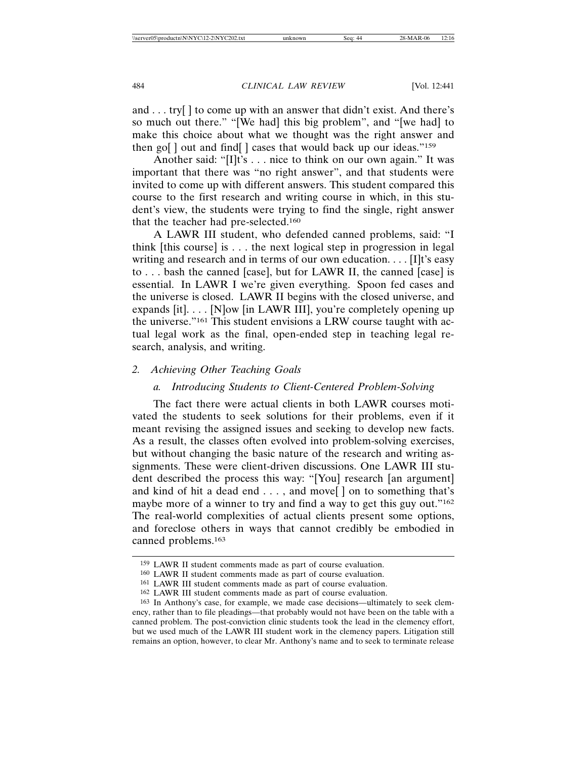and . . . try[ ] to come up with an answer that didn't exist. And there's so much out there." "[We had] this big problem", and "[we had] to make this choice about what we thought was the right answer and then go[ ] out and find[ ] cases that would back up our ideas."[159]

Another said: "[I]t's . . . nice to think on our own again." It was important that there was "no right answer", and that students were invited to come up with different answers. This student compared this course to the first research and writing course in which, in this student's view, the students were trying to find the single, right answer that the teacher had pre-selected.[160]

A LAWR III student, who defended canned problems, said: "I think [this course] is . . . the next logical step in progression in legal writing and research and in terms of our own education. . . . [I]t's easy to . . . bash the canned [case], but for LAWR II, the canned [case] is essential. In LAWR I we're given everything. Spoon fed cases and the universe is closed. LAWR II begins with the closed universe, and expands [it]. . . . [N]ow [in LAWR III], you're completely opening up the universe."[161] This student envisions a LRW course taught with actual legal work as the final, open-ended step in teaching legal research, analysis, and writing.

### 2. *Achieving Other Teaching Goals*

#### a. *Introducing Students to Client-Centered Problem-Solving*

The fact there were actual clients in both LAWR courses motivated the students to seek solutions for their problems, even if it meant revising the assigned issues and seeking to develop new facts. As a result, the classes often evolved into problem-solving exercises, but without changing the basic nature of the research and writing assignments. These were client-driven discussions. One LAWR III student described the process this way: "[You] research [an argument] and kind of hit a dead end . . . , and move[ ] on to something that's maybe more of a winner to try and find a way to get this guy out."[162] The real-world complexities of actual clients present some options, and foreclose others in ways that cannot credibly be embodied in canned problems.[163]

---

159 LAWR II student comments made as part of course evaluation.

160 LAWR II student comments made as part of course evaluation.

161 LAWR III student comments made as part of course evaluation.

162 LAWR III student comments made as part of course evaluation.

163 In Anthony's case, for example, we made case decisions—ultimately to seek clemency, rather than to file pleadings—that probably would not have been on the table with a canned problem. The post-conviction clinic students took the lead in the clemency effort, but we used much of the LAWR III student work in the clemency papers. Litigation still remains an option, however, to clear Mr. Anthony's name and to seek to terminate release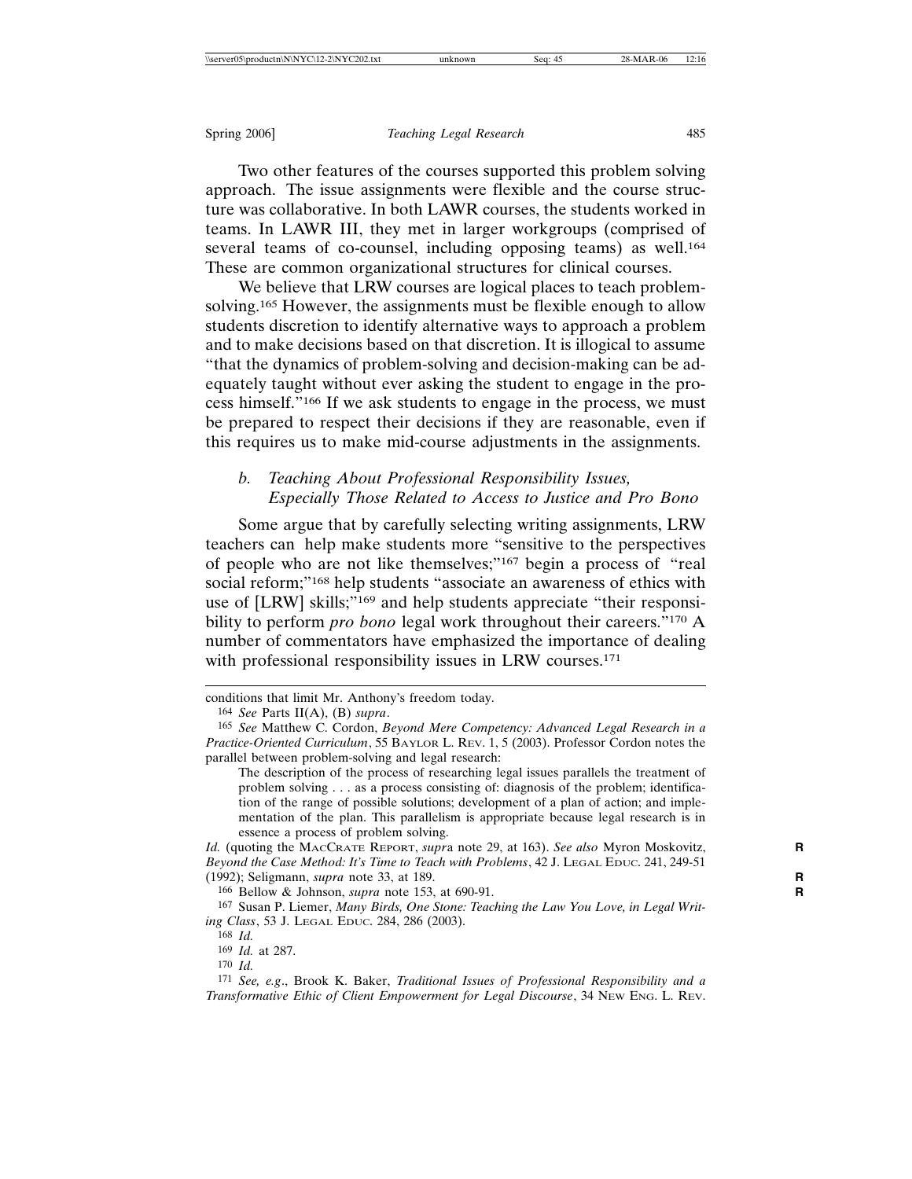Two other features of the courses supported this problem solving approach. The issue assignments were flexible and the course structure was collaborative. In both LAWR courses, the students worked in teams. In LAWR III, they met in larger workgroups (comprised of several teams of co-counsel, including opposing teams) as well.[164] These are common organizational structures for clinical courses.

We believe that LRW courses are logical places to teach problem-solving.[165] However, the assignments must be flexible enough to allow students discretion to identify alternative ways to approach a problem and to make decisions based on that discretion. It is illogical to assume "that the dynamics of problem-solving and decision-making can be adequately taught without ever asking the student to engage in the process himself."[166] If we ask students to engage in the process, we must be prepared to respect their decisions if they are reasonable, even if this requires us to make mid-course adjustments in the assignments.

### *b. Teaching About Professional Responsibility Issues, Especially Those Related to Access to Justice and Pro Bono*

Some argue that by carefully selecting writing assignments, LRW teachers can help make students more "sensitive to the perspectives of people who are not like themselves;"[167] begin a process of "real social reform;"[168] help students "associate an awareness of ethics with use of [LRW] skills;"[169] and help students appreciate "their responsibility to perform *pro bono* legal work throughout their careers."[170] A number of commentators have emphasized the importance of dealing with professional responsibility issues in LRW courses.[171]

---

conditions that limit Mr. Anthony's freedom today.

164 *See* Parts II(A), (B) *supra*.

165 *See* Matthew C. Cordon, *Beyond Mere Competency: Advanced Legal Research in a Practice-Oriented Curriculum*, 55 BAYLOR L. REV. 1, 5 (2003). Professor Cordon notes the parallel between problem-solving and legal research:

> The description of the process of researching legal issues parallels the treatment of problem solving . . . as a process consisting of: diagnosis of the problem; identification of the range of possible solutions; development of a plan of action; and implementation of the plan. This parallelism is appropriate because legal research is in essence a process of problem solving.

*Id.* (quoting the MACCRATE REPORT, *supra* note 29, at 163). *See also* Myron Moskovitz, *Beyond the Case Method: It's Time to Teach with Problems*, 42 J. LEGAL EDUC. 241, 249-51 (1992); Seligmann, *supra* note 33, at 189.

166 Bellow & Johnson, *supra* note 153, at 690-91.

167 Susan P. Liemer, *Many Birds, One Stone: Teaching the Law You Love, in Legal Writing Class*, 53 J. LEGAL EDUC. 284, 286 (2003).

168 *Id.*

169 *Id.* at 287.

170 *Id.*

171 *See, e.g.*, Brook K. Baker, *Traditional Issues of Professional Responsibility and a Transformative Ethic of Client Empowerment for Legal Discourse*, 34 NEW ENG. L. REV.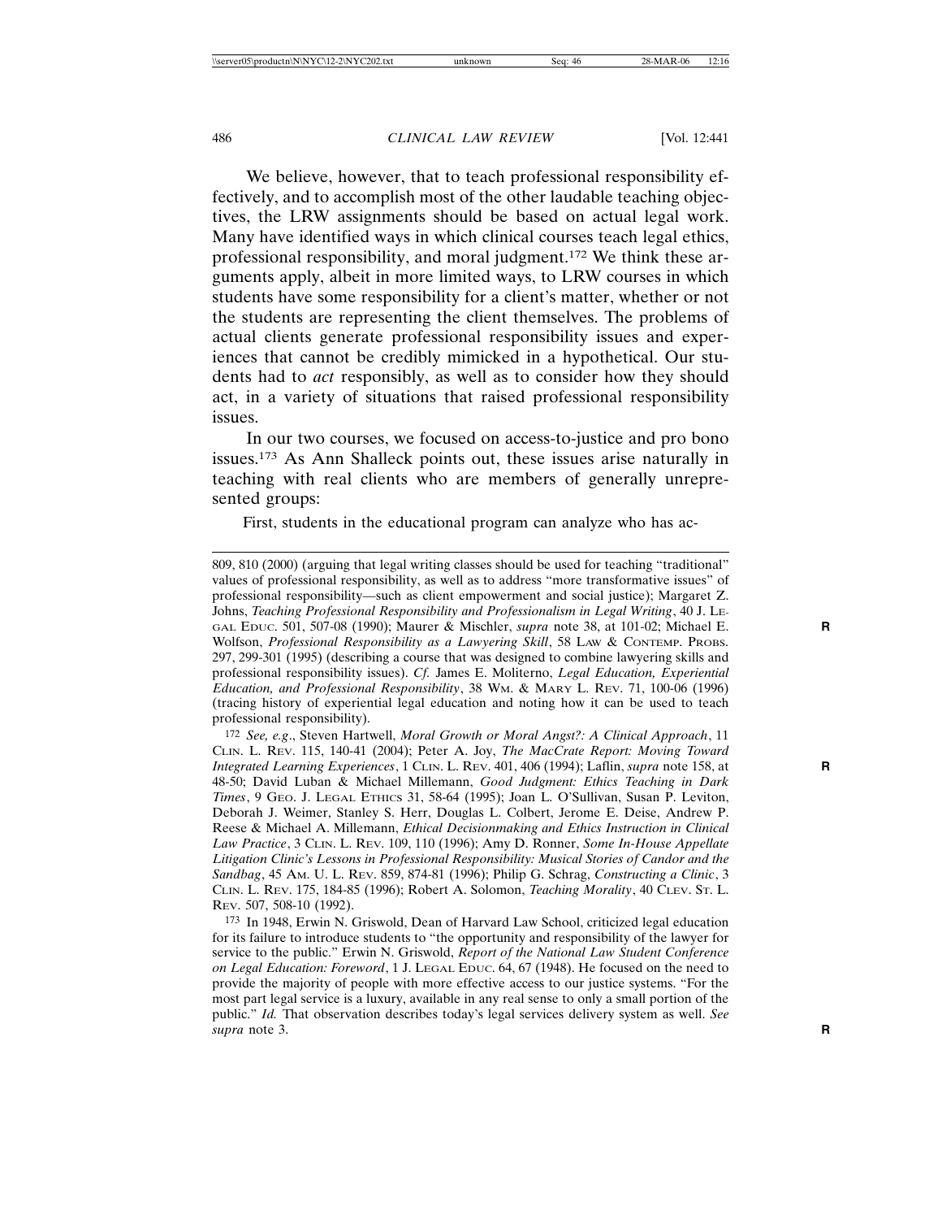We believe, however, that to teach professional responsibility effectively, and to accomplish most of the other laudable teaching objectives, the LRW assignments should be based on actual legal work. Many have identified ways in which clinical courses teach legal ethics, professional responsibility, and moral judgment.[172] We think these arguments apply, albeit in more limited ways, to LRW courses in which students have some responsibility for a client's matter, whether or not the students are representing the client themselves. The problems of actual clients generate professional responsibility issues and experiences that cannot be credibly mimicked in a hypothetical. Our students had to *act* responsibly, as well as to consider how they should act, in a variety of situations that raised professional responsibility issues.

In our two courses, we focused on access-to-justice and pro bono issues.[173] As Ann Shalleck points out, these issues arise naturally in teaching with real clients who are members of generally unrepresented groups:

First, students in the educational program can analyze who has ac-

---

809, 810 (2000) (arguing that legal writing classes should be used for teaching "traditional" values of professional responsibility, as well as to address "more transformative issues" of professional responsibility—such as client empowerment and social justice); Margaret Z. Johns, *Teaching Professional Responsibility and Professionalism in Legal Writing*, 40 J. Legal Educ. 501, 507-08 (1990); Maurer & Mischler, *supra* note 38, at 101-02; Michael E. Wolfson, *Professional Responsibility as a Lawyering Skill*, 58 Law & Contemp. Probs. 297, 299-301 (1995) (describing a course that was designed to combine lawyering skills and professional responsibility issues). *Cf.* James E. Moliterno, *Legal Education, Experiential Education, and Professional Responsibility*, 38 Wm. & Mary L. Rev. 71, 100-06 (1996) (tracing history of experiential legal education and noting how it can be used to teach professional responsibility).

172 *See, e.g*., Steven Hartwell, *Moral Growth or Moral Angst?: A Clinical Approach*, 11 Clin. L. Rev. 115, 140-41 (2004); Peter A. Joy, *The MacCrate Report: Moving Toward Integrated Learning Experiences*, 1 Clin. L. Rev. 401, 406 (1994); Laflin, *supra* note 158, at 48-50; David Luban & Michael Millemann, *Good Judgment: Ethics Teaching in Dark Times*, 9 Geo. J. Legal Ethics 31, 58-64 (1995); Joan L. O'Sullivan, Susan P. Leviton, Deborah J. Weimer, Stanley S. Herr, Douglas L. Colbert, Jerome E. Deise, Andrew P. Reese & Michael A. Millemann, *Ethical Decisionmaking and Ethics Instruction in Clinical Law Practice*, 3 Clin. L. Rev. 109, 110 (1996); Amy D. Ronner, *Some In-House Appellate Litigation Clinic's Lessons in Professional Responsibility: Musical Stories of Candor and the Sandbag*, 45 Am. U. L. Rev. 859, 874-81 (1996); Philip G. Schrag, *Constructing a Clinic*, 3 Clin. L. Rev. 175, 184-85 (1996); Robert A. Solomon, *Teaching Morality*, 40 Clev. St. L. Rev. 507, 508-10 (1992).

173 In 1948, Erwin N. Griswold, Dean of Harvard Law School, criticized legal education for its failure to introduce students to "the opportunity and responsibility of the lawyer for service to the public." Erwin N. Griswold, *Report of the National Law Student Conference on Legal Education: Foreword*, 1 J. Legal Educ. 64, 67 (1948). He focused on the need to provide the majority of people with more effective access to our justice systems. "For the most part legal service is a luxury, available in any real sense to only a small portion of the public." *Id.* That observation describes today's legal services delivery system as well. *See supra* note 3.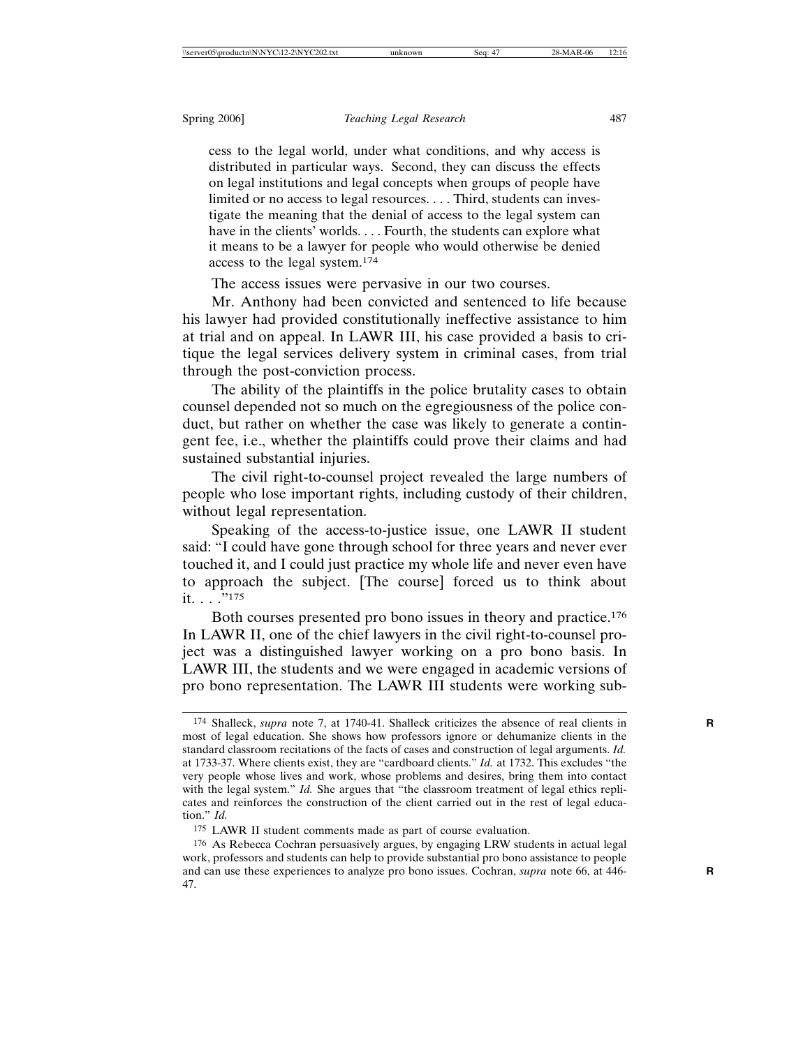cess to the legal world, under what conditions, and why access is distributed in particular ways. Second, they can discuss the effects on legal institutions and legal concepts when groups of people have limited or no access to legal resources. . . . Third, students can investigate the meaning that the denial of access to the legal system can have in the clients' worlds. . . . Fourth, the students can explore what it means to be a lawyer for people who would otherwise be denied access to the legal system.[174]

The access issues were pervasive in our two courses.

Mr. Anthony had been convicted and sentenced to life because his lawyer had provided constitutionally ineffective assistance to him at trial and on appeal. In LAWR III, his case provided a basis to critique the legal services delivery system in criminal cases, from trial through the post-conviction process.

The ability of the plaintiffs in the police brutality cases to obtain counsel depended not so much on the egregiousness of the police conduct, but rather on whether the case was likely to generate a contingent fee, i.e., whether the plaintiffs could prove their claims and had sustained substantial injuries.

The civil right-to-counsel project revealed the large numbers of people who lose important rights, including custody of their children, without legal representation.

Speaking of the access-to-justice issue, one LAWR II student said: "I could have gone through school for three years and never ever touched it, and I could just practice my whole life and never even have to approach the subject. [The course] forced us to think about it. . . ."[175]

Both courses presented pro bono issues in theory and practice.[176] In LAWR II, one of the chief lawyers in the civil right-to-counsel project was a distinguished lawyer working on a pro bono basis. In LAWR III, the students and we were engaged in academic versions of pro bono representation. The LAWR III students were working sub-

---

[174] Shalleck, *supra* note 7, at 1740-41. Shalleck criticizes the absence of real clients in most of legal education. She shows how professors ignore or dehumanize clients in the standard classroom recitations of the facts of cases and construction of legal arguments. *Id.* at 1733-37. Where clients exist, they are "cardboard clients." *Id.* at 1732. This excludes "the very people whose lives and work, whose problems and desires, bring them into contact with the legal system." *Id.* She argues that "the classroom treatment of legal ethics replicates and reinforces the construction of the client carried out in the rest of legal education." *Id.*

[175] LAWR II student comments made as part of course evaluation.

[176] As Rebecca Cochran persuasively argues, by engaging LRW students in actual legal work, professors and students can help to provide substantial pro bono assistance to people and can use these experiences to analyze pro bono issues. Cochran, *supra* note 66, at 446-47.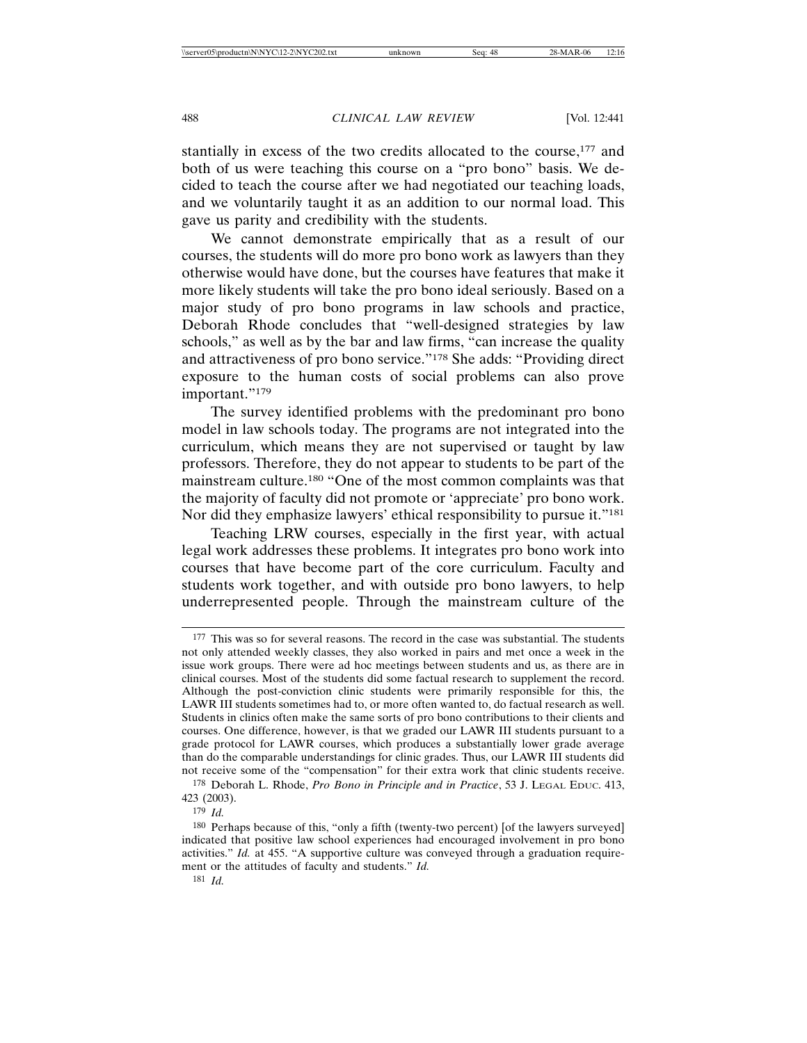stantially in excess of the two credits allocated to the course,[177] and both of us were teaching this course on a "pro bono" basis. We decided to teach the course after we had negotiated our teaching loads, and we voluntarily taught it as an addition to our normal load. This gave us parity and credibility with the students.

We cannot demonstrate empirically that as a result of our courses, the students will do more pro bono work as lawyers than they otherwise would have done, but the courses have features that make it more likely students will take the pro bono ideal seriously. Based on a major study of pro bono programs in law schools and practice, Deborah Rhode concludes that "well-designed strategies by law schools," as well as by the bar and law firms, "can increase the quality and attractiveness of pro bono service."[178] She adds: "Providing direct exposure to the human costs of social problems can also prove important."[179]

The survey identified problems with the predominant pro bono model in law schools today. The programs are not integrated into the curriculum, which means they are not supervised or taught by law professors. Therefore, they do not appear to students to be part of the mainstream culture.[180] "One of the most common complaints was that the majority of faculty did not promote or 'appreciate' pro bono work. Nor did they emphasize lawyers' ethical responsibility to pursue it."[181]

Teaching LRW courses, especially in the first year, with actual legal work addresses these problems. It integrates pro bono work into courses that have become part of the core curriculum. Faculty and students work together, and with outside pro bono lawyers, to help underrepresented people. Through the mainstream culture of the

---

177 This was so for several reasons. The record in the case was substantial. The students not only attended weekly classes, they also worked in pairs and met once a week in the issue work groups. There were ad hoc meetings between students and us, as there are in clinical courses. Most of the students did some factual research to supplement the record. Although the post-conviction clinic students were primarily responsible for this, the LAWR III students sometimes had to, or more often wanted to, do factual research as well. Students in clinics often make the same sorts of pro bono contributions to their clients and courses. One difference, however, is that we graded our LAWR III students pursuant to a grade protocol for LAWR courses, which produces a substantially lower grade average than do the comparable understandings for clinic grades. Thus, our LAWR III students did not receive some of the "compensation" for their extra work that clinic students receive.

178 Deborah L. Rhode, *Pro Bono in Principle and in Practice*, 53 J. LEGAL EDUC. 413, 423 (2003).

179 *Id.*

180 Perhaps because of this, "only a fifth (twenty-two percent) [of the lawyers surveyed] indicated that positive law school experiences had encouraged involvement in pro bono activities." *Id.* at 455. "A supportive culture was conveyed through a graduation requirement or the attitudes of faculty and students." *Id.*

181 *Id.*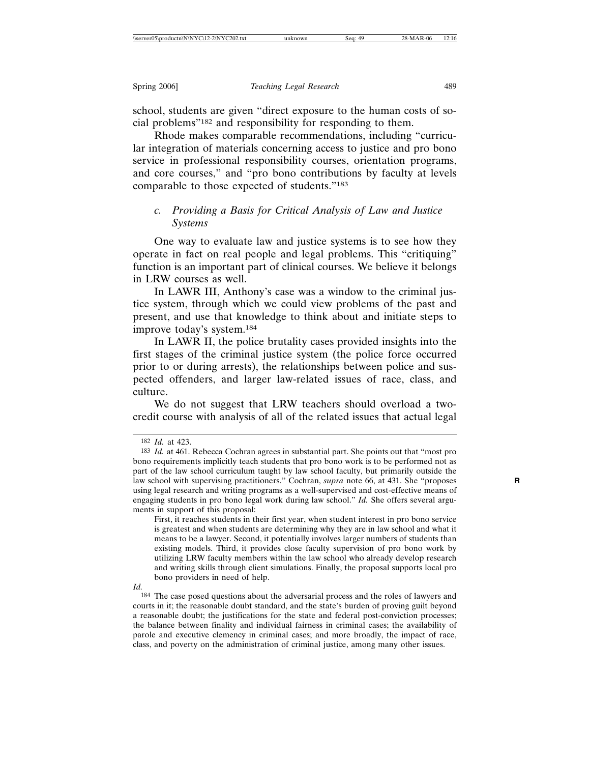school, students are given "direct exposure to the human costs of social problems"[182] and responsibility for responding to them.

Rhode makes comparable recommendations, including "curricular integration of materials concerning access to justice and pro bono service in professional responsibility courses, orientation programs, and core courses," and "pro bono contributions by faculty at levels comparable to those expected of students."[183]

### *c. Providing a Basis for Critical Analysis of Law and Justice Systems*

One way to evaluate law and justice systems is to see how they operate in fact on real people and legal problems. This "critiquing" function is an important part of clinical courses. We believe it belongs in LRW courses as well.

In LAWR III, Anthony's case was a window to the criminal justice system, through which we could view problems of the past and present, and use that knowledge to think about and initiate steps to improve today's system.[184]

In LAWR II, the police brutality cases provided insights into the first stages of the criminal justice system (the police force occurred prior to or during arrests), the relationships between police and suspected offenders, and larger law-related issues of race, class, and culture.

We do not suggest that LRW teachers should overload a two-credit course with analysis of all of the related issues that actual legal

---

[182] *Id.* at 423.

[183] *Id.* at 461. Rebecca Cochran agrees in substantial part. She points out that "most pro bono requirements implicitly teach students that pro bono work is to be performed not as part of the law school curriculum taught by law school faculty, but primarily outside the law school with supervising practitioners." Cochran, *supra* note 66, at 431. She "proposes using legal research and writing programs as a well-supervised and cost-effective means of engaging students in pro bono legal work during law school." *Id.* She offers several arguments in support of this proposal:

> First, it reaches students in their first year, when student interest in pro bono service is greatest and when students are determining why they are in law school and what it means to be a lawyer. Second, it potentially involves larger numbers of students than existing models. Third, it provides close faculty supervision of pro bono work by utilizing LRW faculty members within the law school who already develop research and writing skills through client simulations. Finally, the proposal supports local pro bono providers in need of help.

*Id.*

[184] The case posed questions about the adversarial process and the roles of lawyers and courts in it; the reasonable doubt standard, and the state's burden of proving guilt beyond a reasonable doubt; the justifications for the state and federal post-conviction processes; the balance between finality and individual fairness in criminal cases; the availability of parole and executive clemency in criminal cases; and more broadly, the impact of race, class, and poverty on the administration of criminal justice, among many other issues.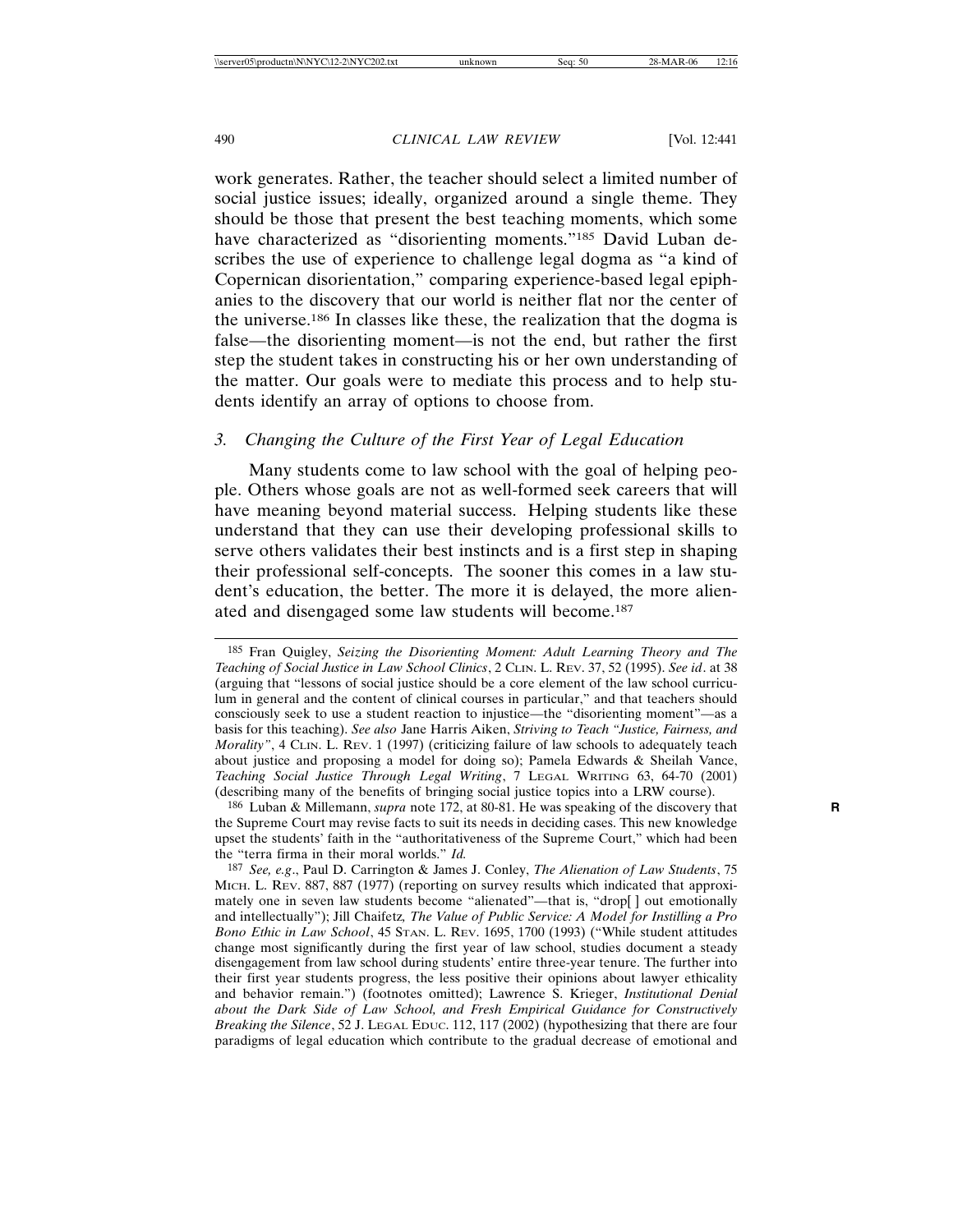work generates. Rather, the teacher should select a limited number of social justice issues; ideally, organized around a single theme. They should be those that present the best teaching moments, which some have characterized as "disorienting moments."[185] David Luban describes the use of experience to challenge legal dogma as "a kind of Copernican disorientation," comparing experience-based legal epiphanies to the discovery that our world is neither flat nor the center of the universe.[186] In classes like these, the realization that the dogma is false—the disorienting moment—is not the end, but rather the first step the student takes in constructing his or her own understanding of the matter. Our goals were to mediate this process and to help students identify an array of options to choose from.

### 3. *Changing the Culture of the First Year of Legal Education*

Many students come to law school with the goal of helping people. Others whose goals are not as well-formed seek careers that will have meaning beyond material success. Helping students like these understand that they can use their developing professional skills to serve others validates their best instincts and is a first step in shaping their professional self-concepts. The sooner this comes in a law student's education, the better. The more it is delayed, the more alienated and disengaged some law students will become.[187]

---

[185] Fran Quigley, *Seizing the Disorienting Moment: Adult Learning Theory and The Teaching of Social Justice in Law School Clinics*, 2 CLIN. L. REV. 37, 52 (1995). *See id*. at 38 (arguing that "lessons of social justice should be a core element of the law school curriculum in general and the content of clinical courses in particular," and that teachers should consciously seek to use a student reaction to injustice—the "disorienting moment"—as a basis for this teaching). *See also* Jane Harris Aiken, *Striving to Teach "Justice, Fairness, and Morality"*, 4 CLIN. L. REV. 1 (1997) (criticizing failure of law schools to adequately teach about justice and proposing a model for doing so); Pamela Edwards & Sheilah Vance, *Teaching Social Justice Through Legal Writing*, 7 LEGAL WRITING 63, 64-70 (2001) (describing many of the benefits of bringing social justice topics into a LRW course).

[186] Luban & Millemann, *supra* note 172, at 80-81. He was speaking of the discovery that the Supreme Court may revise facts to suit its needs in deciding cases. This new knowledge upset the students' faith in the "authoritativeness of the Supreme Court," which had been the "terra firma in their moral worlds." *Id.*

[187] *See, e.g*., Paul D. Carrington & James J. Conley, *The Alienation of Law Students*, 75 MICH. L. REV. 887, 887 (1977) (reporting on survey results which indicated that approximately one in seven law students become "alienated"—that is, "drop[ ] out emotionally and intellectually"); Jill Chaifetz, *The Value of Public Service: A Model for Instilling a Pro Bono Ethic in Law School*, 45 STAN. L. REV. 1695, 1700 (1993) ("While student attitudes change most significantly during the first year of law school, studies document a steady disengagement from law school during students' entire three-year tenure. The further into their first year students progress, the less positive their opinions about lawyer ethicality and behavior remain.") (footnotes omitted); Lawrence S. Krieger, *Institutional Denial about the Dark Side of Law School, and Fresh Empirical Guidance for Constructively Breaking the Silence*, 52 J. LEGAL EDUC. 112, 117 (2002) (hypothesizing that there are four paradigms of legal education which contribute to the gradual decrease of emotional and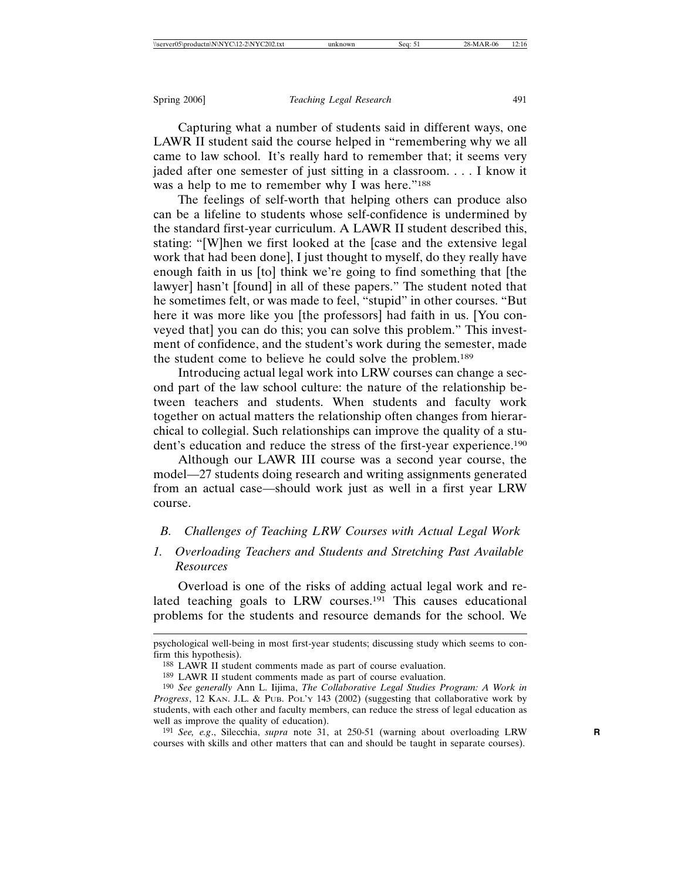Capturing what a number of students said in different ways, one LAWR II student said the course helped in "remembering why we all came to law school. It's really hard to remember that; it seems very jaded after one semester of just sitting in a classroom. . . . I know it was a help to me to remember why I was here."[188]

The feelings of self-worth that helping others can produce also can be a lifeline to students whose self-confidence is undermined by the standard first-year curriculum. A LAWR II student described this, stating: "[W]hen we first looked at the [case and the extensive legal work that had been done], I just thought to myself, do they really have enough faith in us [to] think we're going to find something that [the lawyer] hasn't [found] in all of these papers." The student noted that he sometimes felt, or was made to feel, "stupid" in other courses. "But here it was more like you [the professors] had faith in us. [You conveyed that] you can do this; you can solve this problem." This investment of confidence, and the student's work during the semester, made the student come to believe he could solve the problem.[189]

Introducing actual legal work into LRW courses can change a second part of the law school culture: the nature of the relationship between teachers and students. When students and faculty work together on actual matters the relationship often changes from hierarchical to collegial. Such relationships can improve the quality of a student's education and reduce the stress of the first-year experience.[190]

Although our LAWR III course was a second year course, the model—27 students doing research and writing assignments generated from an actual case—should work just as well in a first year LRW course.

### *B. Challenges of Teaching LRW Courses with Actual Legal Work*

#### *1. Overloading Teachers and Students and Stretching Past Available Resources*

Overload is one of the risks of adding actual legal work and related teaching goals to LRW courses.[191] This causes educational problems for the students and resource demands for the school. We

---

psychological well-being in most first-year students; discussing study which seems to confirm this hypothesis).

[188] LAWR II student comments made as part of course evaluation.

[189] LAWR II student comments made as part of course evaluation.

[190] *See generally* Ann L. Iijima, *The Collaborative Legal Studies Program: A Work in Progress*, 12 KAN. J.L. & PUB. POL'Y 143 (2002) (suggesting that collaborative work by students, with each other and faculty members, can reduce the stress of legal education as well as improve the quality of education).

[191] *See, e.g.*, Silecchia, *supra* note 31, at 250-51 (warning about overloading LRW courses with skills and other matters that can and should be taught in separate courses).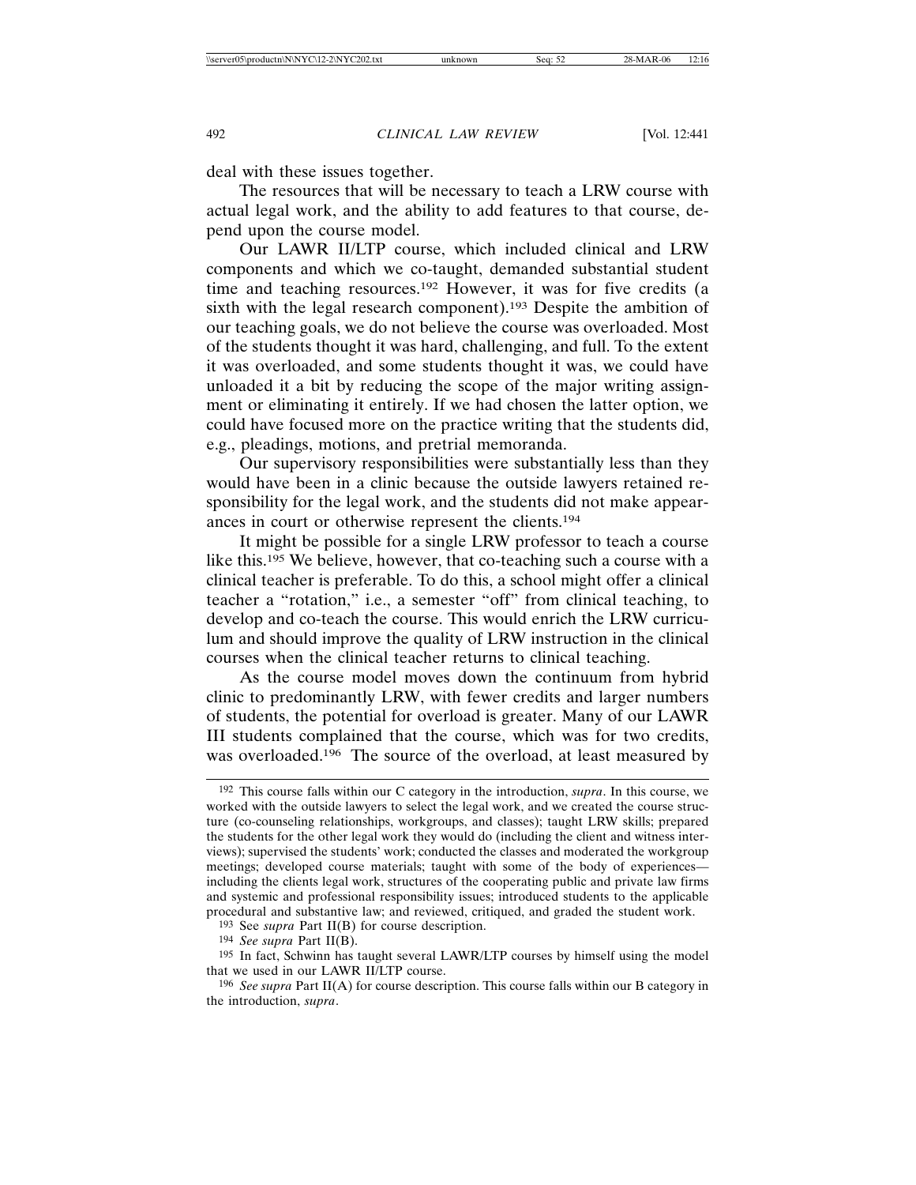deal with these issues together.

The resources that will be necessary to teach a LRW course with actual legal work, and the ability to add features to that course, depend upon the course model.

Our LAWR II/LTP course, which included clinical and LRW components and which we co-taught, demanded substantial student time and teaching resources.[192] However, it was for five credits (a sixth with the legal research component).[193] Despite the ambition of our teaching goals, we do not believe the course was overloaded. Most of the students thought it was hard, challenging, and full. To the extent it was overloaded, and some students thought it was, we could have unloaded it a bit by reducing the scope of the major writing assignment or eliminating it entirely. If we had chosen the latter option, we could have focused more on the practice writing that the students did, e.g., pleadings, motions, and pretrial memoranda.

Our supervisory responsibilities were substantially less than they would have been in a clinic because the outside lawyers retained responsibility for the legal work, and the students did not make appearances in court or otherwise represent the clients.[194]

It might be possible for a single LRW professor to teach a course like this.[195] We believe, however, that co-teaching such a course with a clinical teacher is preferable. To do this, a school might offer a clinical teacher a "rotation," i.e., a semester "off" from clinical teaching, to develop and co-teach the course. This would enrich the LRW curriculum and should improve the quality of LRW instruction in the clinical courses when the clinical teacher returns to clinical teaching.

As the course model moves down the continuum from hybrid clinic to predominantly LRW, with fewer credits and larger numbers of students, the potential for overload is greater. Many of our LAWR III students complained that the course, which was for two credits, was overloaded.[196] The source of the overload, at least measured by

---

[192] This course falls within our C category in the introduction, *supra*. In this course, we worked with the outside lawyers to select the legal work, and we created the course structure (co-counseling relationships, workgroups, and classes); taught LRW skills; prepared the students for the other legal work they would do (including the client and witness interviews); supervised the students' work; conducted the classes and moderated the workgroup meetings; developed course materials; taught with some of the body of experiences—including the clients legal work, structures of the cooperating public and private law firms and systemic and professional responsibility issues; introduced students to the applicable procedural and substantive law; and reviewed, critiqued, and graded the student work.

[193] See *supra* Part II(B) for course description.

[194] *See supra* Part II(B).

[195] In fact, Schwinn has taught several LAWR/LTP courses by himself using the model that we used in our LAWR II/LTP course.

[196] *See supra* Part II(A) for course description. This course falls within our B category in the introduction, *supra*.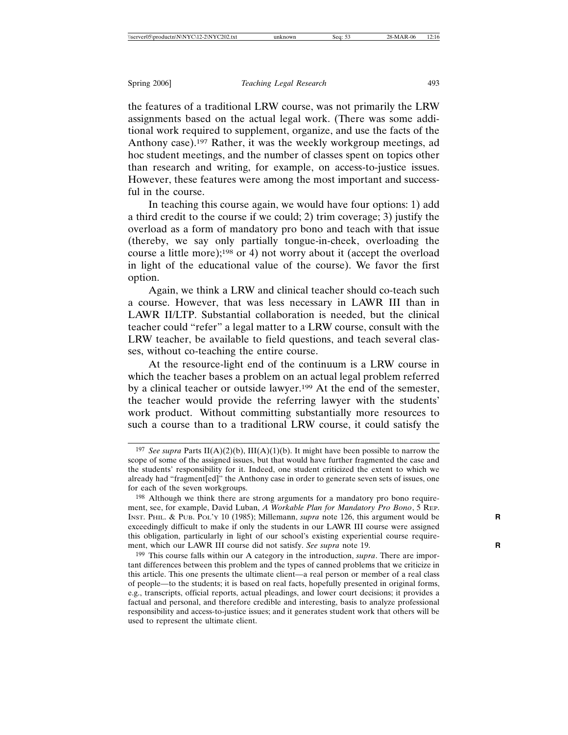the features of a traditional LRW course, was not primarily the LRW assignments based on the actual legal work. (There was some additional work required to supplement, organize, and use the facts of the Anthony case).[197] Rather, it was the weekly workgroup meetings, ad hoc student meetings, and the number of classes spent on topics other than research and writing, for example, on access-to-justice issues. However, these features were among the most important and successful in the course.

In teaching this course again, we would have four options: 1) add a third credit to the course if we could; 2) trim coverage; 3) justify the overload as a form of mandatory pro bono and teach with that issue (thereby, we say only partially tongue-in-cheek, overloading the course a little more);[198] or 4) not worry about it (accept the overload in light of the educational value of the course). We favor the first option.

Again, we think a LRW and clinical teacher should co-teach such a course. However, that was less necessary in LAWR III than in LAWR II/LTP. Substantial collaboration is needed, but the clinical teacher could "refer" a legal matter to a LRW course, consult with the LRW teacher, be available to field questions, and teach several classes, without co-teaching the entire course.

At the resource-light end of the continuum is a LRW course in which the teacher bases a problem on an actual legal problem referred by a clinical teacher or outside lawyer.[199] At the end of the semester, the teacher would provide the referring lawyer with the students' work product. Without committing substantially more resources to such a course than to a traditional LRW course, it could satisfy the

---

[197] *See supra* Parts II(A)(2)(b), III(A)(1)(b). It might have been possible to narrow the scope of some of the assigned issues, but that would have further fragmented the case and the students' responsibility for it. Indeed, one student criticized the extent to which we already had "fragment[ed]" the Anthony case in order to generate seven sets of issues, one for each of the seven workgroups.

[198] Although we think there are strong arguments for a mandatory pro bono requirement, see, for example, David Luban, *A Workable Plan for Mandatory Pro Bono*, 5 REP. INST. PHIL. & PUB. POL'Y 10 (1985); Millemann, *supra* note 126, this argument would be exceedingly difficult to make if only the students in our LAWR III course were assigned this obligation, particularly in light of our school's existing experiential course requirement, which our LAWR III course did not satisfy. *See supra* note 19.

[199] This course falls within our A category in the introduction, *supra*. There are important differences between this problem and the types of canned problems that we criticize in this article. This one presents the ultimate client—a real person or member of a real class of people—to the students; it is based on real facts, hopefully presented in original forms, e.g., transcripts, official reports, actual pleadings, and lower court decisions; it provides a factual and personal, and therefore credible and interesting, basis to analyze professional responsibility and access-to-justice issues; and it generates student work that others will be used to represent the ultimate client.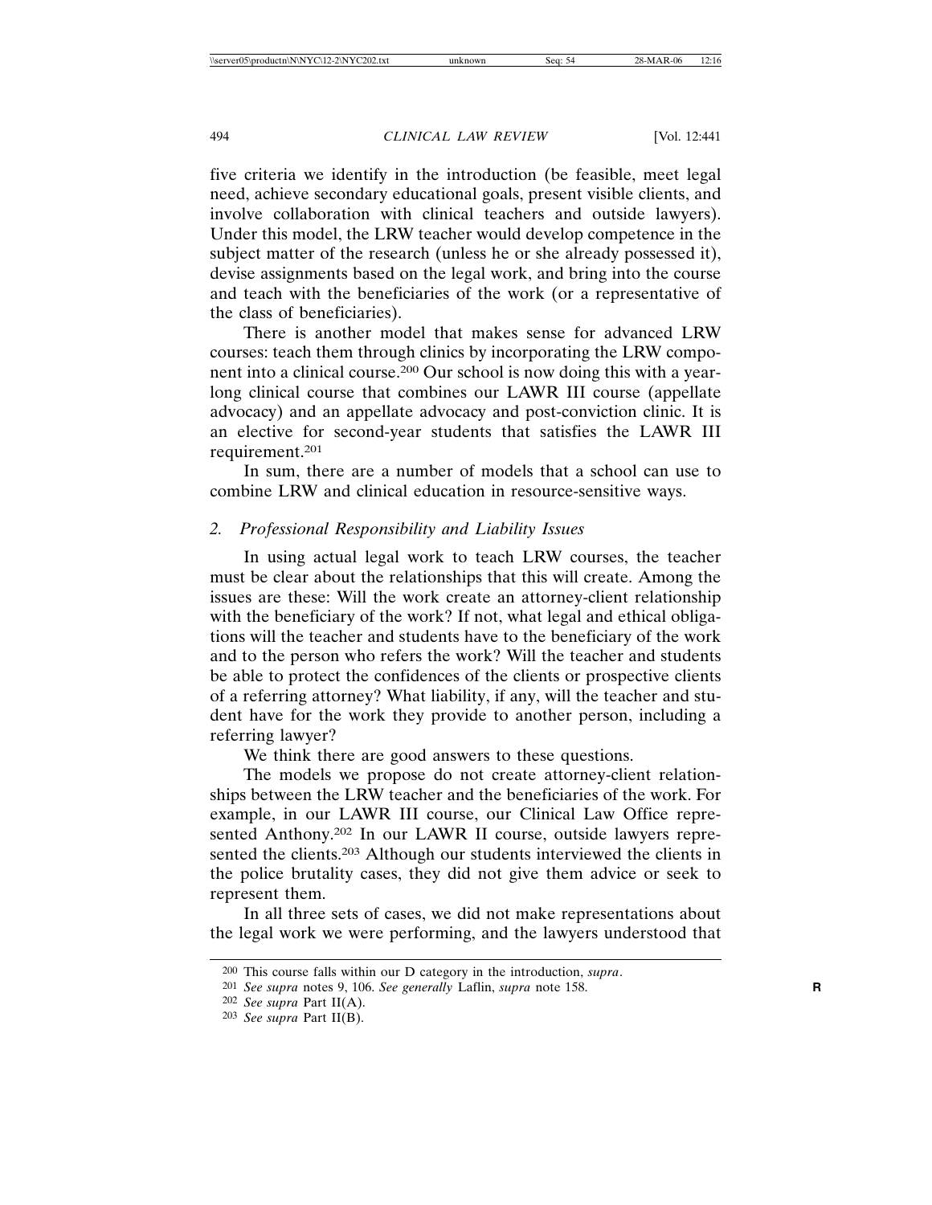five criteria we identify in the introduction (be feasible, meet legal need, achieve secondary educational goals, present visible clients, and involve collaboration with clinical teachers and outside lawyers). Under this model, the LRW teacher would develop competence in the subject matter of the research (unless he or she already possessed it), devise assignments based on the legal work, and bring into the course and teach with the beneficiaries of the work (or a representative of the class of beneficiaries).

There is another model that makes sense for advanced LRW courses: teach them through clinics by incorporating the LRW component into a clinical course.[200] Our school is now doing this with a year-long clinical course that combines our LAWR III course (appellate advocacy) and an appellate advocacy and post-conviction clinic. It is an elective for second-year students that satisfies the LAWR III requirement.[201]

In sum, there are a number of models that a school can use to combine LRW and clinical education in resource-sensitive ways.

### 2. *Professional Responsibility and Liability Issues*

In using actual legal work to teach LRW courses, the teacher must be clear about the relationships that this will create. Among the issues are these: Will the work create an attorney-client relationship with the beneficiary of the work? If not, what legal and ethical obligations will the teacher and students have to the beneficiary of the work and to the person who refers the work? Will the teacher and students be able to protect the confidences of the clients or prospective clients of a referring attorney? What liability, if any, will the teacher and student have for the work they provide to another person, including a referring lawyer?

We think there are good answers to these questions.

The models we propose do not create attorney-client relationships between the LRW teacher and the beneficiaries of the work. For example, in our LAWR III course, our Clinical Law Office represented Anthony.[202] In our LAWR II course, outside lawyers represented the clients.[203] Although our students interviewed the clients in the police brutality cases, they did not give them advice or seek to represent them.

In all three sets of cases, we did not make representations about the legal work we were performing, and the lawyers understood that

---

200 This course falls within our D category in the introduction, *supra*.

201 *See supra* notes 9, 106. *See generally* Laflin, *supra* note 158.

202 *See supra* Part II(A).

203 *See supra* Part II(B).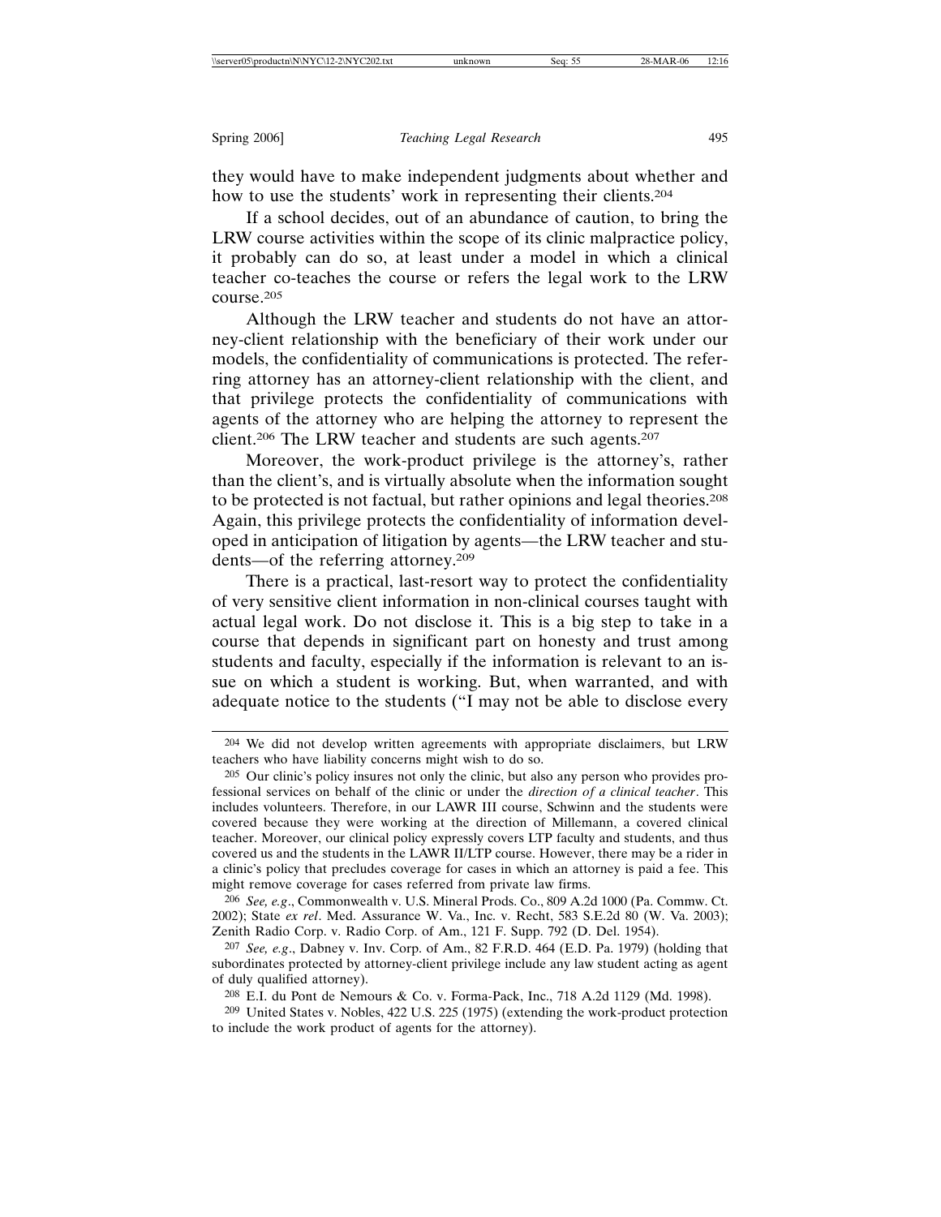they would have to make independent judgments about whether and how to use the students' work in representing their clients.[204]

If a school decides, out of an abundance of caution, to bring the LRW course activities within the scope of its clinic malpractice policy, it probably can do so, at least under a model in which a clinical teacher co-teaches the course or refers the legal work to the LRW course.[205]

Although the LRW teacher and students do not have an attorney-client relationship with the beneficiary of their work under our models, the confidentiality of communications is protected. The referring attorney has an attorney-client relationship with the client, and that privilege protects the confidentiality of communications with agents of the attorney who are helping the attorney to represent the client.[206] The LRW teacher and students are such agents.[207]

Moreover, the work-product privilege is the attorney's, rather than the client's, and is virtually absolute when the information sought to be protected is not factual, but rather opinions and legal theories.[208] Again, this privilege protects the confidentiality of information developed in anticipation of litigation by agents—the LRW teacher and students—of the referring attorney.[209]

There is a practical, last-resort way to protect the confidentiality of very sensitive client information in non-clinical courses taught with actual legal work. Do not disclose it. This is a big step to take in a course that depends in significant part on honesty and trust among students and faculty, especially if the information is relevant to an issue on which a student is working. But, when warranted, and with adequate notice to the students ("I may not be able to disclose every

---

[204] We did not develop written agreements with appropriate disclaimers, but LRW teachers who have liability concerns might wish to do so.

[205] Our clinic's policy insures not only the clinic, but also any person who provides professional services on behalf of the clinic or under the *direction of a clinical teacher*. This includes volunteers. Therefore, in our LAWR III course, Schwinn and the students were covered because they were working at the direction of Millemann, a covered clinical teacher. Moreover, our clinical policy expressly covers LTP faculty and students, and thus covered us and the students in the LAWR II/LTP course. However, there may be a rider in a clinic's policy that precludes coverage for cases in which an attorney is paid a fee. This might remove coverage for cases referred from private law firms.

[206] *See, e.g*., Commonwealth v. U.S. Mineral Prods. Co., 809 A.2d 1000 (Pa. Commw. Ct. 2002); State *ex rel*. Med. Assurance W. Va., Inc. v. Recht, 583 S.E.2d 80 (W. Va. 2003); Zenith Radio Corp. v. Radio Corp. of Am., 121 F. Supp. 792 (D. Del. 1954).

[207] *See, e.g*., Dabney v. Inv. Corp. of Am., 82 F.R.D. 464 (E.D. Pa. 1979) (holding that subordinates protected by attorney-client privilege include any law student acting as agent of duly qualified attorney).

[208] E.I. du Pont de Nemours & Co. v. Forma-Pack, Inc., 718 A.2d 1129 (Md. 1998).

[209] United States v. Nobles, 422 U.S. 225 (1975) (extending the work-product protection to include the work product of agents for the attorney).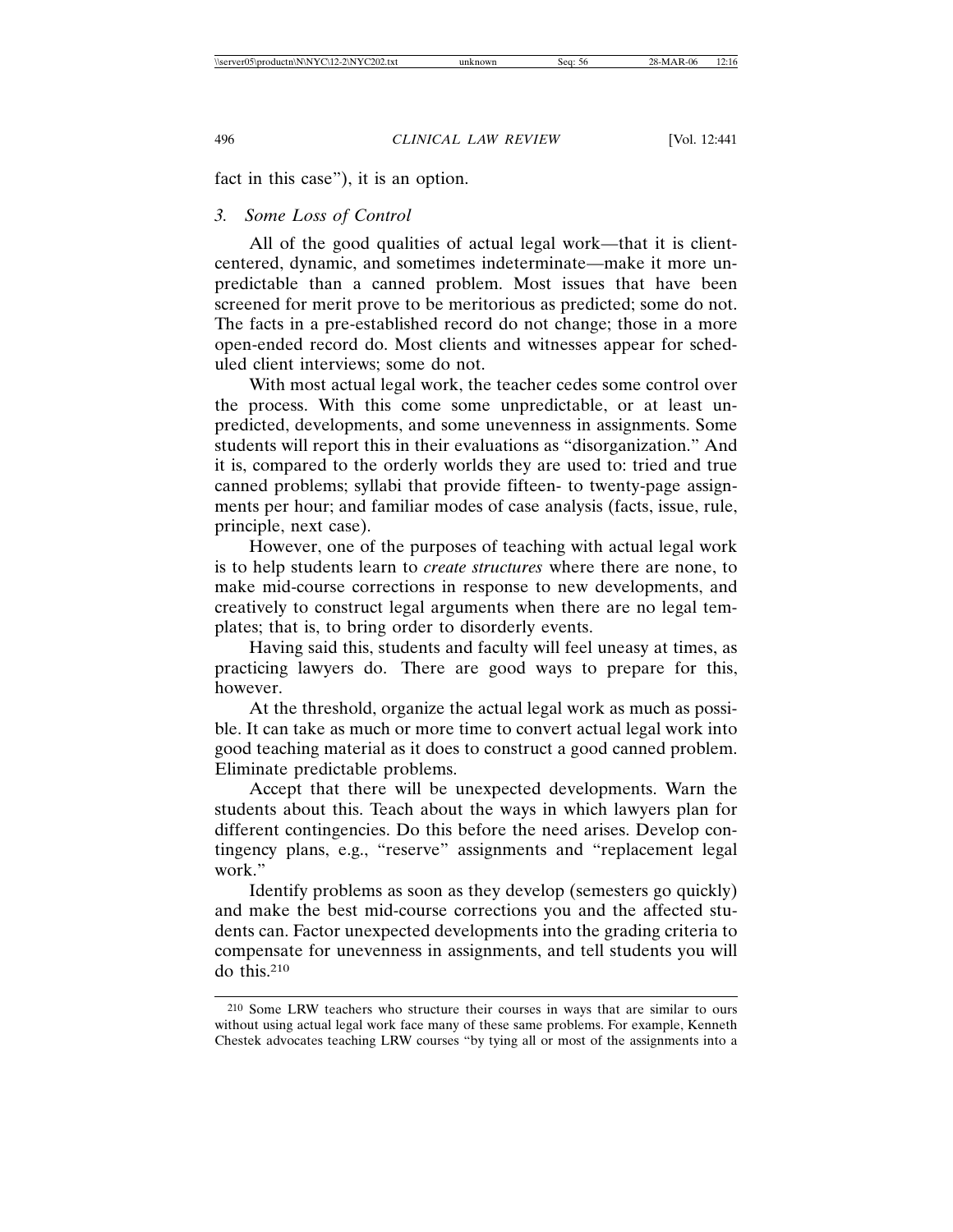fact in this case"), it is an option.

### *3. Some Loss of Control*

All of the good qualities of actual legal work—that it is client-centered, dynamic, and sometimes indeterminate—make it more unpredictable than a canned problem. Most issues that have been screened for merit prove to be meritorious as predicted; some do not. The facts in a pre-established record do not change; those in a more open-ended record do. Most clients and witnesses appear for scheduled client interviews; some do not.

With most actual legal work, the teacher cedes some control over the process. With this come some unpredictable, or at least unpredicted, developments, and some unevenness in assignments. Some students will report this in their evaluations as "disorganization." And it is, compared to the orderly worlds they are used to: tried and true canned problems; syllabi that provide fifteen- to twenty-page assignments per hour; and familiar modes of case analysis (facts, issue, rule, principle, next case).

However, one of the purposes of teaching with actual legal work is to help students learn to *create structures* where there are none, to make mid-course corrections in response to new developments, and creatively to construct legal arguments when there are no legal templates; that is, to bring order to disorderly events.

Having said this, students and faculty will feel uneasy at times, as practicing lawyers do. There are good ways to prepare for this, however.

At the threshold, organize the actual legal work as much as possible. It can take as much or more time to convert actual legal work into good teaching material as it does to construct a good canned problem. Eliminate predictable problems.

Accept that there will be unexpected developments. Warn the students about this. Teach about the ways in which lawyers plan for different contingencies. Do this before the need arises. Develop contingency plans, e.g., "reserve" assignments and "replacement legal work."

Identify problems as soon as they develop (semesters go quickly) and make the best mid-course corrections you and the affected students can. Factor unexpected developments into the grading criteria to compensate for unevenness in assignments, and tell students you will do this.[210]

---

[210] Some LRW teachers who structure their courses in ways that are similar to ours without using actual legal work face many of these same problems. For example, Kenneth Chestek advocates teaching LRW courses "by tying all or most of the assignments into a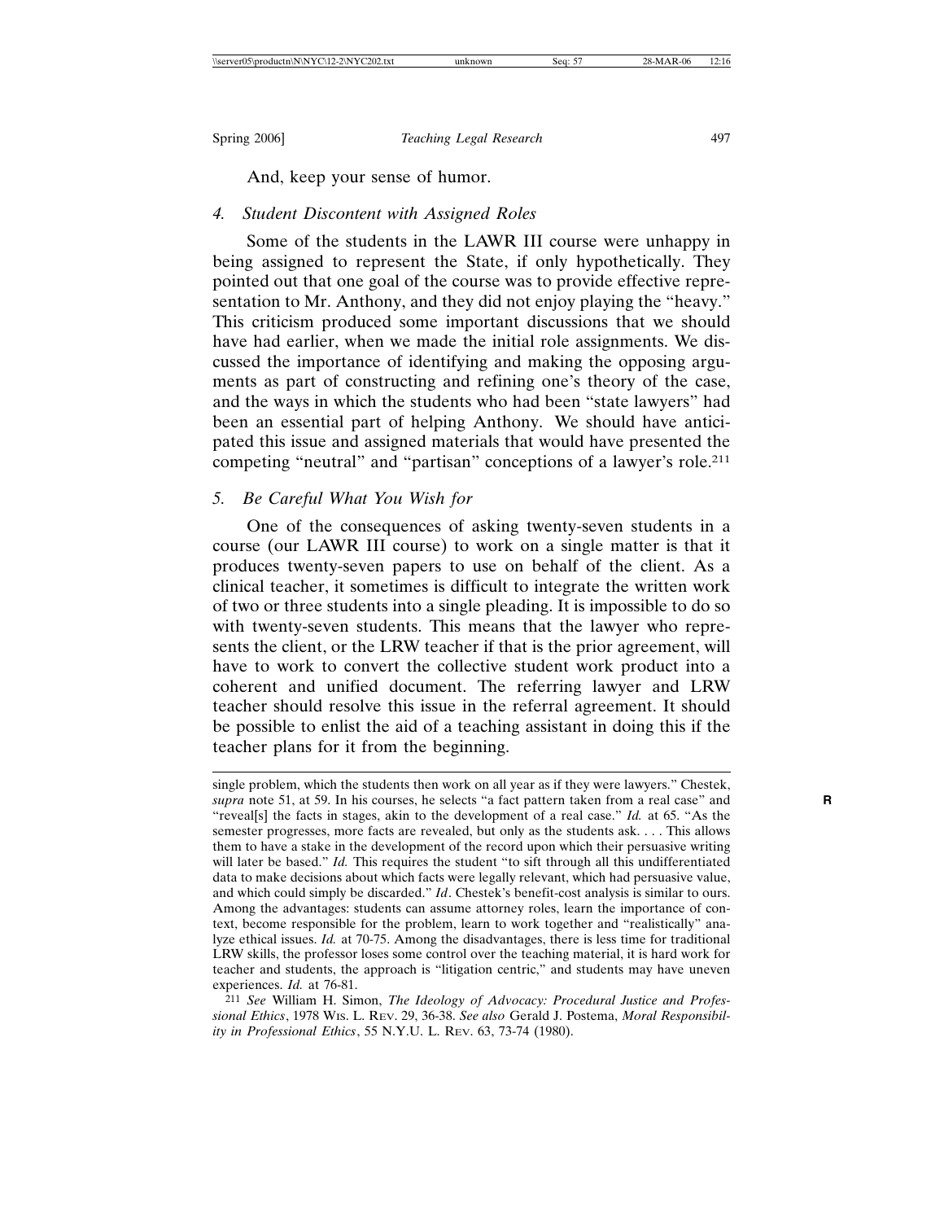And, keep your sense of humor.

### *4. Student Discontent with Assigned Roles*

Some of the students in the LAWR III course were unhappy in being assigned to represent the State, if only hypothetically. They pointed out that one goal of the course was to provide effective representation to Mr. Anthony, and they did not enjoy playing the "heavy." This criticism produced some important discussions that we should have had earlier, when we made the initial role assignments. We discussed the importance of identifying and making the opposing arguments as part of constructing and refining one's theory of the case, and the ways in which the students who had been "state lawyers" had been an essential part of helping Anthony. We should have anticipated this issue and assigned materials that would have presented the competing "neutral" and "partisan" conceptions of a lawyer's role.[211]

### *5. Be Careful What You Wish for*

One of the consequences of asking twenty-seven students in a course (our LAWR III course) to work on a single matter is that it produces twenty-seven papers to use on behalf of the client. As a clinical teacher, it sometimes is difficult to integrate the written work of two or three students into a single pleading. It is impossible to do so with twenty-seven students. This means that the lawyer who represents the client, or the LRW teacher if that is the prior agreement, will have to work to convert the collective student work product into a coherent and unified document. The referring lawyer and LRW teacher should resolve this issue in the referral agreement. It should be possible to enlist the aid of a teaching assistant in doing this if the teacher plans for it from the beginning.

---

single problem, which the students then work on all year as if they were lawyers." Chestek, *supra* note 51, at 59. In his courses, he selects "a fact pattern taken from a real case" and "reveal[s] the facts in stages, akin to the development of a real case." *Id.* at 65. "As the semester progresses, more facts are revealed, but only as the students ask. . . . This allows them to have a stake in the development of the record upon which their persuasive writing will later be based." *Id.* This requires the student "to sift through all this undifferentiated data to make decisions about which facts were legally relevant, which had persuasive value, and which could simply be discarded." *Id*. Chestek's benefit-cost analysis is similar to ours. Among the advantages: students can assume attorney roles, learn the importance of context, become responsible for the problem, learn to work together and "realistically" analyze ethical issues. *Id.* at 70-75. Among the disadvantages, there is less time for traditional LRW skills, the professor loses some control over the teaching material, it is hard work for teacher and students, the approach is "litigation centric," and students may have uneven experiences. *Id.* at 76-81.

[211] *See* William H. Simon, *The Ideology of Advocacy: Procedural Justice and Professional Ethics*, 1978 WIS. L. REV. 29, 36-38. *See also* Gerald J. Postema, *Moral Responsibility in Professional Ethics*, 55 N.Y.U. L. REV. 63, 73-74 (1980).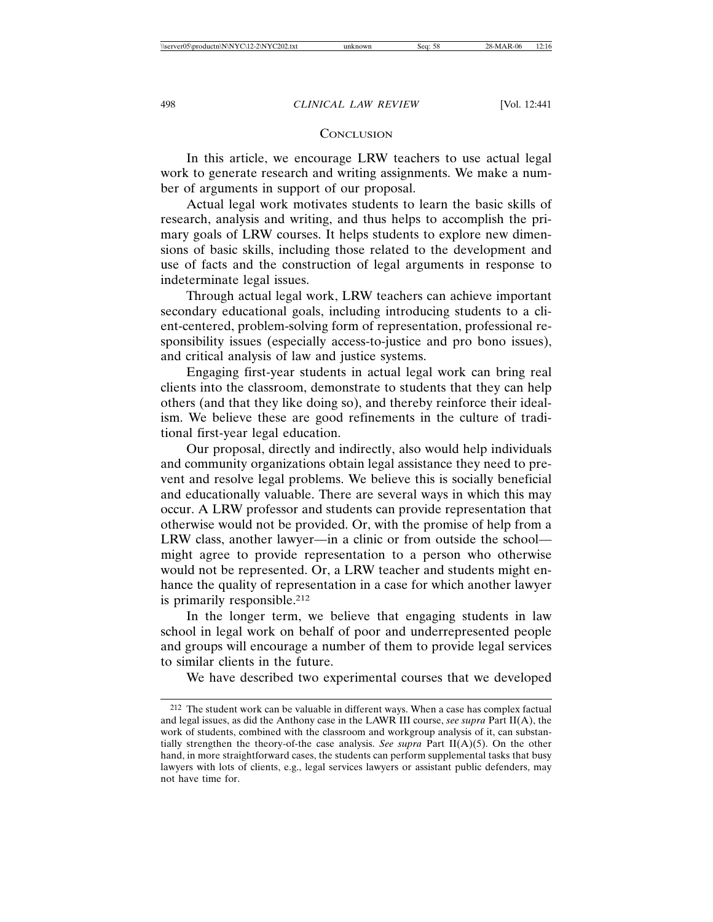## Conclusion

In this article, we encourage LRW teachers to use actual legal work to generate research and writing assignments. We make a number of arguments in support of our proposal.

Actual legal work motivates students to learn the basic skills of research, analysis and writing, and thus helps to accomplish the primary goals of LRW courses. It helps students to explore new dimensions of basic skills, including those related to the development and use of facts and the construction of legal arguments in response to indeterminate legal issues.

Through actual legal work, LRW teachers can achieve important secondary educational goals, including introducing students to a client-centered, problem-solving form of representation, professional responsibility issues (especially access-to-justice and pro bono issues), and critical analysis of law and justice systems.

Engaging first-year students in actual legal work can bring real clients into the classroom, demonstrate to students that they can help others (and that they like doing so), and thereby reinforce their idealism. We believe these are good refinements in the culture of traditional first-year legal education.

Our proposal, directly and indirectly, also would help individuals and community organizations obtain legal assistance they need to prevent and resolve legal problems. We believe this is socially beneficial and educationally valuable. There are several ways in which this may occur. A LRW professor and students can provide representation that otherwise would not be provided. Or, with the promise of help from a LRW class, another lawyer—in a clinic or from outside the school—might agree to provide representation to a person who otherwise would not be represented. Or, a LRW teacher and students might enhance the quality of representation in a case for which another lawyer is primarily responsible.[212]

In the longer term, we believe that engaging students in law school in legal work on behalf of poor and underrepresented people and groups will encourage a number of them to provide legal services to similar clients in the future.

We have described two experimental courses that we developed

---

[212] The student work can be valuable in different ways. When a case has complex factual and legal issues, as did the Anthony case in the LAWR III course, *see supra* Part II(A), the work of students, combined with the classroom and workgroup analysis of it, can substantially strengthen the theory-of-the case analysis. *See supra* Part II(A)(5). On the other hand, in more straightforward cases, the students can perform supplemental tasks that busy lawyers with lots of clients, e.g., legal services lawyers or assistant public defenders, may not have time for.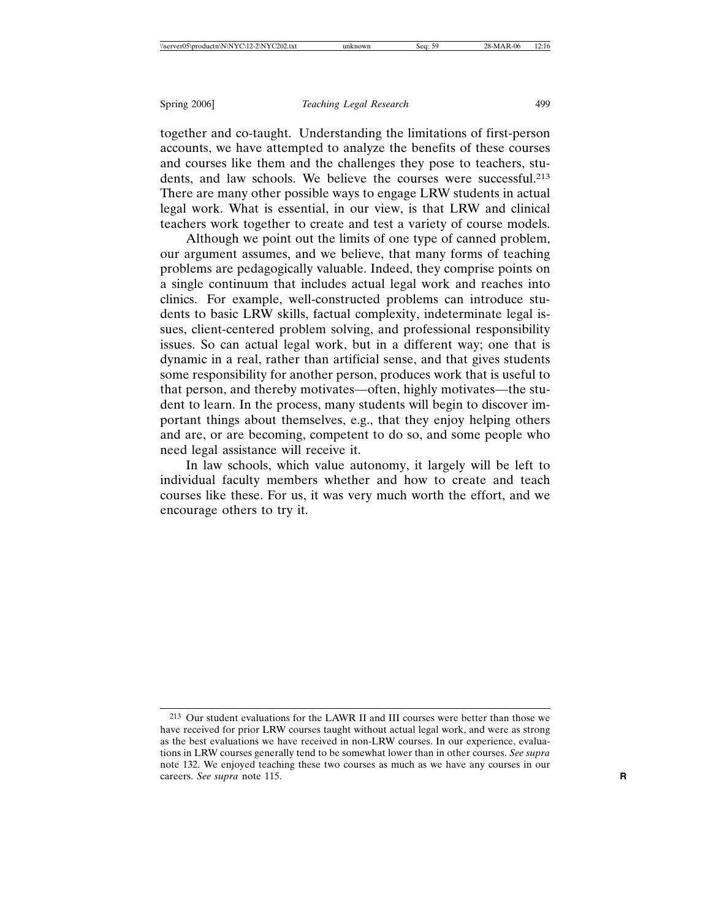together and co-taught. Understanding the limitations of first-person accounts, we have attempted to analyze the benefits of these courses and courses like them and the challenges they pose to teachers, students, and law schools. We believe the courses were successful.[213] There are many other possible ways to engage LRW students in actual legal work. What is essential, in our view, is that LRW and clinical teachers work together to create and test a variety of course models.

Although we point out the limits of one type of canned problem, our argument assumes, and we believe, that many forms of teaching problems are pedagogically valuable. Indeed, they comprise points on a single continuum that includes actual legal work and reaches into clinics. For example, well-constructed problems can introduce students to basic LRW skills, factual complexity, indeterminate legal issues, client-centered problem solving, and professional responsibility issues. So can actual legal work, but in a different way; one that is dynamic in a real, rather than artificial sense, and that gives students some responsibility for another person, produces work that is useful to that person, and thereby motivates—often, highly motivates—the student to learn. In the process, many students will begin to discover important things about themselves, e.g., that they enjoy helping others and are, or are becoming, competent to do so, and some people who need legal assistance will receive it.

In law schools, which value autonomy, it largely will be left to individual faculty members whether and how to create and teach courses like these. For us, it was very much worth the effort, and we encourage others to try it.

---

[213] Our student evaluations for the LAWR II and III courses were better than those we have received for prior LRW courses taught without actual legal work, and were as strong as the best evaluations we have received in non-LRW courses. In our experience, evaluations in LRW courses generally tend to be somewhat lower than in other courses. *See supra* note 132. We enjoyed teaching these two courses as much as we have any courses in our careers. *See supra* note 115.